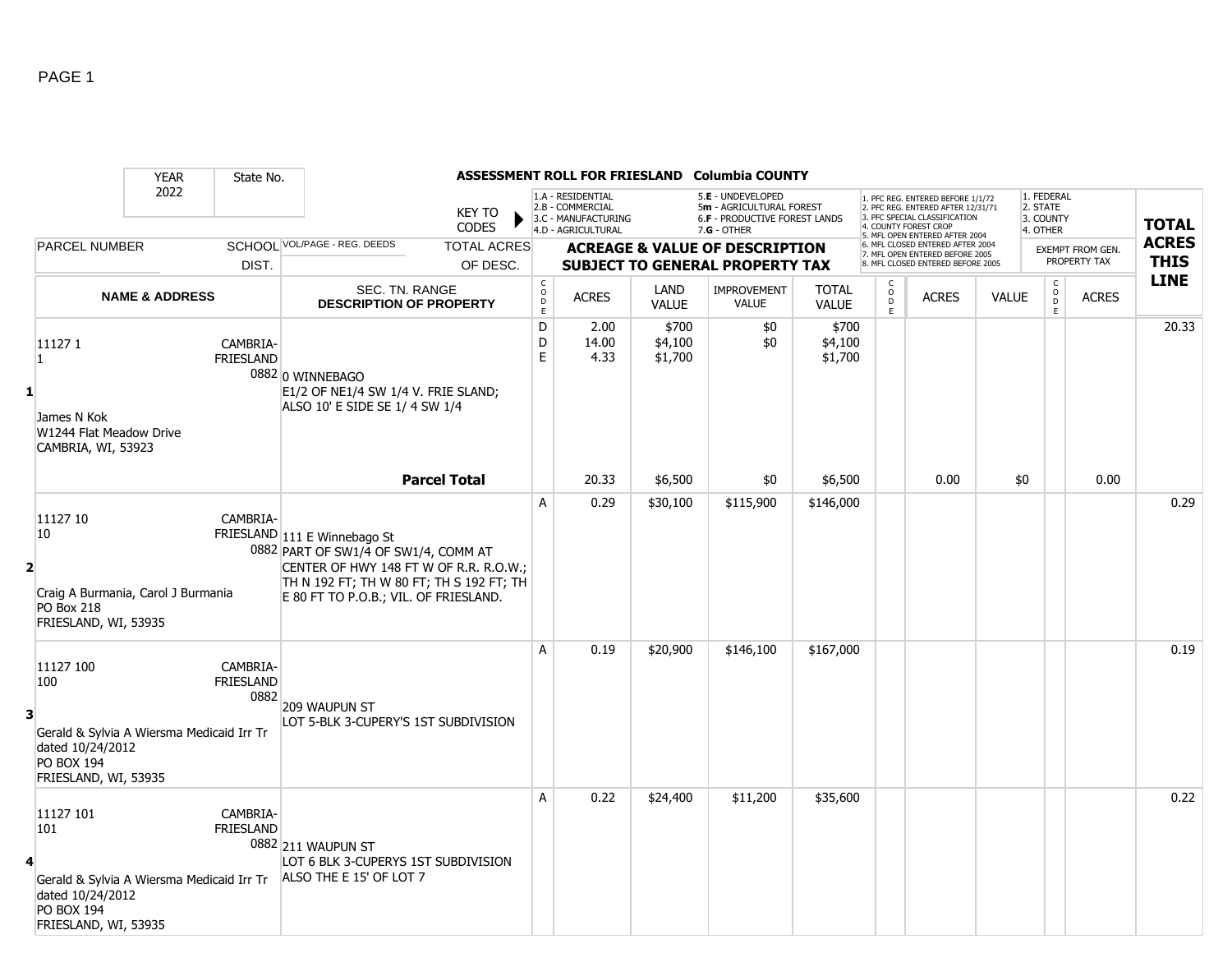PAGE 1

# ASSESSMENT ROLL FOR FRIESLAND Columbia COUNTY

YEAR: 2022 | State No.

KEY TO CODES:
- 1.A - RESIDENTIAL
- 2.B - COMMERCIAL
- 3.C - MANUFACTURING
- 4.D - AGRICULTURAL
- 5.E - UNDEVELOPED
- 5m - AGRICULTURAL FOREST
- 6.F - PRODUCTIVE FOREST LANDS
- 7.G - OTHER

PFC/MFL CODES:
1. PFC REG. ENTERED BEFORE 1/1/72
2. PFC REG. ENTERED AFTER 12/31/71
3. PFC SPECIAL CLASSIFICATION
4. COUNTY FOREST CROP
5. MFL OPEN ENTERED AFTER 2004
6. MFL CLOSED ENTERED AFTER 2004
7. MFL OPEN ENTERED BEFORE 2005
8. MFL CLOSED ENTERED BEFORE 2005

EXEMPT FROM GEN. PROPERTY TAX:
1. FEDERAL
2. STATE
3. COUNTY
4. OTHER

| Line | Parcel Number / Name & Address | School Dist. | Vol/Page - Reg. Deeds / Sec. Tn. Range / Description of Property | Code | Acres | Land Value | Improvement Value | Total Value | Code | Acres | Value | Code | Acres | Total Acres This Line |
|---|---|---|---|---|---|---|---|---|---|---|---|---|---|---|
| 1 | 11127 1<br>1<br>James N Kok<br>W1244 Flat Meadow Drive<br>CAMBRIA, WI, 53923 | CAMBRIA-FRIESLAND 0882 | 0 WINNEBAGO<br>E1/2 OF NE1/4 SW 1/4 V. FRIE SLAND; ALSO 10' E SIDE SE 1/ 4 SW 1/4 | D | 2.00 | $700 | $0 | $700 | | | | | | 20.33 |
| | | | | D | 14.00 | $4,100 | $0 | $4,100 | | | | | | |
| | | | | E | 4.33 | $1,700 | | $1,700 | | | | | | |
| | | | **Parcel Total** | | 20.33 | $6,500 | $0 | $6,500 | | 0.00 | $0 | | 0.00 | |
| 2 | 11127 10<br>10<br>Craig A Burmania, Carol J Burmania<br>PO Box 218<br>FRIESLAND, WI, 53935 | CAMBRIA-FRIESLAND 0882 | 111 E Winnebago St<br>PART OF SW1/4 OF SW1/4, COMM AT CENTER OF HWY 148 FT W OF R.R. R.O.W.; TH N 192 FT; TH W 80 FT; TH S 192 FT; TH E 80 FT TO P.O.B.; VIL. OF FRIESLAND. | A | 0.29 | $30,100 | $115,900 | $146,000 | | | | | | 0.29 |
| 3 | 11127 100<br>100<br>Gerald & Sylvia A Wiersma Medicaid Irr Tr dated 10/24/2012<br>PO BOX 194<br>FRIESLAND, WI, 53935 | CAMBRIA-FRIESLAND 0882 | 209 WAUPUN ST<br>LOT 5-BLK 3-CUPERY'S 1ST SUBDIVISION | A | 0.19 | $20,900 | $146,100 | $167,000 | | | | | | 0.19 |
| 4 | 11127 101<br>101<br>Gerald & Sylvia A Wiersma Medicaid Irr Tr dated 10/24/2012<br>PO BOX 194<br>FRIESLAND, WI, 53935 | CAMBRIA-FRIESLAND 0882 | 211 WAUPUN ST<br>LOT 6 BLK 3-CUPERYS 1ST SUBDIVISION ALSO THE E 15' OF LOT 7 | A | 0.22 | $24,400 | $11,200 | $35,600 | | | | | | 0.22 |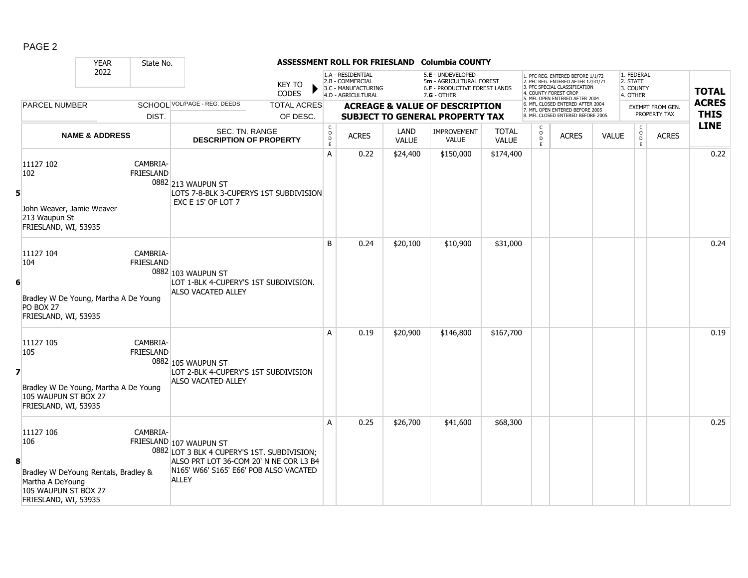PAGE 2

**ASSESSMENT ROLL FOR FRIESLAND Columbia COUNTY**

YEAR 2022 | State No.

KEY TO CODES: 1.A - RESIDENTIAL, 2.B - COMMERCIAL, 3.C - MANUFACTURING, 4.D - AGRICULTURAL, 5.E - UNDEVELOPED, 5m - AGRICULTURAL FOREST, 6.F - PRODUCTIVE FOREST LANDS, 7.G - OTHER

1. PFC REG. ENTERED BEFORE 1/1/72, 2. PFC REG. ENTERED AFTER 12/31/71, 3. PFC SPECIAL CLASSIFICATION, 4. COUNTY FOREST CROP, 5. MFL OPEN ENTERED AFTER 2004, 6. MFL CLOSED ENTERED AFTER 2004, 7. MFL OPEN ENTERED BEFORE 2005, 8. MFL CLOSED ENTERED BEFORE 2005

1. FEDERAL, 2. STATE, 3. COUNTY, 4. OTHER

| LINE | PARCEL NUMBER / NAME & ADDRESS | SCHOOL DIST. | VOL/PAGE - REG. DEEDS / SEC. TN. RANGE / DESCRIPTION OF PROPERTY | TOTAL ACRES OF DESC. | CODE | ACRES | LAND VALUE | IMPROVEMENT VALUE | TOTAL VALUE | CODE | ACRES | VALUE | CODE | ACRES (EXEMPT FROM GEN. PROPERTY TAX) | TOTAL ACRES THIS LINE |
|---|---|---|---|---|---|---|---|---|---|---|---|---|---|---|---|
| 5 | 11127 102<br>102<br>John Weaver, Jamie Weaver<br>213 Waupun St<br>FRIESLAND, WI, 53935 | CAMBRIA-FRIESLAND 0882 | 213 WAUPUN ST<br>LOTS 7-8-BLK 3-CUPERYS 1ST SUBDIVISION EXC E 15' OF LOT 7 | | A | 0.22 | $24,400 | $150,000 | $174,400 | | | | | | 0.22 |
| 6 | 11127 104<br>104<br>Bradley W De Young, Martha A De Young<br>PO BOX 27<br>FRIESLAND, WI, 53935 | CAMBRIA-FRIESLAND 0882 | 103 WAUPUN ST<br>LOT 1-BLK 4-CUPERY'S 1ST SUBDIVISION. ALSO VACATED ALLEY | | B | 0.24 | $20,100 | $10,900 | $31,000 | | | | | | 0.24 |
| 7 | 11127 105<br>105<br>Bradley W De Young, Martha A De Young<br>105 WAUPUN ST BOX 27<br>FRIESLAND, WI, 53935 | CAMBRIA-FRIESLAND 0882 | 105 WAUPUN ST<br>LOT 2-BLK 4-CUPERY'S 1ST SUBDIVISION ALSO VACATED ALLEY | | A | 0.19 | $20,900 | $146,800 | $167,700 | | | | | | 0.19 |
| 8 | 11127 106<br>106<br>Bradley W DeYoung Rentals, Bradley & Martha A DeYoung<br>105 WAUPUN ST BOX 27<br>FRIESLAND, WI, 53935 | CAMBRIA-FRIESLAND 0882 | 107 WAUPUN ST<br>LOT 3 BLK 4 CUPERY'S 1ST. SUBDIVISION; ALSO PRT LOT 36-COM 20' N NE COR L3 B4 N165' W66' S165' E66' POB ALSO VACATED ALLEY | | A | 0.25 | $26,700 | $41,600 | $68,300 | | | | | | 0.25 |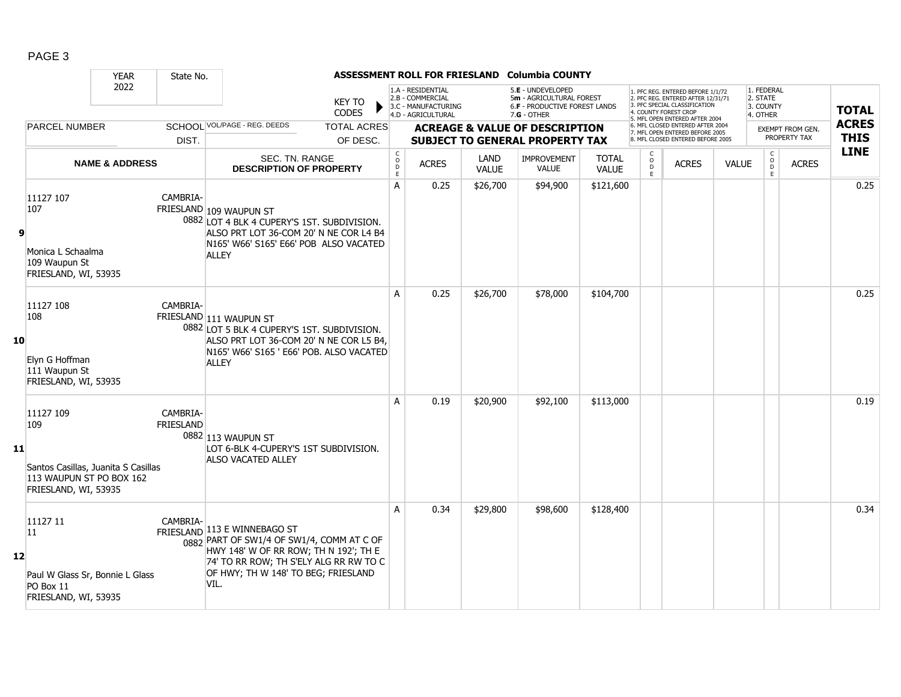PAGE 3

**ASSESSMENT ROLL FOR FRIESLAND Columbia COUNTY**

YEAR 2022 | State No.

KEY TO CODES: 1.A - RESIDENTIAL, 2.B - COMMERCIAL, 3.C - MANUFACTURING, 4.D - AGRICULTURAL, 5.E - UNDEVELOPED, 5m - AGRICULTURAL FOREST, 6.F - PRODUCTIVE FOREST LANDS, 7.G - OTHER

1. PFC REG. ENTERED BEFORE 1/1/72, 2. PFC REG. ENTERED AFTER 12/31/71, 3. PFC SPECIAL CLASSIFICATION, 4. COUNTY FOREST CROP, 5. MFL OPEN ENTERED AFTER 2004, 6. MFL CLOSED ENTERED AFTER 2004, 7. MFL OPEN ENTERED BEFORE 2005, 8. MFL CLOSED ENTERED BEFORE 2005

1. FEDERAL, 2. STATE, 3. COUNTY, 4. OTHER

| LINE | PARCEL NUMBER / NAME & ADDRESS | SCHOOL DIST. | VOL/PAGE - REG. DEEDS / SEC. TN. RANGE / DESCRIPTION OF PROPERTY | CODE | ACRES | LAND VALUE | IMPROVEMENT VALUE | TOTAL VALUE | CODE | ACRES | VALUE | CODE | EXEMPT ACRES | TOTAL ACRES THIS LINE |
|---|---|---|---|---|---|---|---|---|---|---|---|---|---|---|
| 9 | 11127 107<br>107<br>Monica L Schaalma<br>109 Waupun St<br>FRIESLAND, WI, 53935 | CAMBRIA-FRIESLAND 0882 | 109 WAUPUN ST<br>LOT 4 BLK 4 CUPERY'S 1ST. SUBDIVISION. ALSO PRT LOT 36-COM 20' N NE COR L4 B4 N165' W66' S165' E66' POB ALSO VACATED ALLEY | A | 0.25 | $26,700 | $94,900 | $121,600 | | | | | | 0.25 |
| 10 | 11127 108<br>108<br>Elyn G Hoffman<br>111 Waupun St<br>FRIESLAND, WI, 53935 | CAMBRIA-FRIESLAND 0882 | 111 WAUPUN ST<br>LOT 5 BLK 4 CUPERY'S 1ST. SUBDIVISION. ALSO PRT LOT 36-COM 20' N NE COR L5 B4, N165' W66' S165 ' E66' POB. ALSO VACATED ALLEY | A | 0.25 | $26,700 | $78,000 | $104,700 | | | | | | 0.25 |
| 11 | 11127 109<br>109<br>Santos Casillas, Juanita S Casillas<br>113 WAUPUN ST PO BOX 162<br>FRIESLAND, WI, 53935 | CAMBRIA-FRIESLAND 0882 | 113 WAUPUN ST<br>LOT 6-BLK 4-CUPERY'S 1ST SUBDIVISION. ALSO VACATED ALLEY | A | 0.19 | $20,900 | $92,100 | $113,000 | | | | | | 0.19 |
| 12 | 11127 11<br>11<br>Paul W Glass Sr, Bonnie L Glass<br>PO Box 11<br>FRIESLAND, WI, 53935 | CAMBRIA-FRIESLAND 0882 | 113 E WINNEBAGO ST<br>PART OF SW1/4 OF SW1/4, COMM AT C OF HWY 148' W OF RR ROW; TH N 192'; TH E 74' TO RR ROW; TH S'ELY ALG RR RW TO C OF HWY; TH W 148' TO BEG; FRIESLAND VIL. | A | 0.34 | $29,800 | $98,600 | $128,400 | | | | | | 0.34 |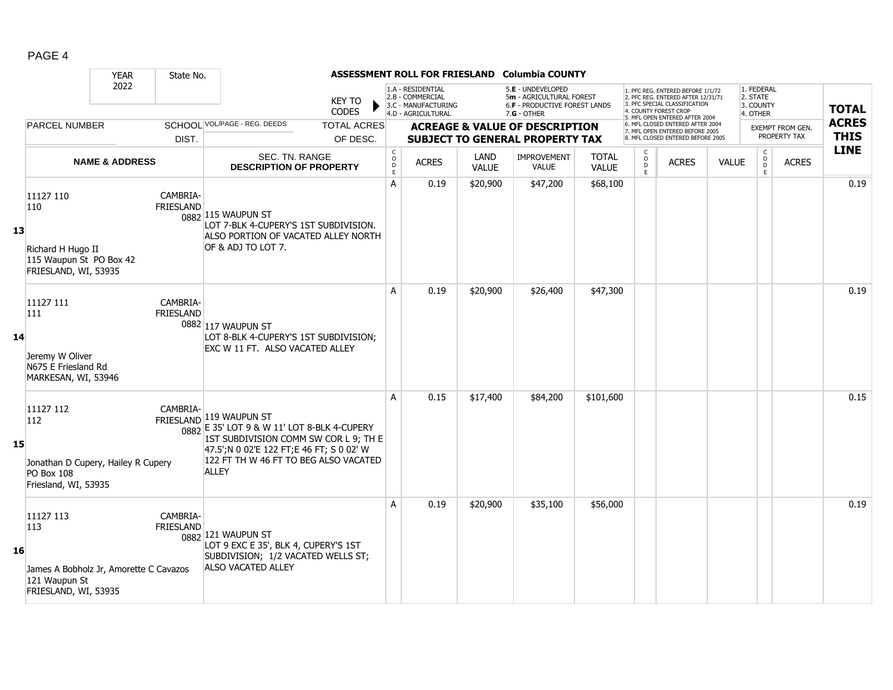**ASSESSMENT ROLL FOR FRIESLAND Columbia COUNTY**

YEAR 2022 | State No.

KEY TO CODES: 1.A - RESIDENTIAL, 2.B - COMMERCIAL, 3.C - MANUFACTURING, 4.D - AGRICULTURAL, 5.E - UNDEVELOPED, 5m - AGRICULTURAL FOREST, 6.F - PRODUCTIVE FOREST LANDS, 7.G - OTHER

1. PFC REG. ENTERED BEFORE 1/1/72, 2. PFC REG. ENTERED AFTER 12/31/71, 3. PFC SPECIAL CLASSIFICATION, 4. COUNTY FOREST CROP, 5. MFL OPEN ENTERED AFTER 2004, 6. MFL CLOSED ENTERED AFTER 2004, 7. MFL OPEN ENTERED BEFORE 2005, 8. MFL CLOSED ENTERED BEFORE 2005

1. FEDERAL, 2. STATE, 3. COUNTY, 4. OTHER

| LINE | PARCEL NUMBER / NAME & ADDRESS | SCHOOL DIST. | VOL/PAGE - REG. DEEDS / SEC. TN. RANGE / DESCRIPTION OF PROPERTY | TOTAL ACRES OF DESC. | CODE | ACRES | LAND VALUE | IMPROVEMENT VALUE | TOTAL VALUE | CODE | ACRES | VALUE | CODE | EXEMPT ACRES | TOTAL ACRES THIS LINE |
|---|---|---|---|---|---|---|---|---|---|---|---|---|---|---|---|
| 13 | 11127 110<br>110<br>Richard H Hugo II<br>115 Waupun St PO Box 42<br>FRIESLAND, WI, 53935 | CAMBRIA-FRIESLAND 0882 | 115 WAUPUN ST<br>LOT 7-BLK 4-CUPERY'S 1ST SUBDIVISION. ALSO PORTION OF VACATED ALLEY NORTH OF & ADJ TO LOT 7. | | A | 0.19 | $20,900 | $47,200 | $68,100 | | | | | | 0.19 |
| 14 | 11127 111<br>111<br>Jeremy W Oliver<br>N675 E Friesland Rd<br>MARKESAN, WI, 53946 | CAMBRIA-FRIESLAND 0882 | 117 WAUPUN ST<br>LOT 8-BLK 4-CUPERY'S 1ST SUBDIVISION; EXC W 11 FT. ALSO VACATED ALLEY | | A | 0.19 | $20,900 | $26,400 | $47,300 | | | | | | 0.19 |
| 15 | 11127 112<br>112<br>Jonathan D Cupery, Hailey R Cupery<br>PO Box 108<br>Friesland, WI, 53935 | CAMBRIA-FRIESLAND 0882 | 119 WAUPUN ST<br>E 35' LOT 9 & W 11' LOT 8-BLK 4-CUPERY 1ST SUBDIVISION COMM SW COR L 9; TH E 47.5';N 0 02'E 122 FT;E 46 FT; S 0 02' W 122 FT TH W 46 FT TO BEG ALSO VACATED ALLEY | | A | 0.15 | $17,400 | $84,200 | $101,600 | | | | | | 0.15 |
| 16 | 11127 113<br>113<br>James A Bobholz Jr, Amorette C Cavazos<br>121 Waupun St<br>FRIESLAND, WI, 53935 | CAMBRIA-FRIESLAND 0882 | 121 WAUPUN ST<br>LOT 9 EXC E 35', BLK 4, CUPERY'S 1ST SUBDIVISION; 1/2 VACATED WELLS ST; ALSO VACATED ALLEY | | A | 0.19 | $20,900 | $35,100 | $56,000 | | | | | | 0.19 |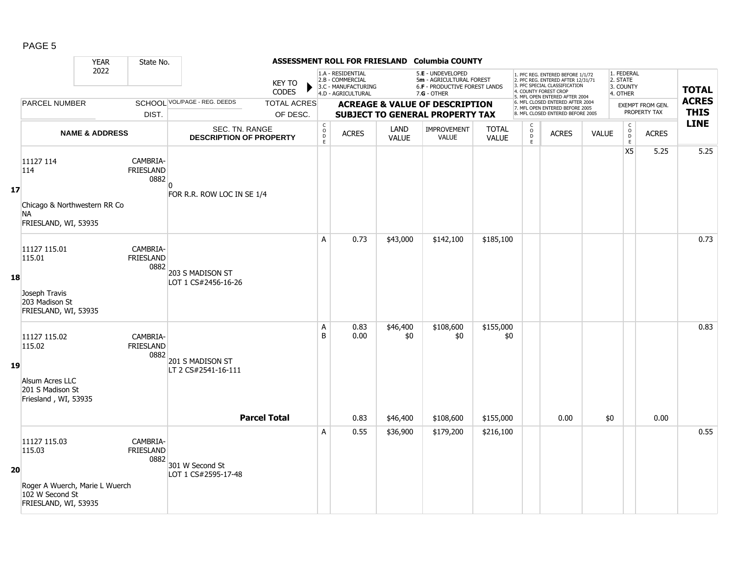**ASSESSMENT ROLL FOR FRIESLAND Columbia COUNTY**

| YEAR | State No. | | KEY TO CODES | | | | | | | | | | | | | |
|---|---|---|---|---|---|---|---|---|---|---|---|---|---|---|---|---|
| 2022 | | | 1.A - RESIDENTIAL<br>2.B - COMMERCIAL<br>3.C - MANUFACTURING<br>4.D - AGRICULTURAL | | 5.E - UNDEVELOPED<br>5m - AGRICULTURAL FOREST<br>6.F - PRODUCTIVE FOREST LANDS<br>7.G - OTHER | | | | 1. PFC REG. ENTERED BEFORE 1/1/72<br>2. PFC REG. ENTERED AFTER 12/31/71<br>3. PFC SPECIAL CLASSIFICATION<br>4. COUNTY FOREST CROP<br>5. MFL OPEN ENTERED AFTER 2004<br>6. MFL CLOSED ENTERED AFTER 2004<br>7. MFL OPEN ENTERED BEFORE 2005<br>8. MFL CLOSED ENTERED BEFORE 2005 | | | | 1. FEDERAL<br>2. STATE<br>3. COUNTY<br>4. OTHER | | | |

| | PARCEL NUMBER / NAME & ADDRESS | SCHOOL DIST. | VOL/PAGE - REG. DEEDS / SEC. TN. RANGE / DESCRIPTION OF PROPERTY | TOTAL ACRES OF DESC. | CODE | ACRES | LAND VALUE | IMPROVEMENT VALUE | TOTAL VALUE | CODE | ACRES | VALUE | CODE | EXEMPT FROM GEN. PROPERTY TAX ACRES | TOTAL ACRES THIS LINE |
|---|---|---|---|---|---|---|---|---|---|---|---|---|---|---|---|
| 17 | 11127 114<br>114<br><br>Chicago & Northwestern RR Co<br>NA<br>FRIESLAND, WI, 53935 | CAMBRIA-FRIESLAND 0882 | 0<br>FOR R.R. ROW LOC IN SE 1/4 | | | | | | | | | | X5 | 5.25 | 5.25 |
| 18 | 11127 115.01<br>115.01<br><br>Joseph Travis<br>203 Madison St<br>FRIESLAND, WI, 53935 | CAMBRIA-FRIESLAND 0882 | 203 S MADISON ST<br>LOT 1 CS#2456-16-26 | | A | 0.73 | $43,000 | $142,100 | $185,100 | | | | | | 0.73 |
| 19 | 11127 115.02<br>115.02<br><br>Alsum Acres LLC<br>201 S Madison St<br>Friesland , WI, 53935 | CAMBRIA-FRIESLAND 0882 | 201 S MADISON ST<br>LT 2 CS#2541-16-111 | | A<br>B | 0.83<br>0.00 | $46,400<br>$0 | $108,600<br>$0 | $155,000<br>$0 | | | | | | 0.83 |
| | | | | **Parcel Total** | | 0.83 | $46,400 | $108,600 | $155,000 | | 0.00 | $0 | | 0.00 | |
| 20 | 11127 115.03<br>115.03<br><br>Roger A Wuerch, Marie L Wuerch<br>102 W Second St<br>FRIESLAND, WI, 53935 | CAMBRIA-FRIESLAND 0882 | 301 W Second St<br>LOT 1 CS#2595-17-48 | | A | 0.55 | $36,900 | $179,200 | $216,100 | | | | | | 0.55 |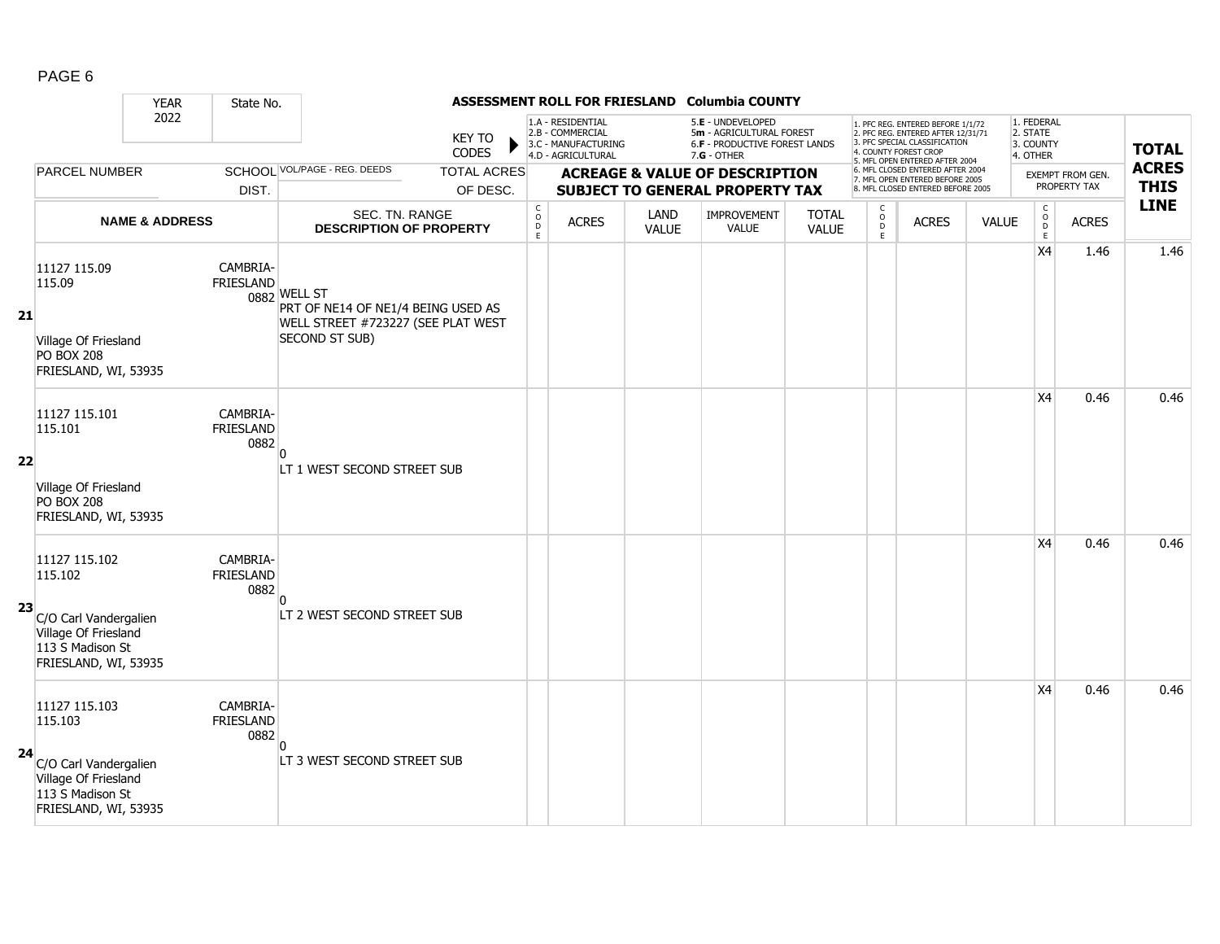**ASSESSMENT ROLL FOR FRIESLAND Columbia COUNTY**

YEAR 2022 | State No.

KEY TO CODES:
- 1.A - RESIDENTIAL
- 2.B - COMMERCIAL
- 3.C - MANUFACTURING
- 4.D - AGRICULTURAL
- 5.E - UNDEVELOPED
- 5m - AGRICULTURAL FOREST
- 6.F - PRODUCTIVE FOREST LANDS
- 7.G - OTHER

1. PFC REG. ENTERED BEFORE 1/1/72
2. PFC REG. ENTERED AFTER 12/31/71
3. PFC SPECIAL CLASSIFICATION
4. COUNTY FOREST CROP
5. MFL OPEN ENTERED AFTER 2004
6. MFL CLOSED ENTERED AFTER 2004
7. MFL OPEN ENTERED BEFORE 2005
8. MFL CLOSED ENTERED BEFORE 2005

1. FEDERAL
2. STATE
3. COUNTY
4. OTHER

| | PARCEL NUMBER / NAME & ADDRESS | SCHOOL DIST. | VOL/PAGE - REG. DEEDS / SEC. TN. RANGE / DESCRIPTION OF PROPERTY | TOTAL ACRES OF DESC. | CODE | ACRES | LAND VALUE | IMPROVEMENT VALUE | TOTAL VALUE | CODE | ACRES | VALUE | CODE | EXEMPT FROM GEN. PROPERTY TAX ACRES | TOTAL ACRES THIS LINE |
|---|---|---|---|---|---|---|---|---|---|---|---|---|---|---|---|
| 21 | 11127 115.09<br>115.09<br><br>Village Of Friesland<br>PO BOX 208<br>FRIESLAND, WI, 53935 | CAMBRIA-FRIESLAND 0882 | WELL ST<br>PRT OF NE14 OF NE1/4 BEING USED AS WELL STREET #723227 (SEE PLAT WEST SECOND ST SUB) | | | | | | | | | | X4 | 1.46 | 1.46 |
| 22 | 11127 115.101<br>115.101<br><br>Village Of Friesland<br>PO BOX 208<br>FRIESLAND, WI, 53935 | CAMBRIA-FRIESLAND 0882 | 0<br>LT 1 WEST SECOND STREET SUB | | | | | | | | | | X4 | 0.46 | 0.46 |
| 23 | 11127 115.102<br>115.102<br><br>C/O Carl Vandergalien<br>Village Of Friesland<br>113 S Madison St<br>FRIESLAND, WI, 53935 | CAMBRIA-FRIESLAND 0882 | 0<br>LT 2 WEST SECOND STREET SUB | | | | | | | | | | X4 | 0.46 | 0.46 |
| 24 | 11127 115.103<br>115.103<br><br>C/O Carl Vandergalien<br>Village Of Friesland<br>113 S Madison St<br>FRIESLAND, WI, 53935 | CAMBRIA-FRIESLAND 0882 | 0<br>LT 3 WEST SECOND STREET SUB | | | | | | | | | | X4 | 0.46 | 0.46 |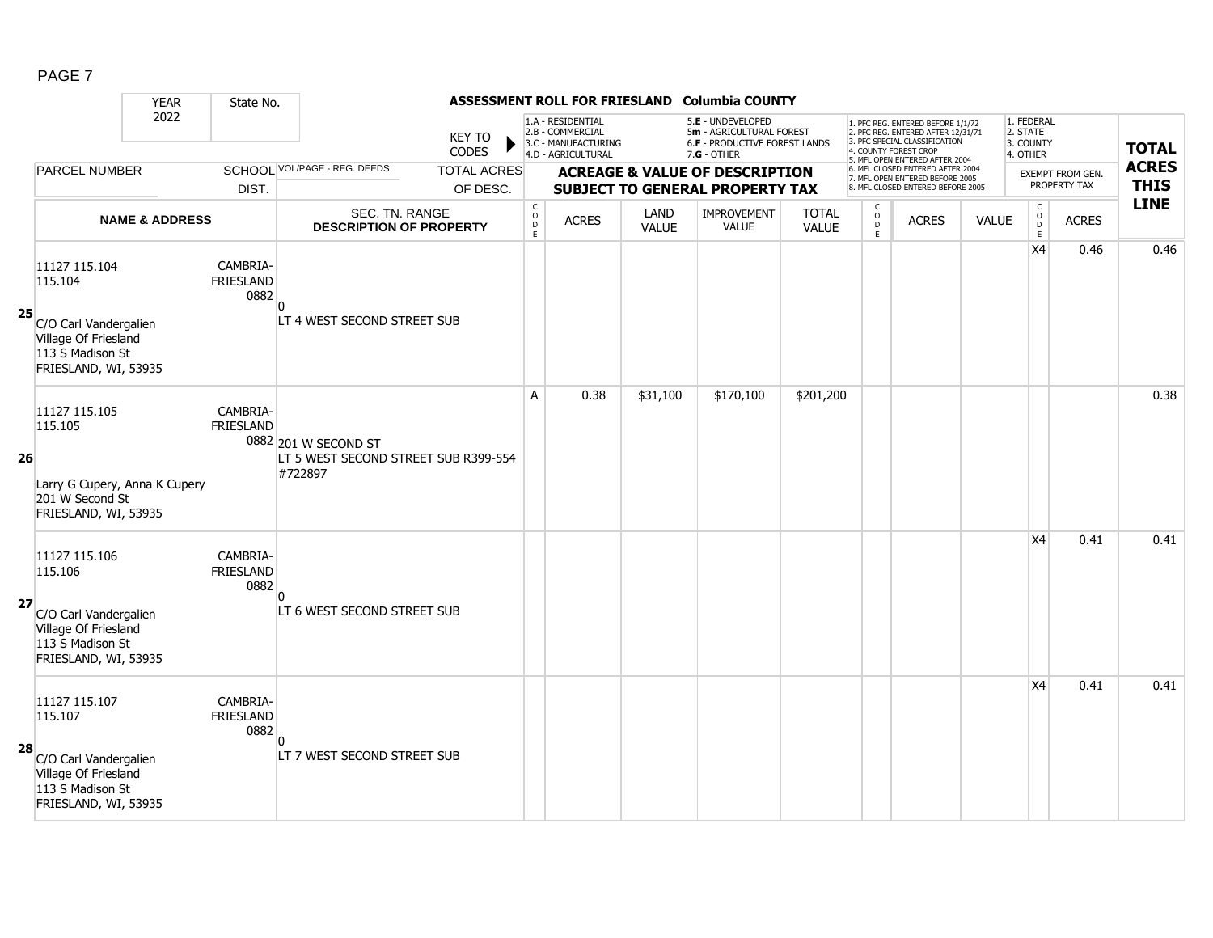**ASSESSMENT ROLL FOR FRIESLAND Columbia COUNTY**

| YEAR | State No. | | | | | | | | | | | | | |
|---|---|---|---|---|---|---|---|---|---|---|---|---|---|---|
| 2022 | | | | | | | | | | | | | | |

KEY TO CODES: 1.A - RESIDENTIAL, 2.B - COMMERCIAL, 3.C - MANUFACTURING, 4.D - AGRICULTURAL, 5.E - UNDEVELOPED, 5m - AGRICULTURAL FOREST, 6.F - PRODUCTIVE FOREST LANDS, 7.G - OTHER

1. PFC REG. ENTERED BEFORE 1/1/72, 2. PFC REG. ENTERED AFTER 12/31/71, 3. PFC SPECIAL CLASSIFICATION, 4. COUNTY FOREST CROP, 5. MFL OPEN ENTERED AFTER 2004, 6. MFL CLOSED ENTERED AFTER 2004, 7. MFL OPEN ENTERED BEFORE 2005, 8. MFL CLOSED ENTERED BEFORE 2005

1. FEDERAL, 2. STATE, 3. COUNTY, 4. OTHER

| LINE | PARCEL NUMBER / NAME & ADDRESS | SCHOOL DIST. | VOL/PAGE - REG. DEEDS / SEC. TN. RANGE / DESCRIPTION OF PROPERTY | TOTAL ACRES OF DESC. | CODE | ACRES | LAND VALUE | IMPROVEMENT VALUE | TOTAL VALUE | CODE | ACRES | VALUE | CODE | EXEMPT FROM GEN. PROPERTY TAX ACRES | TOTAL ACRES THIS LINE |
|---|---|---|---|---|---|---|---|---|---|---|---|---|---|---|---|
| 25 | 11127 115.104<br>115.104<br><br>C/O Carl Vandergalien<br>Village Of Friesland<br>113 S Madison St<br>FRIESLAND, WI, 53935 | CAMBRIA-FRIESLAND 0882 | 0<br>LT 4 WEST SECOND STREET SUB | | | | | | | | | | X4 | 0.46 | 0.46 |
| 26 | 11127 115.105<br>115.105<br><br>Larry G Cupery, Anna K Cupery<br>201 W Second St<br>FRIESLAND, WI, 53935 | CAMBRIA-FRIESLAND 0882 | 201 W SECOND ST<br>LT 5 WEST SECOND STREET SUB R399-554 #722897 | | A | 0.38 | $31,100 | $170,100 | $201,200 | | | | | | 0.38 |
| 27 | 11127 115.106<br>115.106<br><br>C/O Carl Vandergalien<br>Village Of Friesland<br>113 S Madison St<br>FRIESLAND, WI, 53935 | CAMBRIA-FRIESLAND 0882 | 0<br>LT 6 WEST SECOND STREET SUB | | | | | | | | | | X4 | 0.41 | 0.41 |
| 28 | 11127 115.107<br>115.107<br><br>C/O Carl Vandergalien<br>Village Of Friesland<br>113 S Madison St<br>FRIESLAND, WI, 53935 | CAMBRIA-FRIESLAND 0882 | 0<br>LT 7 WEST SECOND STREET SUB | | | | | | | | | | X4 | 0.41 | 0.41 |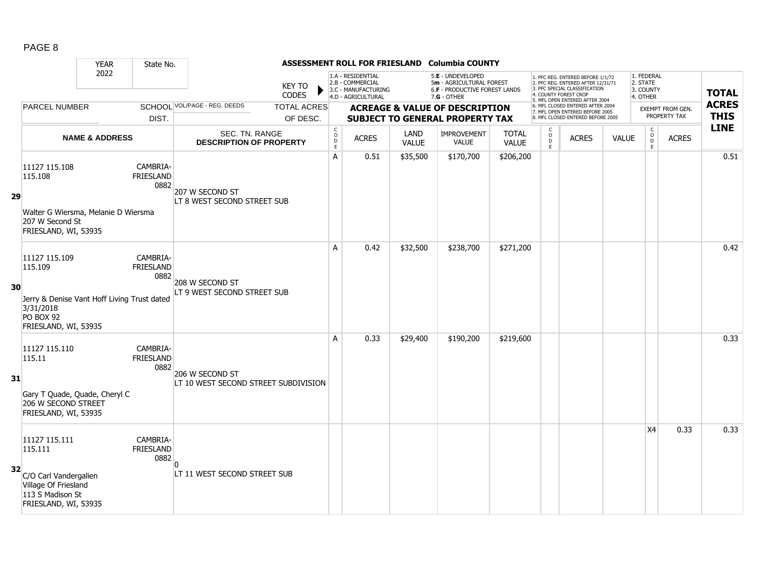**ASSESSMENT ROLL FOR FRIESLAND Columbia COUNTY**

| YEAR | State No. | | |
|---|---|---|---|
| 2022 | | | |

KEY TO CODES: 1.A - RESIDENTIAL, 2.B - COMMERCIAL, 3.C - MANUFACTURING, 4.D - AGRICULTURAL, 5.E - UNDEVELOPED, 5m - AGRICULTURAL FOREST, 6.F - PRODUCTIVE FOREST LANDS, 7.G - OTHER

1. PFC REG. ENTERED BEFORE 1/1/72, 2. PFC REG. ENTERED AFTER 12/31/71, 3. PFC SPECIAL CLASSIFICATION, 4. COUNTY FOREST CROP, 5. MFL OPEN ENTERED AFTER 2004, 6. MFL CLOSED ENTERED AFTER 2004, 7. MFL OPEN ENTERED BEFORE 2005, 8. MFL CLOSED ENTERED BEFORE 2005

1. FEDERAL, 2. STATE, 3. COUNTY, 4. OTHER

| LINE | PARCEL NUMBER / NAME & ADDRESS | SCHOOL DIST. | VOL/PAGE - REG. DEEDS / SEC. TN. RANGE / DESCRIPTION OF PROPERTY | CODE | ACRES | LAND VALUE | IMPROVEMENT VALUE | TOTAL VALUE | CODE | ACRES | VALUE | CODE | EXEMPT FROM GEN. PROPERTY TAX ACRES | TOTAL ACRES THIS LINE |
|---|---|---|---|---|---|---|---|---|---|---|---|---|---|---|
| 29 | 11127 115.108<br>115.108<br>Walter G Wiersma, Melanie D Wiersma<br>207 W Second St<br>FRIESLAND, WI, 53935 | CAMBRIA-FRIESLAND 0882 | 207 W SECOND ST<br>LT 8 WEST SECOND STREET SUB | A | 0.51 | $35,500 | $170,700 | $206,200 | | | | | | 0.51 |
| 30 | 11127 115.109<br>115.109<br>Jerry & Denise Vant Hoff Living Trust dated 3/31/2018<br>PO BOX 92<br>FRIESLAND, WI, 53935 | CAMBRIA-FRIESLAND 0882 | 208 W SECOND ST<br>LT 9 WEST SECOND STREET SUB | A | 0.42 | $32,500 | $238,700 | $271,200 | | | | | | 0.42 |
| 31 | 11127 115.110<br>115.11<br>Gary T Quade, Quade, Cheryl C<br>206 W SECOND STREET<br>FRIESLAND, WI, 53935 | CAMBRIA-FRIESLAND 0882 | 206 W SECOND ST<br>LT 10 WEST SECOND STREET SUBDIVISION | A | 0.33 | $29,400 | $190,200 | $219,600 | | | | | | 0.33 |
| 32 | 11127 115.111<br>115.111<br>C/O Carl Vandergalien<br>Village Of Friesland<br>113 S Madison St<br>FRIESLAND, WI, 53935 | CAMBRIA-FRIESLAND 0882 | 0<br>LT 11 WEST SECOND STREET SUB | | | | | | | | | X4 | 0.33 | 0.33 |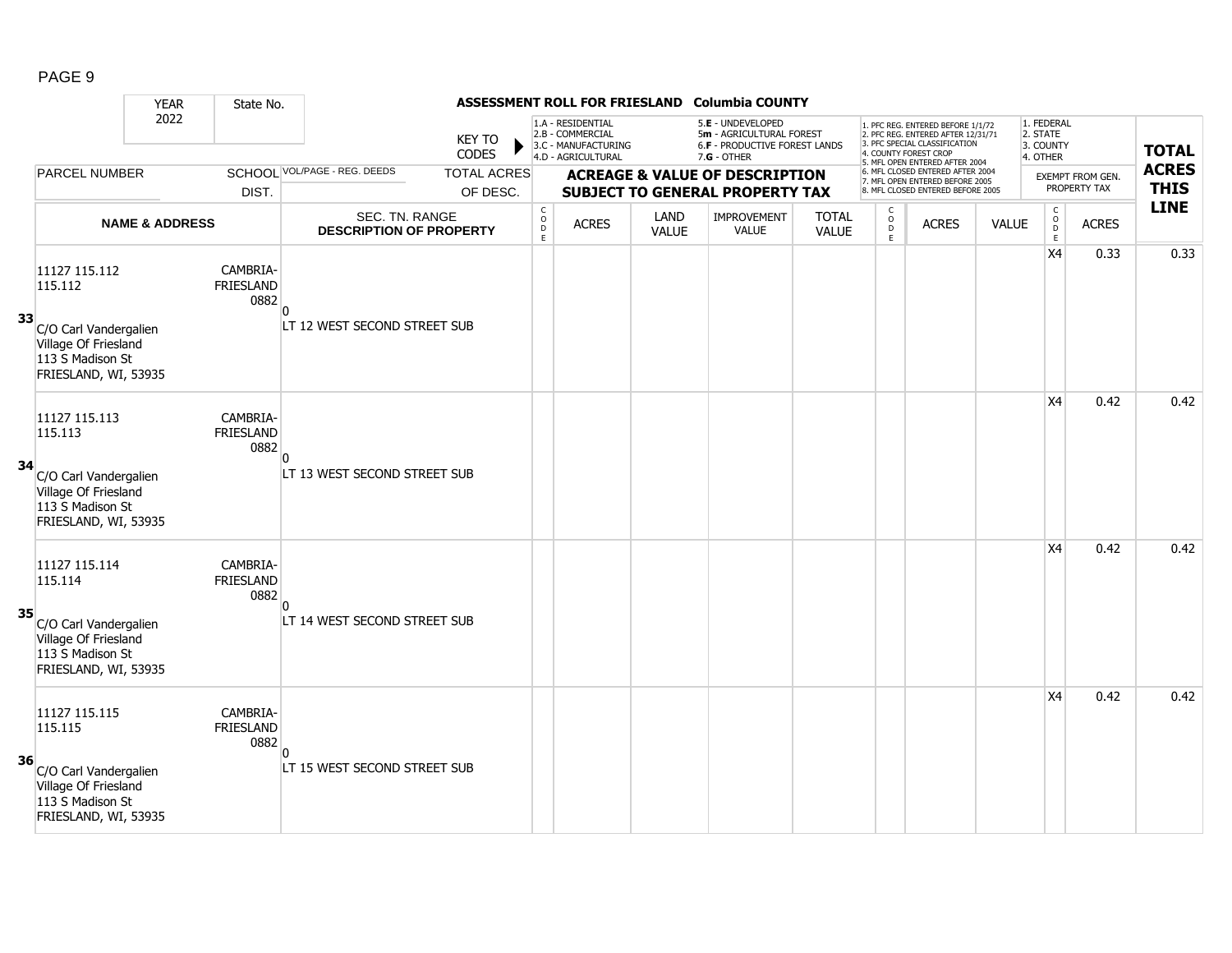## ASSESSMENT ROLL FOR FRIESLAND Columbia COUNTY

YEAR 2022 | State No.

KEY TO CODES:
- 1.A - RESIDENTIAL
- 2.B - COMMERCIAL
- 3.C - MANUFACTURING
- 4.D - AGRICULTURAL
- 5.E - UNDEVELOPED
- 5m - AGRICULTURAL FOREST
- 6.F - PRODUCTIVE FOREST LANDS
- 7.G - OTHER

- 1. PFC REG. ENTERED BEFORE 1/1/72
- 2. PFC REG. ENTERED AFTER 12/31/71
- 3. PFC SPECIAL CLASSIFICATION
- 4. COUNTY FOREST CROP
- 5. MFL OPEN ENTERED AFTER 2004
- 6. MFL CLOSED ENTERED AFTER 2004
- 7. MFL OPEN ENTERED BEFORE 2005
- 8. MFL CLOSED ENTERED BEFORE 2005

- 1. FEDERAL
- 2. STATE
- 3. COUNTY
- 4. OTHER

| LINE | PARCEL NUMBER / NAME & ADDRESS | SCHOOL DIST. | VOL/PAGE - REG. DEEDS / SEC. TN. RANGE / DESCRIPTION OF PROPERTY | TOTAL ACRES OF DESC. | CODE | ACRES | LAND VALUE | IMPROVEMENT VALUE | TOTAL VALUE | CODE | ACRES | VALUE | CODE (EXEMPT) | ACRES (EXEMPT FROM GEN. PROPERTY TAX) | TOTAL ACRES THIS LINE |
|---|---|---|---|---|---|---|---|---|---|---|---|---|---|---|---|
| 33 | 11127 115.112<br>115.112<br>C/O Carl Vandergalien<br>Village Of Friesland<br>113 S Madison St<br>FRIESLAND, WI, 53935 | CAMBRIA-FRIESLAND 0882 | LT 12 WEST SECOND STREET SUB | 0 | | | | | | | | | X4 | 0.33 | 0.33 |
| 34 | 11127 115.113<br>115.113<br>C/O Carl Vandergalien<br>Village Of Friesland<br>113 S Madison St<br>FRIESLAND, WI, 53935 | CAMBRIA-FRIESLAND 0882 | LT 13 WEST SECOND STREET SUB | 0 | | | | | | | | | X4 | 0.42 | 0.42 |
| 35 | 11127 115.114<br>115.114<br>C/O Carl Vandergalien<br>Village Of Friesland<br>113 S Madison St<br>FRIESLAND, WI, 53935 | CAMBRIA-FRIESLAND 0882 | LT 14 WEST SECOND STREET SUB | 0 | | | | | | | | | X4 | 0.42 | 0.42 |
| 36 | 11127 115.115<br>115.115<br>C/O Carl Vandergalien<br>Village Of Friesland<br>113 S Madison St<br>FRIESLAND, WI, 53935 | CAMBRIA-FRIESLAND 0882 | LT 15 WEST SECOND STREET SUB | 0 | | | | | | | | | X4 | 0.42 | 0.42 |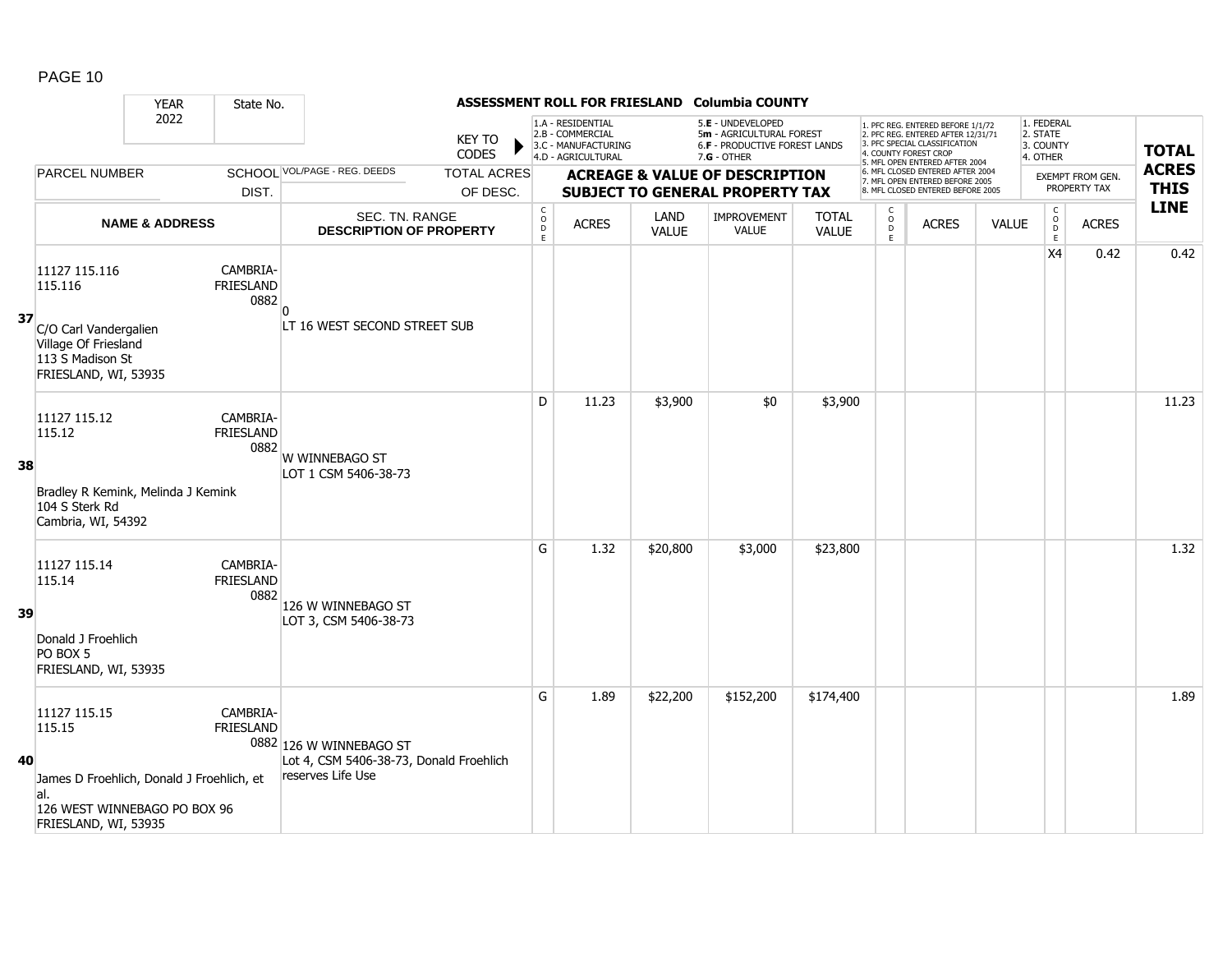# ASSESSMENT ROLL FOR FRIESLAND Columbia COUNTY

| YEAR 2022 | State No. | | KEY TO CODES: 1.A - RESIDENTIAL, 2.B - COMMERCIAL, 3.C - MANUFACTURING, 4.D - AGRICULTURAL, 5.E - UNDEVELOPED, 5m - AGRICULTURAL FOREST, 6.F - PRODUCTIVE FOREST LANDS, 7.G - OTHER | | | | | | 1. PFC REG. ENTERED BEFORE 1/1/72, 2. PFC REG. ENTERED AFTER 12/31/71, 3. PFC SPECIAL CLASSIFICATION, 4. COUNTY FOREST CROP, 5. MFL OPEN ENTERED AFTER 2004, 6. MFL CLOSED ENTERED AFTER 2004, 7. MFL OPEN ENTERED BEFORE 2005, 8. MFL CLOSED ENTERED BEFORE 2005 | | | 1. FEDERAL, 2. STATE, 3. COUNTY, 4. OTHER | | |
|---|---|---|---|---|---|---|---|---|---|---|---|---|---|---|
| PARCEL NUMBER | SCHOOL DIST. | VOL/PAGE - REG. DEEDS / TOTAL ACRES OF DESC. | ACREAGE & VALUE OF DESCRIPTION SUBJECT TO GENERAL PROPERTY TAX | | | | | | | | | EXEMPT FROM GEN. PROPERTY TAX | | TOTAL ACRES THIS LINE |
| NAME & ADDRESS | | SEC. TN. RANGE / DESCRIPTION OF PROPERTY | CODE | ACRES | LAND VALUE | IMPROVEMENT VALUE | TOTAL VALUE | CODE | ACRES | VALUE | | CODE | ACRES | |
| **37** 11127 115.116<br>115.116<br>C/O Carl Vandergalien<br>Village Of Friesland<br>113 S Madison St<br>FRIESLAND, WI, 53935 | CAMBRIA-FRIESLAND 0882 | 0<br>LT 16 WEST SECOND STREET SUB | | | | | | | | | | X4 | 0.42 | 0.42 |
| **38** 11127 115.12<br>115.12<br>Bradley R Kemink, Melinda J Kemink<br>104 S Sterk Rd<br>Cambria, WI, 54392 | CAMBRIA-FRIESLAND 0882 | W WINNEBAGO ST<br>LOT 1 CSM 5406-38-73 | D | 11.23 | $3,900 | $0 | $3,900 | | | | | | | 11.23 |
| **39** 11127 115.14<br>115.14<br>Donald J Froehlich<br>PO BOX 5<br>FRIESLAND, WI, 53935 | CAMBRIA-FRIESLAND 0882 | 126 W WINNEBAGO ST<br>LOT 3, CSM 5406-38-73 | G | 1.32 | $20,800 | $3,000 | $23,800 | | | | | | | 1.32 |
| **40** 11127 115.15<br>115.15<br>James D Froehlich, Donald J Froehlich, et al.<br>126 WEST WINNEBAGO PO BOX 96<br>FRIESLAND, WI, 53935 | CAMBRIA-FRIESLAND 0882 | 126 W WINNEBAGO ST<br>Lot 4, CSM 5406-38-73, Donald Froehlich reserves Life Use | G | 1.89 | $22,200 | $152,200 | $174,400 | | | | | | | 1.89 |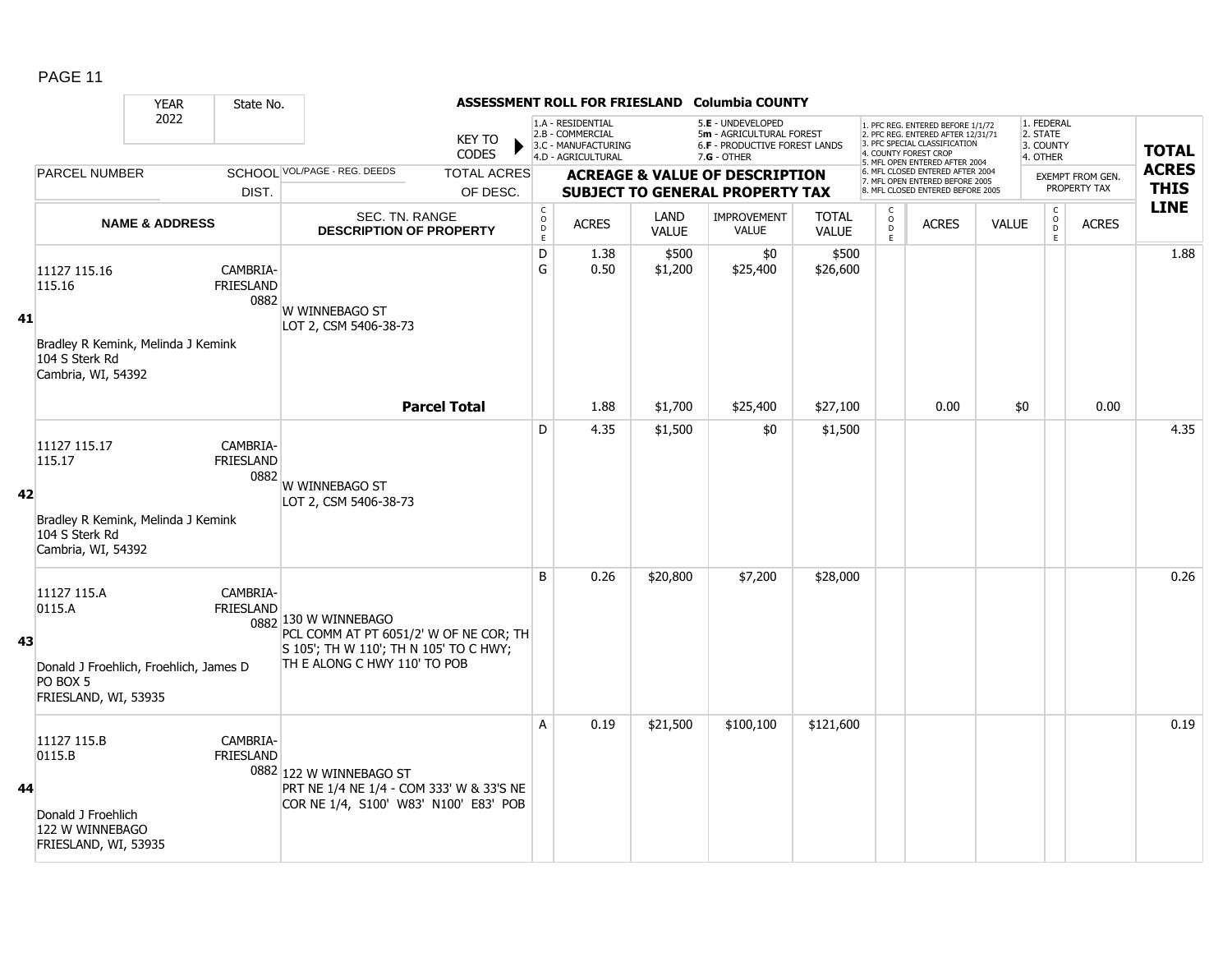# ASSESSMENT ROLL FOR FRIESLAND Columbia COUNTY

YEAR 2022 | State No.

KEY TO CODES:
1.A - RESIDENTIAL, 2.B - COMMERCIAL, 3.C - MANUFACTURING, 4.D - AGRICULTURAL, 5.E - UNDEVELOPED, 5m - AGRICULTURAL FOREST, 6.F - PRODUCTIVE FOREST LANDS, 7.G - OTHER

1. PFC REG. ENTERED BEFORE 1/1/72, 2. PFC REG. ENTERED AFTER 12/31/71, 3. PFC SPECIAL CLASSIFICATION, 4. COUNTY FOREST CROP, 5. MFL OPEN ENTERED AFTER 2004, 6. MFL CLOSED ENTERED AFTER 2004, 7. MFL OPEN ENTERED BEFORE 2005, 8. MFL CLOSED ENTERED BEFORE 2005

1. FEDERAL, 2. STATE, 3. COUNTY, 4. OTHER

| LINE | PARCEL NUMBER / NAME & ADDRESS | SCHOOL DIST. | VOL/PAGE - REG. DEEDS / SEC. TN. RANGE / DESCRIPTION OF PROPERTY | CODE | ACRES | LAND VALUE | IMPROVEMENT VALUE | TOTAL VALUE | CODE | ACRES | VALUE | CODE | EXEMPT ACRES | TOTAL ACRES THIS LINE |
|---|---|---|---|---|---|---|---|---|---|---|---|---|---|---|
| 41 | 11127 115.16<br>115.16<br>Bradley R Kemink, Melinda J Kemink<br>104 S Sterk Rd<br>Cambria, WI, 54392 | CAMBRIA-FRIESLAND 0882 | W WINNEBAGO ST<br>LOT 2, CSM 5406-38-73 | D<br>G | 1.38<br>0.50 | $500<br>$1,200 | $0<br>$25,400 | $500<br>$26,600 | | | | | | 1.88 |
| | | | **Parcel Total** | | 1.88 | $1,700 | $25,400 | $27,100 | | 0.00 | $0 | | 0.00 | |
| 42 | 11127 115.17<br>115.17<br>Bradley R Kemink, Melinda J Kemink<br>104 S Sterk Rd<br>Cambria, WI, 54392 | CAMBRIA-FRIESLAND 0882 | W WINNEBAGO ST<br>LOT 2, CSM 5406-38-73 | D | 4.35 | $1,500 | $0 | $1,500 | | | | | | 4.35 |
| 43 | 11127 115.A<br>0115.A<br>Donald J Froehlich, Froehlich, James D<br>PO BOX 5<br>FRIESLAND, WI, 53935 | CAMBRIA-FRIESLAND 0882 | 130 W WINNEBAGO<br>PCL COMM AT PT 6051/2' W OF NE COR; TH S 105'; TH W 110'; TH N 105' TO C HWY; TH E ALONG C HWY 110' TO POB | B | 0.26 | $20,800 | $7,200 | $28,000 | | | | | | 0.26 |
| 44 | 11127 115.B<br>0115.B<br>Donald J Froehlich<br>122 W WINNEBAGO<br>FRIESLAND, WI, 53935 | CAMBRIA-FRIESLAND 0882 | 122 W WINNEBAGO ST<br>PRT NE 1/4 NE 1/4 - COM 333' W & 33'S NE COR NE 1/4, S100' W83' N100' E83' POB | A | 0.19 | $21,500 | $100,100 | $121,600 | | | | | | 0.19 |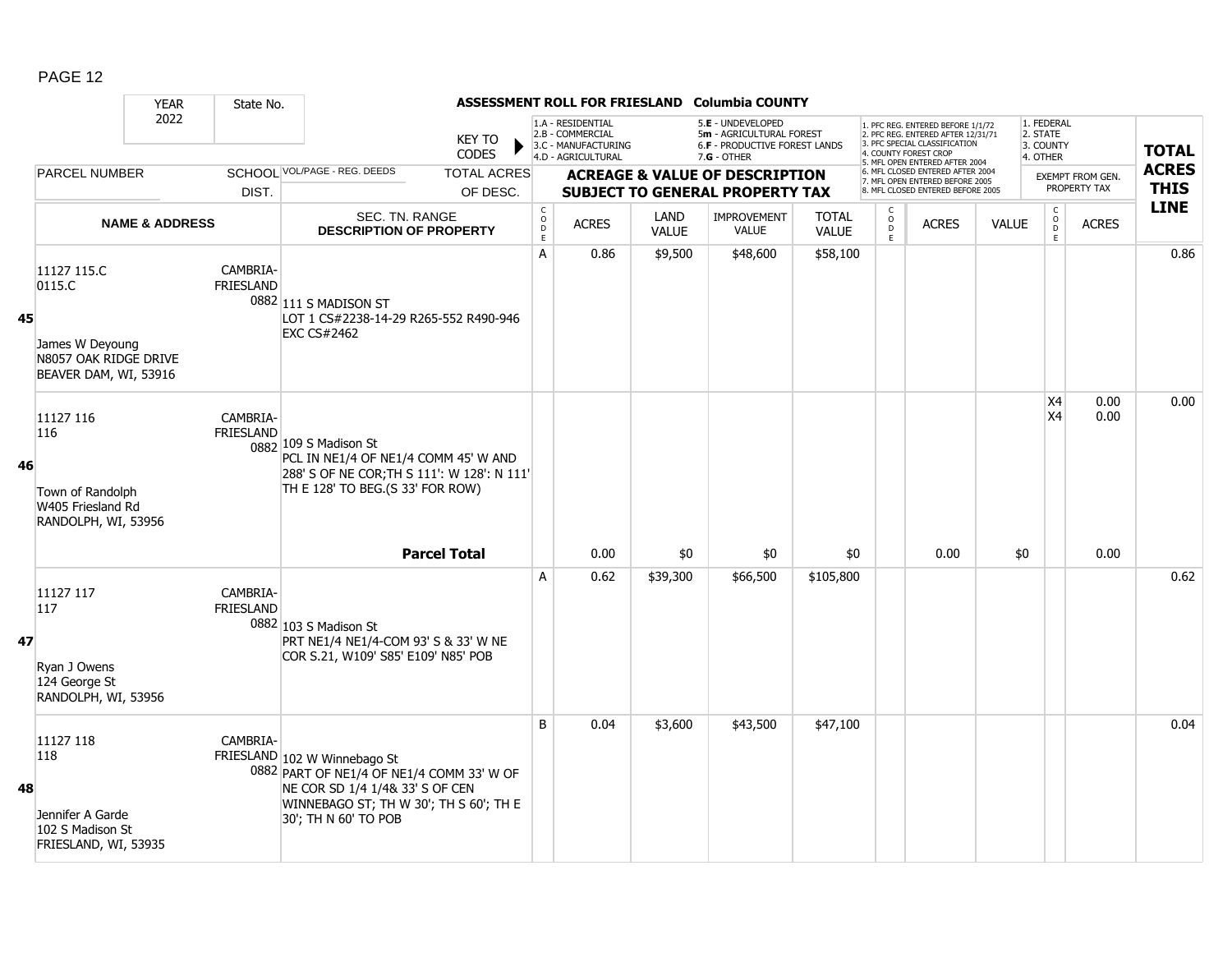PAGE 12

**ASSESSMENT ROLL FOR FRIESLAND Columbia COUNTY**

YEAR: 2022 | State No.

KEY TO CODES:
1.A - RESIDENTIAL
2.B - COMMERCIAL
3.C - MANUFACTURING
4.D - AGRICULTURAL
5.E - UNDEVELOPED
5m - AGRICULTURAL FOREST
6.F - PRODUCTIVE FOREST LANDS
7.G - OTHER

1. PFC REG. ENTERED BEFORE 1/1/72
2. PFC REG. ENTERED AFTER 12/31/71
3. PFC SPECIAL CLASSIFICATION
4. COUNTY FOREST CROP
5. MFL OPEN ENTERED AFTER 2004
6. MFL CLOSED ENTERED AFTER 2004
7. MFL OPEN ENTERED BEFORE 2005
8. MFL CLOSED ENTERED BEFORE 2005

1. FEDERAL
2. STATE
3. COUNTY
4. OTHER

| LINE | PARCEL NUMBER / NAME & ADDRESS | SCHOOL DIST. | VOL/PAGE - REG. DEEDS / SEC. TN. RANGE / DESCRIPTION OF PROPERTY | TOTAL ACRES OF DESC. | CODE | ACRES | LAND VALUE | IMPROVEMENT VALUE | TOTAL VALUE | CODE | ACRES | VALUE | CODE (EXEMPT) | ACRES (EXEMPT) | TOTAL ACRES THIS LINE |
|---|---|---|---|---|---|---|---|---|---|---|---|---|---|---|---|
| 45 | 11127 115.C<br>0115.C<br><br>James W Deyoung<br>N8057 OAK RIDGE DRIVE<br>BEAVER DAM, WI, 53916 | CAMBRIA-FRIESLAND 0882 | 111 S MADISON ST<br>LOT 1 CS#2238-14-29 R265-552 R490-946 EXC CS#2462 | | A | 0.86 | $9,500 | $48,600 | $58,100 | | | | | | 0.86 |
| 46 | 11127 116<br>116<br><br>Town of Randolph<br>W405 Friesland Rd<br>RANDOLPH, WI, 53956 | CAMBRIA-FRIESLAND 0882 | 109 S Madison St<br>PCL IN NE1/4 OF NE1/4 COMM 45' W AND 288' S OF NE COR;TH S 111': W 128': N 111' TH E 128' TO BEG.(S 33' FOR ROW) | | | | | | | | | | X4<br>X4 | 0.00<br>0.00 | 0.00 |
| | | | **Parcel Total** | | | 0.00 | $0 | $0 | $0 | | 0.00 | $0 | | 0.00 | |
| 47 | 11127 117<br>117<br><br>Ryan J Owens<br>124 George St<br>RANDOLPH, WI, 53956 | CAMBRIA-FRIESLAND 0882 | 103 S Madison St<br>PRT NE1/4 NE1/4-COM 93' S & 33' W NE COR S.21, W109' S85' E109' N85' POB | | A | 0.62 | $39,300 | $66,500 | $105,800 | | | | | | 0.62 |
| 48 | 11127 118<br>118<br><br>Jennifer A Garde<br>102 S Madison St<br>FRIESLAND, WI, 53935 | CAMBRIA-FRIESLAND 0882 | 102 W Winnebago St<br>PART OF NE1/4 OF NE1/4 COMM 33' W OF NE COR SD 1/4 1/4& 33' S OF CEN WINNEBAGO ST; TH W 30'; TH S 60'; TH E 30'; TH N 60' TO POB | | B | 0.04 | $3,600 | $43,500 | $47,100 | | | | | | 0.04 |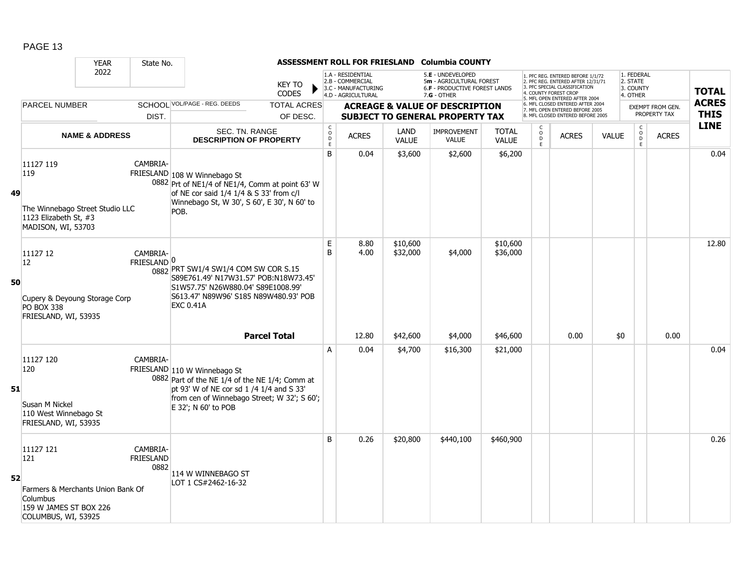# ASSESSMENT ROLL FOR FRIESLAND Columbia COUNTY

YEAR 2022 | State No.

KEY TO CODES: 1.A - RESIDENTIAL, 2.B - COMMERCIAL, 3.C - MANUFACTURING, 4.D - AGRICULTURAL, 5.E - UNDEVELOPED, 5m - AGRICULTURAL FOREST, 6.F - PRODUCTIVE FOREST LANDS, 7.G - OTHER

1. PFC REG. ENTERED BEFORE 1/1/72, 2. PFC REG. ENTERED AFTER 12/31/71, 3. PFC SPECIAL CLASSIFICATION, 4. COUNTY FOREST CROP, 5. MFL OPEN ENTERED AFTER 2004, 6. MFL CLOSED ENTERED AFTER 2004, 7. MFL OPEN ENTERED BEFORE 2005, 8. MFL CLOSED ENTERED BEFORE 2005

1. FEDERAL, 2. STATE, 3. COUNTY, 4. OTHER

| LINE | PARCEL NUMBER / NAME & ADDRESS | SCHOOL DIST. | VOL/PAGE - REG. DEEDS / SEC. TN. RANGE / DESCRIPTION OF PROPERTY | CODE | ACRES | LAND VALUE | IMPROVEMENT VALUE | TOTAL VALUE | CODE | ACRES | VALUE | CODE | EXEMPT ACRES | TOTAL ACRES THIS LINE |
|---|---|---|---|---|---|---|---|---|---|---|---|---|---|---|
| 49 | 11127 119<br>119<br>The Winnebago Street Studio LLC<br>1123 Elizabeth St, #3<br>MADISON, WI, 53703 | CAMBRIA-FRIESLAND 0882 | 108 W Winnebago St<br>Prt of NE1/4 of NE1/4, Comm at point 63' W of NE cor said 1/4 1/4 & S 33' from c/l Winnebago St, W 30', S 60', E 30', N 60' to POB. | B | 0.04 | $3,600 | $2,600 | $6,200 | | | | | | 0.04 |
| 50 | 11127 12<br>12<br>Cupery & Deyoung Storage Corp<br>PO BOX 338<br>FRIESLAND, WI, 53935 | CAMBRIA-FRIESLAND 0882 | 0<br>PRT SW1/4 SW1/4 COM SW COR S.15 S89E761.49' N17W31.57' POB:N18W73.45' S1W57.75' N26W880.04' S89E1008.99' S613.47' N89W96' S185 N89W480.93' POB EXC 0.41A | E | 8.80 | $10,600 | | $10,600 | | | | | | 12.80 |
| | | | | B | 4.00 | $32,000 | $4,000 | $36,000 | | | | | | |
| | | | **Parcel Total** | | 12.80 | $42,600 | $4,000 | $46,600 | | 0.00 | $0 | | 0.00 | |
| 51 | 11127 120<br>120<br>Susan M Nickel<br>110 West Winnebago St<br>FRIESLAND, WI, 53935 | CAMBRIA-FRIESLAND 0882 | 110 W Winnebago St<br>Part of the NE 1/4 of the NE 1/4; Comm at pt 93' W of NE cor sd 1 /4 1/4 and S 33' from cen of Winnebago Street; W 32'; S 60'; E 32'; N 60' to POB | A | 0.04 | $4,700 | $16,300 | $21,000 | | | | | | 0.04 |
| 52 | 11127 121<br>121<br>Farmers & Merchants Union Bank Of Columbus<br>159 W JAMES ST BOX 226<br>COLUMBUS, WI, 53925 | CAMBRIA-FRIESLAND 0882 | 114 W WINNEBAGO ST<br>LOT 1 CS#2462-16-32 | B | 0.26 | $20,800 | $440,100 | $460,900 | | | | | | 0.26 |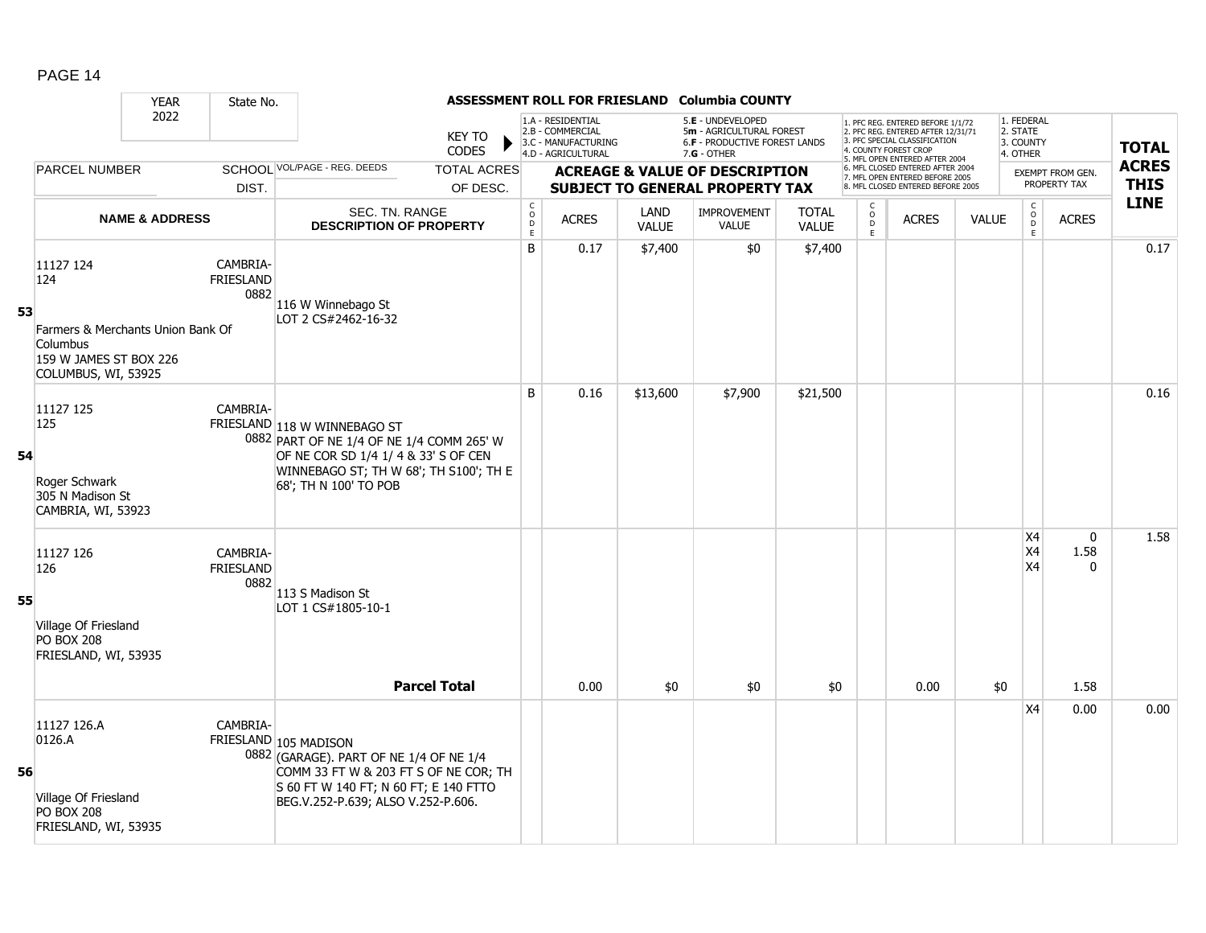PAGE 14

**ASSESSMENT ROLL FOR FRIESLAND Columbia COUNTY**

YEAR 2022 | State No.

KEY TO CODES: 1.A - RESIDENTIAL, 2.B - COMMERCIAL, 3.C - MANUFACTURING, 4.D - AGRICULTURAL, 5.E - UNDEVELOPED, 5m - AGRICULTURAL FOREST, 6.F - PRODUCTIVE FOREST LANDS, 7.G - OTHER

1. PFC REG. ENTERED BEFORE 1/1/72, 2. PFC REG. ENTERED AFTER 12/31/71, 3. PFC SPECIAL CLASSIFICATION, 4. COUNTY FOREST CROP, 5. MFL OPEN ENTERED AFTER 2004, 6. MFL CLOSED ENTERED AFTER 2004, 7. MFL OPEN ENTERED BEFORE 2005, 8. MFL CLOSED ENTERED BEFORE 2005

1. FEDERAL, 2. STATE, 3. COUNTY, 4. OTHER — EXEMPT FROM GEN. PROPERTY TAX

ACREAGE & VALUE OF DESCRIPTION SUBJECT TO GENERAL PROPERTY TAX

| LINE | PARCEL NUMBER / NAME & ADDRESS | SCHOOL DIST. | VOL/PAGE - REG. DEEDS / SEC. TN. RANGE / DESCRIPTION OF PROPERTY | CODE | ACRES | LAND VALUE | IMPROVEMENT VALUE | TOTAL VALUE | CODE | ACRES | VALUE | CODE | ACRES | TOTAL ACRES THIS LINE |
|---|---|---|---|---|---|---|---|---|---|---|---|---|---|---|
| 53 | 11127 124<br>124<br>Farmers & Merchants Union Bank Of Columbus<br>159 W JAMES ST BOX 226<br>COLUMBUS, WI, 53925 | CAMBRIA-FRIESLAND 0882 | 116 W Winnebago St<br>LOT 2 CS#2462-16-32 | B | 0.17 | $7,400 | $0 | $7,400 | | | | | | 0.17 |
| 54 | 11127 125<br>125<br>Roger Schwark<br>305 N Madison St<br>CAMBRIA, WI, 53923 | CAMBRIA-FRIESLAND 0882 | 118 W WINNEBAGO ST<br>PART OF NE 1/4 OF NE 1/4 COMM 265' W OF NE COR SD 1/4 1/ 4 & 33' S OF CEN WINNEBAGO ST; TH W 68'; TH S100'; TH E 68'; TH N 100' TO POB | B | 0.16 | $13,600 | $7,900 | $21,500 | | | | | | 0.16 |
| 55 | 11127 126<br>126<br>Village Of Friesland<br>PO BOX 208<br>FRIESLAND, WI, 53935 | CAMBRIA-FRIESLAND 0882 | 113 S Madison St<br>LOT 1 CS#1805-10-1 | | | | | | | | | X4<br>X4<br>X4 | 0<br>1.58<br>0 | 1.58 |
| | | | **Parcel Total** | | 0.00 | $0 | $0 | $0 | | 0.00 | $0 | | 1.58 | |
| 56 | 11127 126.A<br>0126.A<br>Village Of Friesland<br>PO BOX 208<br>FRIESLAND, WI, 53935 | CAMBRIA-FRIESLAND 0882 | 105 MADISON<br>(GARAGE). PART OF NE 1/4 OF NE 1/4 COMM 33 FT W & 203 FT S OF NE COR; TH S 60 FT W 140 FT; N 60 FT; E 140 FTTO BEG.V.252-P.639; ALSO V.252-P.606. | | | | | | | | | X4 | 0.00 | 0.00 |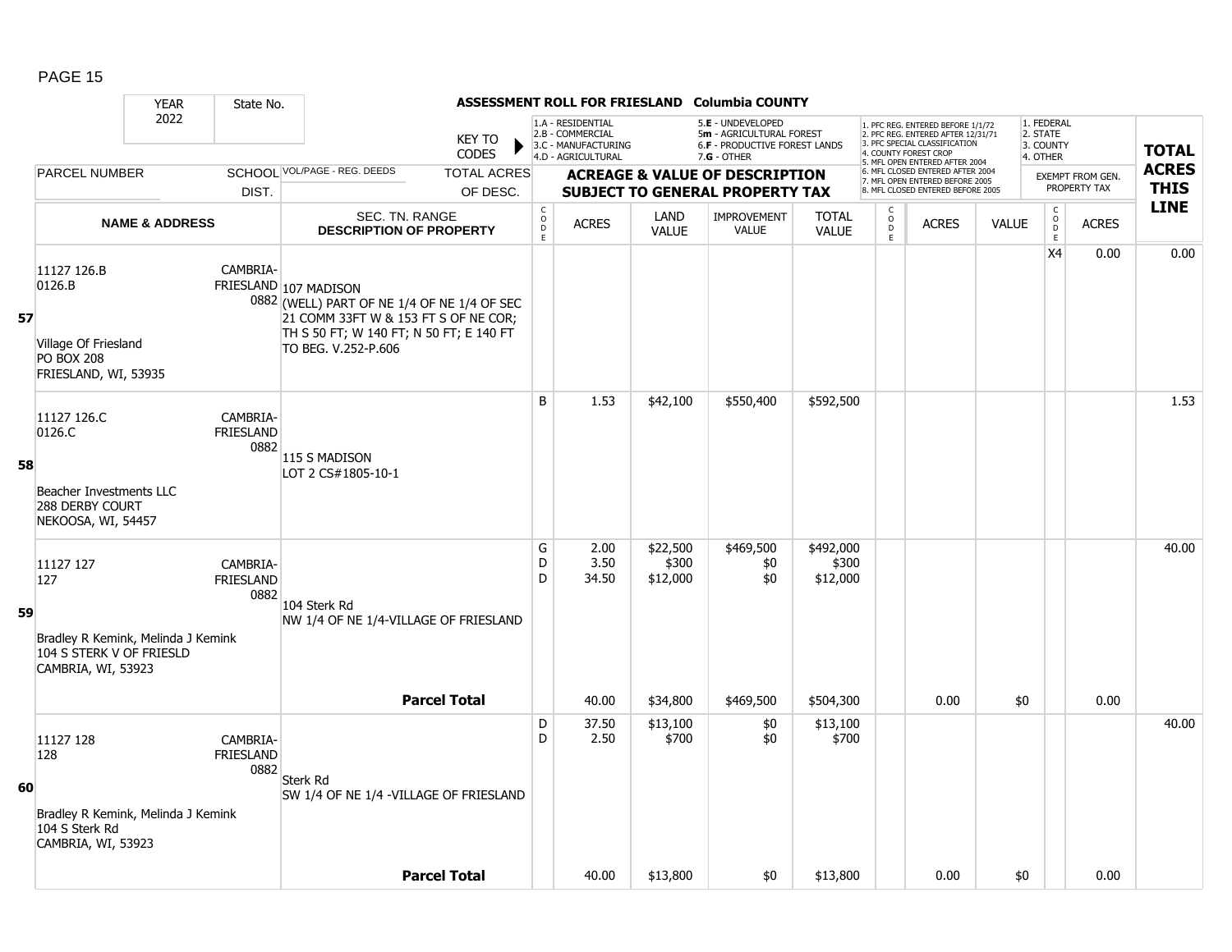## ASSESSMENT ROLL FOR FRIESLAND Columbia COUNTY

YEAR 2022 | State No.

KEY TO CODES:
- 1.A - RESIDENTIAL
- 2.B - COMMERCIAL
- 3.C - MANUFACTURING
- 4.D - AGRICULTURAL
- 5.E - UNDEVELOPED
- 5m - AGRICULTURAL FOREST
- 6.F - PRODUCTIVE FOREST LANDS
- 7.G - OTHER

1. PFC REG. ENTERED BEFORE 1/1/72
2. PFC REG. ENTERED AFTER 12/31/71
3. PFC SPECIAL CLASSIFICATION
4. COUNTY FOREST CROP
5. MFL OPEN ENTERED AFTER 2004
6. MFL CLOSED ENTERED AFTER 2004
7. MFL OPEN ENTERED BEFORE 2005
8. MFL CLOSED ENTERED BEFORE 2005

1. FEDERAL
2. STATE
3. COUNTY
4. OTHER

| LINE | PARCEL NUMBER / NAME & ADDRESS | SCHOOL DIST. | VOL/PAGE - REG. DEEDS / SEC. TN. RANGE / DESCRIPTION OF PROPERTY | TOTAL ACRES OF DESC. | CODE | ACRES | LAND VALUE | IMPROVEMENT VALUE | TOTAL VALUE | CODE | ACRES | VALUE | CODE | EXEMPT ACRES | TOTAL ACRES THIS LINE |
|---|---|---|---|---|---|---|---|---|---|---|---|---|---|---|---|
| 57 | 11127 126.B<br>0126.B<br><br>Village Of Friesland<br>PO BOX 208<br>FRIESLAND, WI, 53935 | CAMBRIA-FRIESLAND 0882 | 107 MADISON<br>(WELL) PART OF NE 1/4 OF NE 1/4 OF SEC 21 COMM 33FT W & 153 FT S OF NE COR; TH S 50 FT; W 140 FT; N 50 FT; E 140 FT TO BEG. V.252-P.606 | | | | | | | | | | X4 | 0.00 | 0.00 |
| 58 | 11127 126.C<br>0126.C<br><br>Beacher Investments LLC<br>288 DERBY COURT<br>NEKOOSA, WI, 54457 | CAMBRIA-FRIESLAND 0882 | 115 S MADISON<br>LOT 2 CS#1805-10-1 | | B | 1.53 | $42,100 | $550,400 | $592,500 | | | | | | 1.53 |
| 59 | 11127 127<br>127<br><br>Bradley R Kemink, Melinda J Kemink<br>104 S STERK V OF FRIESLD<br>CAMBRIA, WI, 53923 | CAMBRIA-FRIESLAND 0882 | 104 Sterk Rd<br>NW 1/4 OF NE 1/4-VILLAGE OF FRIESLAND | | G<br>D<br>D | 2.00<br>3.50<br>34.50 | $22,500<br>$300<br>$12,000 | $469,500<br>$0<br>$0 | $492,000<br>$300<br>$12,000 | | | | | | 40.00 |
| | | | | **Parcel Total** | | 40.00 | $34,800 | $469,500 | $504,300 | | 0.00 | $0 | | 0.00 | |
| 60 | 11127 128<br>128<br><br>Bradley R Kemink, Melinda J Kemink<br>104 S Sterk Rd<br>CAMBRIA, WI, 53923 | CAMBRIA-FRIESLAND 0882 | Sterk Rd<br>SW 1/4 OF NE 1/4 -VILLAGE OF FRIESLAND | | D<br>D | 37.50<br>2.50 | $13,100<br>$700 | $0<br>$0 | $13,100<br>$700 | | | | | | 40.00 |
| | | | | **Parcel Total** | | 40.00 | $13,800 | $0 | $13,800 | | 0.00 | $0 | | 0.00 | |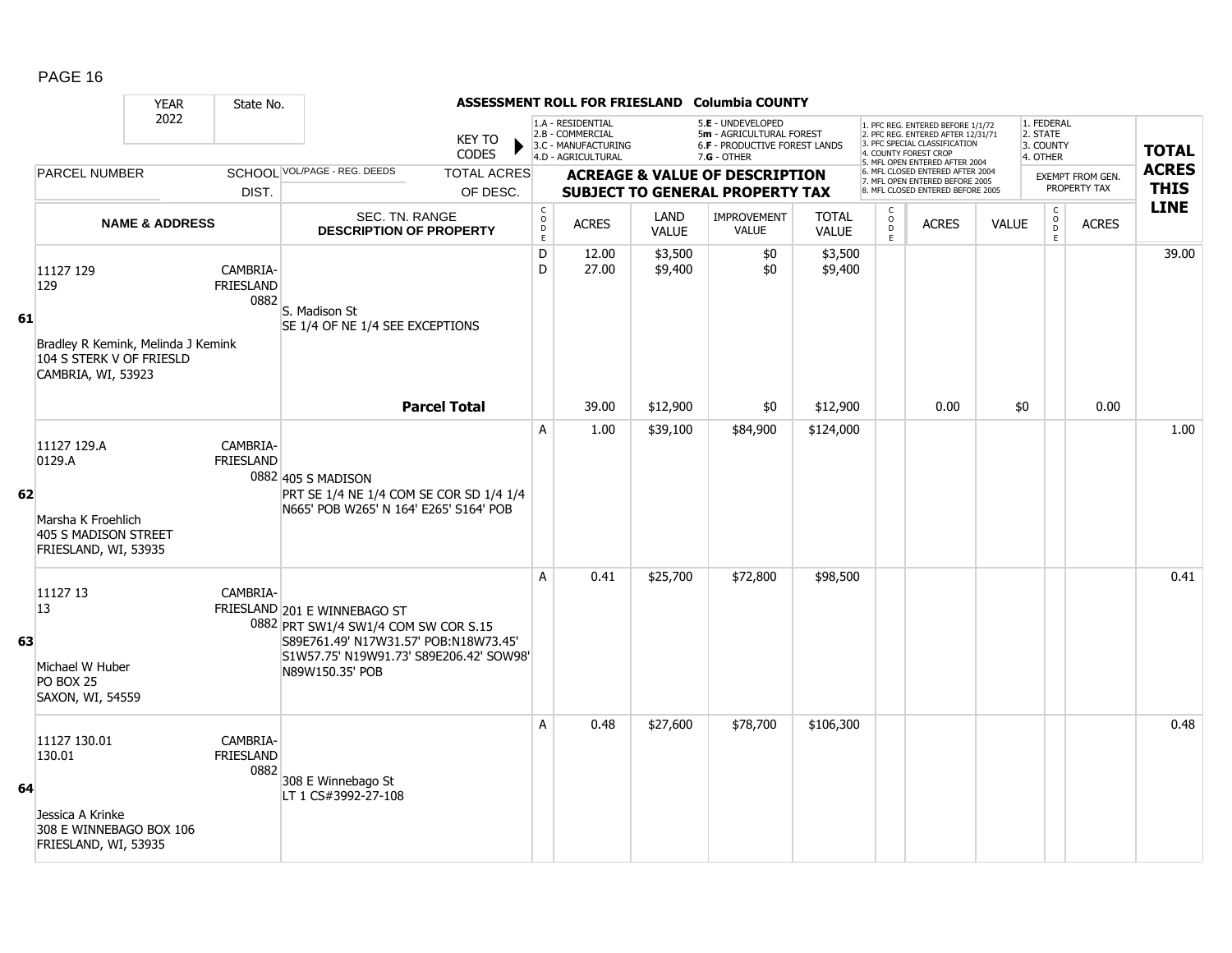PAGE 16

**ASSESSMENT ROLL FOR FRIESLAND Columbia COUNTY**

YEAR 2022 | State No.

KEY TO CODES: 1.A - RESIDENTIAL, 2.B - COMMERCIAL, 3.C - MANUFACTURING, 4.D - AGRICULTURAL, 5.E - UNDEVELOPED, 5m - AGRICULTURAL FOREST, 6.F - PRODUCTIVE FOREST LANDS, 7.G - OTHER

1. PFC REG. ENTERED BEFORE 1/1/72, 2. PFC REG. ENTERED AFTER 12/31/71, 3. PFC SPECIAL CLASSIFICATION, 4. COUNTY FOREST CROP, 5. MFL OPEN ENTERED AFTER 2004, 6. MFL CLOSED ENTERED AFTER 2004, 7. MFL OPEN ENTERED BEFORE 2005, 8. MFL CLOSED ENTERED BEFORE 2005

1. FEDERAL, 2. STATE, 3. COUNTY, 4. OTHER — EXEMPT FROM GEN. PROPERTY TAX

| LINE | PARCEL NUMBER / NAME & ADDRESS | SCHOOL DIST. | VOL/PAGE - REG. DEEDS / SEC. TN. RANGE / DESCRIPTION OF PROPERTY | TOTAL ACRES OF DESC. | CODE | ACRES | LAND VALUE | IMPROVEMENT VALUE | TOTAL VALUE | CODE | ACRES | VALUE | CODE | ACRES | TOTAL ACRES THIS LINE |
|---|---|---|---|---|---|---|---|---|---|---|---|---|---|---|---|
| 61 | 11127 129<br>129<br>Bradley R Kemink, Melinda J Kemink<br>104 S STERK V OF FRIESLD<br>CAMBRIA, WI, 53923 | CAMBRIA-FRIESLAND 0882 | S. Madison St<br>SE 1/4 OF NE 1/4 SEE EXCEPTIONS | | D | 12.00 | $3,500 | $0 | $3,500 | | | | | | 39.00 |
| | | | | | D | 27.00 | $9,400 | $0 | $9,400 | | | | | | |
| | | | | **Parcel Total** | | 39.00 | $12,900 | $0 | $12,900 | | 0.00 | $0 | | 0.00 | |
| 62 | 11127 129.A<br>0129.A<br>Marsha K Froehlich<br>405 S MADISON STREET<br>FRIESLAND, WI, 53935 | CAMBRIA-FRIESLAND 0882 | 405 S MADISON<br>PRT SE 1/4 NE 1/4 COM SE COR SD 1/4 1/4 N665' POB W265' N 164' E265' S164' POB | | A | 1.00 | $39,100 | $84,900 | $124,000 | | | | | | 1.00 |
| 63 | 11127 13<br>13<br>Michael W Huber<br>PO BOX 25<br>SAXON, WI, 54559 | CAMBRIA-FRIESLAND 0882 | 201 E WINNEBAGO ST<br>PRT SW1/4 SW1/4 COM SW COR S.15 S89E761.49' N17W31.57' POB:N18W73.45' S1W57.75' N19W91.73' S89E206.42' SOW98' N89W150.35' POB | | A | 0.41 | $25,700 | $72,800 | $98,500 | | | | | | 0.41 |
| 64 | 11127 130.01<br>130.01<br>Jessica A Krinke<br>308 E WINNEBAGO BOX 106<br>FRIESLAND, WI, 53935 | CAMBRIA-FRIESLAND 0882 | 308 E Winnebago St<br>LT 1 CS#3992-27-108 | | A | 0.48 | $27,600 | $78,700 | $106,300 | | | | | | 0.48 |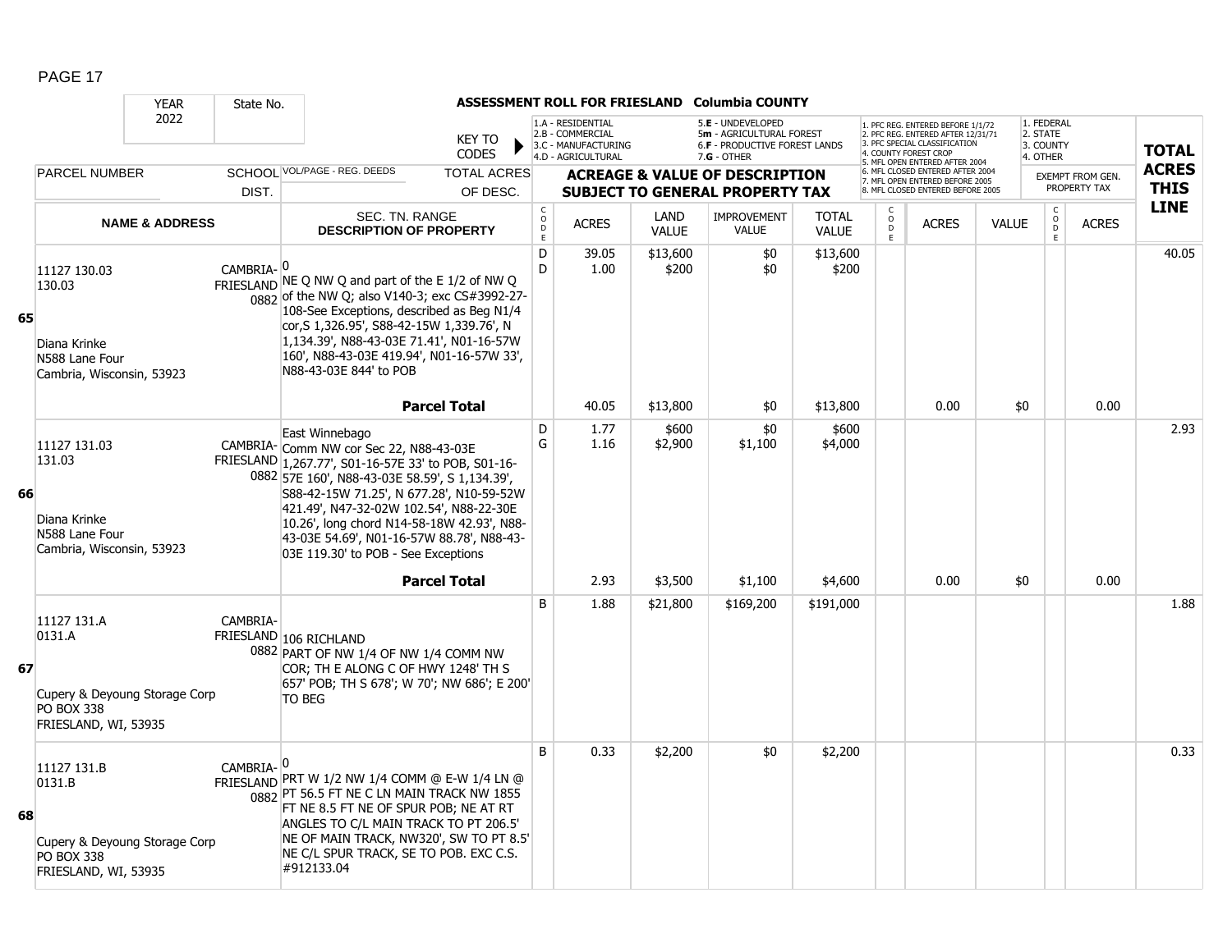**ASSESSMENT ROLL FOR FRIESLAND Columbia COUNTY**

YEAR 2022 | State No.

KEY TO CODES: 1.A - RESIDENTIAL, 2.B - COMMERCIAL, 3.C - MANUFACTURING, 4.D - AGRICULTURAL, 5.E - UNDEVELOPED, 5m - AGRICULTURAL FOREST, 6.F - PRODUCTIVE FOREST LANDS, 7.G - OTHER

1. PFC REG. ENTERED BEFORE 1/1/72, 2. PFC REG. ENTERED AFTER 12/31/71, 3. PFC SPECIAL CLASSIFICATION, 4. COUNTY FOREST CROP, 5. MFL OPEN ENTERED AFTER 2004, 6. MFL CLOSED ENTERED AFTER 2004, 7. MFL OPEN ENTERED BEFORE 2005, 8. MFL CLOSED ENTERED BEFORE 2005

1. FEDERAL, 2. STATE, 3. COUNTY, 4. OTHER

| | PARCEL NUMBER / NAME & ADDRESS | SCHOOL DIST. | VOL/PAGE - REG. DEEDS / SEC. TN. RANGE / DESCRIPTION OF PROPERTY | CODE | ACRES | LAND VALUE | IMPROVEMENT VALUE | TOTAL VALUE | CODE | ACRES | VALUE | CODE | EXEMPT ACRES | TOTAL ACRES THIS LINE |
|---|---|---|---|---|---|---|---|---|---|---|---|---|---|---|
| 65 | 11127 130.03<br>130.03<br><br>Diana Krinke<br>N588 Lane Four<br>Cambria, Wisconsin, 53923 | CAMBRIA-FRIESLAND 0882 | 0<br>NE Q NW Q and part of the E 1/2 of NW Q of the NW Q; also V140-3; exc CS#3992-27-108-See Exceptions, described as Beg N1/4 cor,S 1,326.95', S88-42-15W 1,339.76', N 1,134.39', N88-43-03E 71.41', N01-16-57W 160', N88-43-03E 419.94', N01-16-57W 33', N88-43-03E 844' to POB | D<br>D | 39.05<br>1.00 | $13,600<br>$200 | $0<br>$0 | $13,600<br>$200 | | | | | | 40.05 |
| | | | **Parcel Total** | | 40.05 | $13,800 | $0 | $13,800 | | 0.00 | $0 | | 0.00 | |
| 66 | 11127 131.03<br>131.03<br><br>Diana Krinke<br>N588 Lane Four<br>Cambria, Wisconsin, 53923 | CAMBRIA-FRIESLAND 0882 | East Winnebago<br>Comm NW cor Sec 22, N88-43-03E 1,267.77', S01-16-57E 33' to POB, S01-16-57E 160', N88-43-03E 58.59', S 1,134.39', S88-42-15W 71.25', N 677.28', N10-59-52W 421.49', N47-32-02W 102.54', N88-22-30E 10.26', long chord N14-58-18W 42.93', N88-43-03E 54.69', N01-16-57W 88.78', N88-43-03E 119.30' to POB - See Exceptions | D<br>G | 1.77<br>1.16 | $600<br>$2,900 | $0<br>$1,100 | $600<br>$4,000 | | | | | | 2.93 |
| | | | **Parcel Total** | | 2.93 | $3,500 | $1,100 | $4,600 | | 0.00 | $0 | | 0.00 | |
| 67 | 11127 131.A<br>0131.A<br><br>Cupery & Deyoung Storage Corp<br>PO BOX 338<br>FRIESLAND, WI, 53935 | CAMBRIA-FRIESLAND 0882 | 106 RICHLAND<br>PART OF NW 1/4 OF NW 1/4 COMM NW COR; TH E ALONG C OF HWY 1248' TH S 657' POB; TH S 678'; W 70'; NW 686'; E 200' TO BEG | B | 1.88 | $21,800 | $169,200 | $191,000 | | | | | | 1.88 |
| 68 | 11127 131.B<br>0131.B<br><br>Cupery & Deyoung Storage Corp<br>PO BOX 338<br>FRIESLAND, WI, 53935 | CAMBRIA-FRIESLAND 0882 | 0<br>PRT W 1/2 NW 1/4 COMM @ E-W 1/4 LN @ PT 56.5 FT NE C LN MAIN TRACK NW 1855 FT NE 8.5 FT NE OF SPUR POB; NE AT RT ANGLES TO C/L MAIN TRACK TO PT 206.5' NE OF MAIN TRACK, NW320', SW TO PT 8.5' NE C/L SPUR TRACK, SE TO POB. EXC C.S. #912133.04 | B | 0.33 | $2,200 | $0 | $2,200 | | | | | | 0.33 |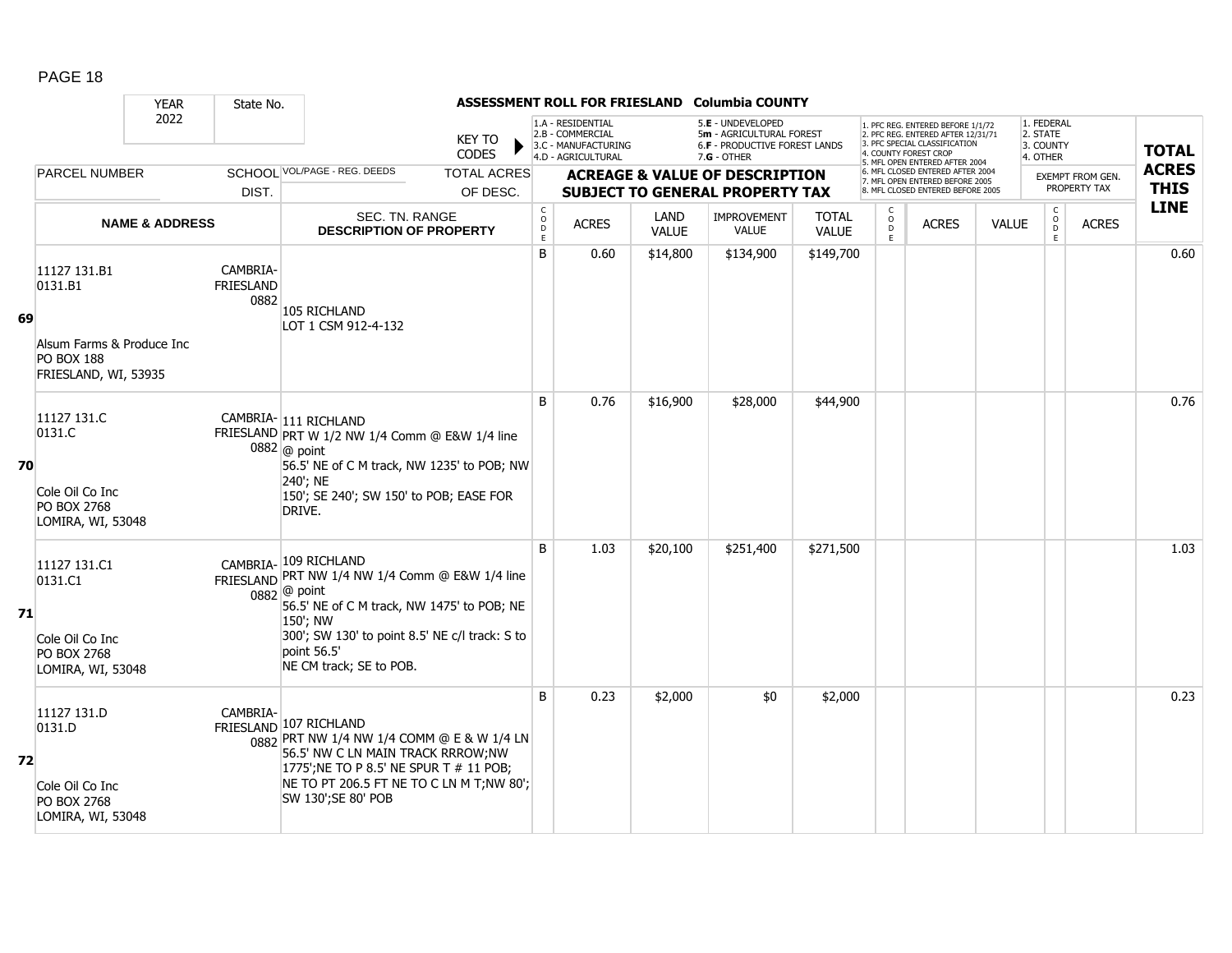ASSESSMENT ROLL FOR FRIESLAND Columbia COUNTY

YEAR 2022 | State No.

KEY TO CODES: 1.A - RESIDENTIAL, 2.B - COMMERCIAL, 3.C - MANUFACTURING, 4.D - AGRICULTURAL, 5.E - UNDEVELOPED, 5m - AGRICULTURAL FOREST, 6.F - PRODUCTIVE FOREST LANDS, 7.G - OTHER

1. PFC REG. ENTERED BEFORE 1/1/72, 2. PFC REG. ENTERED AFTER 12/31/71, 3. PFC SPECIAL CLASSIFICATION, 4. COUNTY FOREST CROP, 5. MFL OPEN ENTERED AFTER 2004, 6. MFL CLOSED ENTERED AFTER 2004, 7. MFL OPEN ENTERED BEFORE 2005, 8. MFL CLOSED ENTERED BEFORE 2005

1. FEDERAL, 2. STATE, 3. COUNTY, 4. OTHER

| | PARCEL NUMBER / NAME & ADDRESS | SCHOOL DIST. | VOL/PAGE - REG. DEEDS / SEC. TN. RANGE / DESCRIPTION OF PROPERTY | CODE | ACRES | LAND VALUE | IMPROVEMENT VALUE | TOTAL VALUE | CODE | ACRES | VALUE | CODE | EXEMPT FROM GEN. PROPERTY TAX ACRES | TOTAL ACRES THIS LINE |
|---|---|---|---|---|---|---|---|---|---|---|---|---|---|---|
| 69 | 11127 131.B1<br>0131.B1<br><br>Alsum Farms & Produce Inc<br>PO BOX 188<br>FRIESLAND, WI, 53935 | CAMBRIA-FRIESLAND 0882 | 105 RICHLAND<br>LOT 1 CSM 912-4-132 | B | 0.60 | $14,800 | $134,900 | $149,700 | | | | | | 0.60 |
| 70 | 11127 131.C<br>0131.C<br><br>Cole Oil Co Inc<br>PO BOX 2768<br>LOMIRA, WI, 53048 | CAMBRIA-FRIESLAND 0882 | 111 RICHLAND<br>PRT W 1/2 NW 1/4 Comm @ E&W 1/4 line @ point<br>56.5' NE of C M track, NW 1235' to POB; NW 240'; NE<br>150'; SE 240'; SW 150' to POB; EASE FOR DRIVE. | B | 0.76 | $16,900 | $28,000 | $44,900 | | | | | | 0.76 |
| 71 | 11127 131.C1<br>0131.C1<br><br>Cole Oil Co Inc<br>PO BOX 2768<br>LOMIRA, WI, 53048 | CAMBRIA-FRIESLAND 0882 | 109 RICHLAND<br>PRT NW 1/4 NW 1/4 Comm @ E&W 1/4 line @ point<br>56.5' NE of C M track, NW 1475' to POB; NE 150'; NW<br>300'; SW 130' to point 8.5' NE c/l track: S to point 56.5'<br>NE CM track; SE to POB. | B | 1.03 | $20,100 | $251,400 | $271,500 | | | | | | 1.03 |
| 72 | 11127 131.D<br>0131.D<br><br>Cole Oil Co Inc<br>PO BOX 2768<br>LOMIRA, WI, 53048 | CAMBRIA-FRIESLAND 0882 | 107 RICHLAND<br>PRT NW 1/4 NW 1/4 COMM @ E & W 1/4 LN<br>56.5' NW C LN MAIN TRACK RRROW;NW<br>1775';NE TO P 8.5' NE SPUR T # 11 POB;<br>NE TO PT 206.5 FT NE TO C LN M T;NW 80';<br>SW 130';SE 80' POB | B | 0.23 | $2,000 | $0 | $2,000 | | | | | | 0.23 |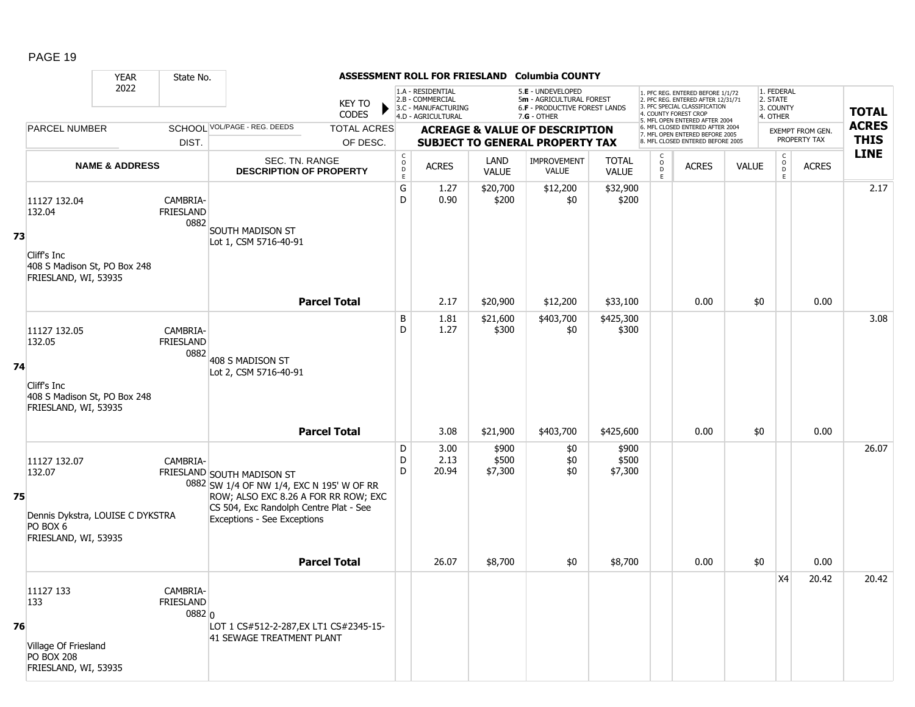PAGE 19

**ASSESSMENT ROLL FOR FRIESLAND Columbia COUNTY**

YEAR 2022 | State No.

KEY TO CODES: 1.A - RESIDENTIAL, 2.B - COMMERCIAL, 3.C - MANUFACTURING, 4.D - AGRICULTURAL, 5.E - UNDEVELOPED, 5m - AGRICULTURAL FOREST, 6.F - PRODUCTIVE FOREST LANDS, 7.G - OTHER

1. PFC REG. ENTERED BEFORE 1/1/72, 2. PFC REG. ENTERED AFTER 12/31/71, 3. PFC SPECIAL CLASSIFICATION, 4. COUNTY FOREST CROP, 5. MFL OPEN ENTERED AFTER 2004, 6. MFL CLOSED ENTERED AFTER 2004, 7. MFL OPEN ENTERED BEFORE 2005, 8. MFL CLOSED ENTERED BEFORE 2005

1. FEDERAL, 2. STATE, 3. COUNTY, 4. OTHER

| Line | PARCEL NUMBER / NAME & ADDRESS | SCHOOL DIST. | VOL/PAGE - REG. DEEDS / SEC. TN. RANGE / DESCRIPTION OF PROPERTY | CODE | ACRES | LAND VALUE | IMPROVEMENT VALUE | TOTAL VALUE | CODE | ACRES | VALUE | CODE | EXEMPT FROM GEN. PROPERTY TAX ACRES | TOTAL ACRES THIS LINE |
|---|---|---|---|---|---|---|---|---|---|---|---|---|---|---|
| 73 | 11127 132.04<br>132.04<br><br>Cliff's Inc<br>408 S Madison St, PO Box 248<br>FRIESLAND, WI, 53935 | CAMBRIA-FRIESLAND 0882 | SOUTH MADISON ST<br>Lot 1, CSM 5716-40-91 | G<br>D | 1.27<br>0.90 | $20,700<br>$200 | $12,200<br>$0 | $32,900<br>$200 | | | | | | 2.17 |
| | | | **Parcel Total** | | 2.17 | $20,900 | $12,200 | $33,100 | | 0.00 | $0 | | 0.00 | |
| 74 | 11127 132.05<br>132.05<br><br>Cliff's Inc<br>408 S Madison St, PO Box 248<br>FRIESLAND, WI, 53935 | CAMBRIA-FRIESLAND 0882 | 408 S MADISON ST<br>Lot 2, CSM 5716-40-91 | B<br>D | 1.81<br>1.27 | $21,600<br>$300 | $403,700<br>$0 | $425,300<br>$300 | | | | | | 3.08 |
| | | | **Parcel Total** | | 3.08 | $21,900 | $403,700 | $425,600 | | 0.00 | $0 | | 0.00 | |
| 75 | 11127 132.07<br>132.07<br><br>Dennis Dykstra, LOUISE C DYKSTRA<br>PO BOX 6<br>FRIESLAND, WI, 53935 | CAMBRIA-FRIESLAND 0882 | SOUTH MADISON ST<br>SW 1/4 OF NW 1/4, EXC N 195' W OF RR ROW; ALSO EXC 8.26 A FOR RR ROW; EXC CS 504, Exc Randolph Centre Plat - See Exceptions - See Exceptions | D<br>D<br>D | 3.00<br>2.13<br>20.94 | $900<br>$500<br>$7,300 | $0<br>$0<br>$0 | $900<br>$500<br>$7,300 | | | | | | 26.07 |
| | | | **Parcel Total** | | 26.07 | $8,700 | $0 | $8,700 | | 0.00 | $0 | | 0.00 | |
| 76 | 11127 133<br>133<br><br>Village Of Friesland<br>PO BOX 208<br>FRIESLAND, WI, 53935 | CAMBRIA-FRIESLAND 0882 | 0<br>LOT 1 CS#512-2-287,EX LT1 CS#2345-15-41 SEWAGE TREATMENT PLANT | | | | | | | | | X4 | 20.42 | 20.42 |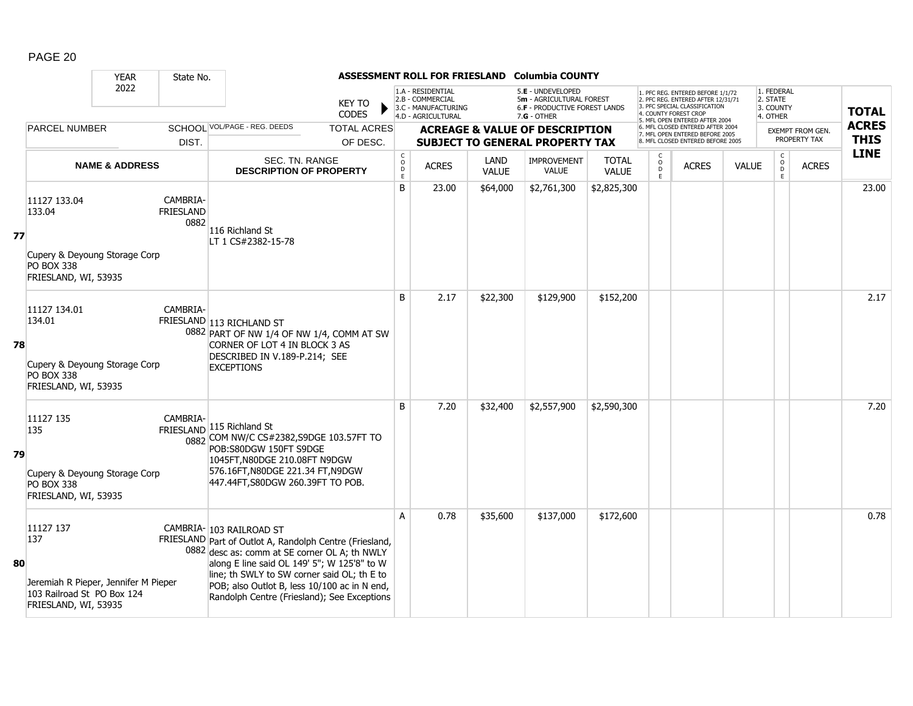# ASSESSMENT ROLL FOR FRIESLAND Columbia COUNTY

YEAR 2022 | State No.

KEY TO CODES: 1.A - RESIDENTIAL, 2.B - COMMERCIAL, 3.C - MANUFACTURING, 4.D - AGRICULTURAL, 5.E - UNDEVELOPED, 5m - AGRICULTURAL FOREST, 6.F - PRODUCTIVE FOREST LANDS, 7.G - OTHER

1. PFC REG. ENTERED BEFORE 1/1/72, 2. PFC REG. ENTERED AFTER 12/31/71, 3. PFC SPECIAL CLASSIFICATION, 4. COUNTY FOREST CROP, 5. MFL OPEN ENTERED AFTER 2004, 6. MFL CLOSED ENTERED AFTER 2004, 7. MFL OPEN ENTERED BEFORE 2005, 8. MFL CLOSED ENTERED BEFORE 2005

1. FEDERAL, 2. STATE, 3. COUNTY, 4. OTHER

| LINE | PARCEL NUMBER / NAME & ADDRESS | SCHOOL DIST. | VOL/PAGE - REG. DEEDS / SEC. TN. RANGE / DESCRIPTION OF PROPERTY | TOTAL ACRES OF DESC. | CODE | ACRES | LAND VALUE | IMPROVEMENT VALUE | TOTAL VALUE | CODE | ACRES | VALUE | CODE | EXEMPT ACRES | TOTAL ACRES THIS LINE |
|---|---|---|---|---|---|---|---|---|---|---|---|---|---|---|---|
| 77 | 11127 133.04<br>133.04<br>Cupery & Deyoung Storage Corp<br>PO BOX 338<br>FRIESLAND, WI, 53935 | CAMBRIA-FRIESLAND 0882 | 116 Richland St<br>LT 1 CS#2382-15-78 | | B | 23.00 | $64,000 | $2,761,300 | $2,825,300 | | | | | | 23.00 |
| 78 | 11127 134.01<br>134.01<br>Cupery & Deyoung Storage Corp<br>PO BOX 338<br>FRIESLAND, WI, 53935 | CAMBRIA-FRIESLAND 0882 | 113 RICHLAND ST<br>PART OF NW 1/4 OF NW 1/4, COMM AT SW CORNER OF LOT 4 IN BLOCK 3 AS DESCRIBED IN V.189-P.214; SEE EXCEPTIONS | | B | 2.17 | $22,300 | $129,900 | $152,200 | | | | | | 2.17 |
| 79 | 11127 135<br>135<br>Cupery & Deyoung Storage Corp<br>PO BOX 338<br>FRIESLAND, WI, 53935 | CAMBRIA-FRIESLAND 0882 | 115 Richland St<br>COM NW/C CS#2382,S9DGE 103.57FT TO POB:S80DGW 150FT S9DGE 1045FT,N80DGE 210.08FT N9DGW 576.16FT,N80DGE 221.34 FT,N9DGW 447.44FT,S80DGW 260.39FT TO POB. | | B | 7.20 | $32,400 | $2,557,900 | $2,590,300 | | | | | | 7.20 |
| 80 | 11127 137<br>137<br>Jeremiah R Pieper, Jennifer M Pieper<br>103 Railroad St PO Box 124<br>FRIESLAND, WI, 53935 | CAMBRIA-FRIESLAND 0882 | 103 RAILROAD ST<br>Part of Outlot A, Randolph Centre (Friesland, desc as: comm at SE corner OL A; th NWLY along E line said OL 149' 5"; W 125'8" to W line; th SWLY to SW corner said OL; th E to POB; also Outlot B, less 10/100 ac in N end, Randolph Centre (Friesland); See Exceptions | | A | 0.78 | $35,600 | $137,000 | $172,600 | | | | | | 0.78 |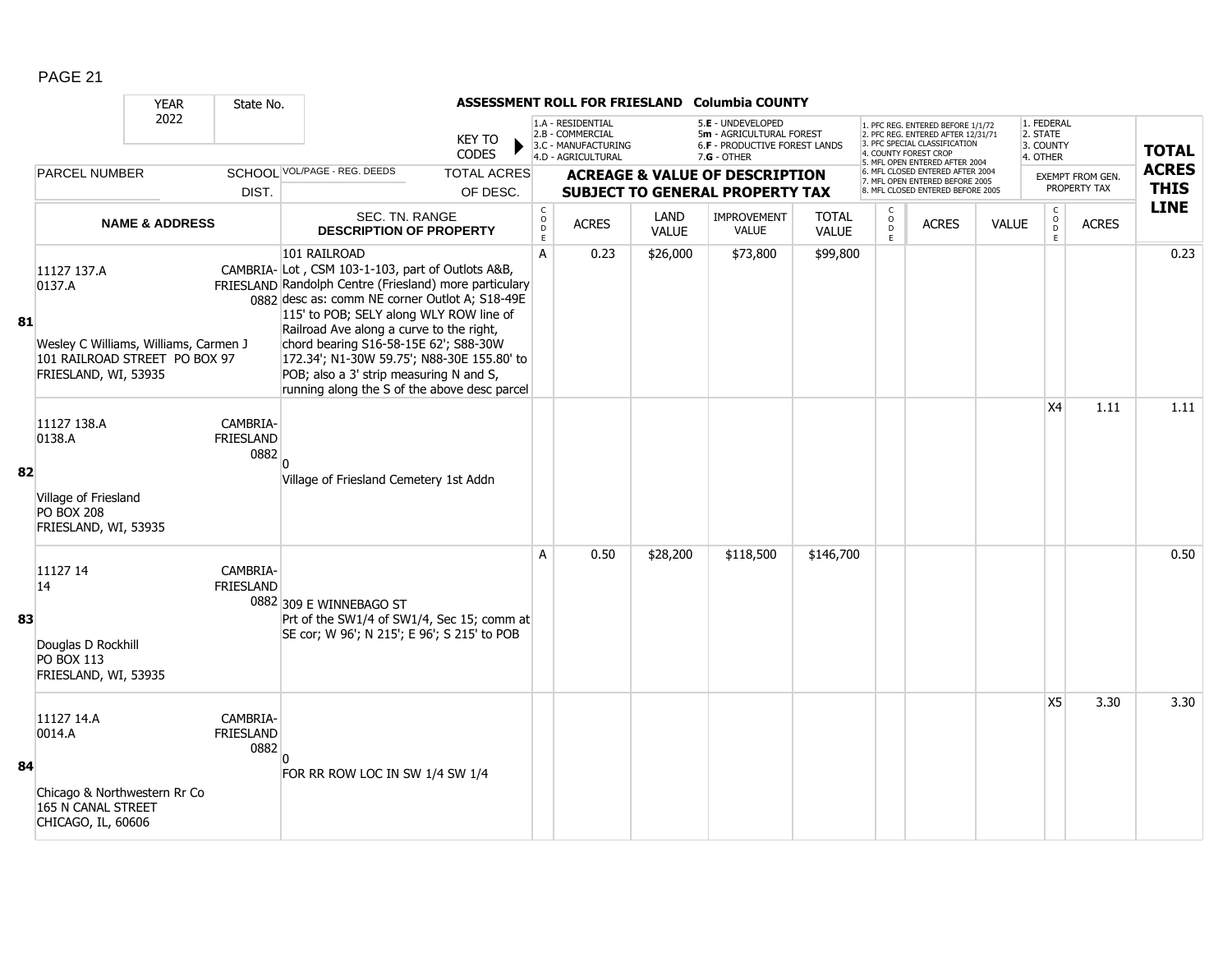**ASSESSMENT ROLL FOR FRIESLAND Columbia COUNTY**

YEAR 2022 | State No.

KEY TO CODES: 1.A - RESIDENTIAL, 2.B - COMMERCIAL, 3.C - MANUFACTURING, 4.D - AGRICULTURAL, 5.E - UNDEVELOPED, 5m - AGRICULTURAL FOREST, 6.F - PRODUCTIVE FOREST LANDS, 7.G - OTHER

1. PFC REG. ENTERED BEFORE 1/1/72, 2. PFC REG. ENTERED AFTER 12/31/71, 3. PFC SPECIAL CLASSIFICATION, 4. COUNTY FOREST CROP, 5. MFL OPEN ENTERED AFTER 2004, 6. MFL CLOSED ENTERED AFTER 2004, 7. MFL OPEN ENTERED BEFORE 2005, 8. MFL CLOSED ENTERED BEFORE 2005

1. FEDERAL, 2. STATE, 3. COUNTY, 4. OTHER

| LINE | PARCEL NUMBER / NAME & ADDRESS | SCHOOL DIST. | VOL/PAGE - REG. DEEDS / SEC. TN. RANGE / DESCRIPTION OF PROPERTY | CODE | ACRES | LAND VALUE | IMPROVEMENT VALUE | TOTAL VALUE | CODE | ACRES | VALUE | CODE (EXEMPT) | ACRES (EXEMPT FROM GEN. PROPERTY TAX) | TOTAL ACRES THIS LINE |
|---|---|---|---|---|---|---|---|---|---|---|---|---|---|---|
| 81 | 11127 137.A<br>0137.A<br>Wesley C Williams, Williams, Carmen J<br>101 RAILROAD STREET PO BOX 97<br>FRIESLAND, WI, 53935 | CAMBRIA-FRIESLAND 0882 | 101 RAILROAD<br>Lot , CSM 103-1-103, part of Outlots A&B, Randolph Centre (Friesland) more particulary desc as: comm NE corner Outlot A; S18-49E 115' to POB; SELY along WLY ROW line of Railroad Ave along a curve to the right, chord bearing S16-58-15E 62'; S88-30W 172.34'; N1-30W 59.75'; N88-30E 155.80' to POB; also a 3' strip measuring N and S, running along the S of the above desc parcel | A | 0.23 | $26,000 | $73,800 | $99,800 | | | | | | 0.23 |
| 82 | 11127 138.A<br>0138.A<br>Village of Friesland<br>PO BOX 208<br>FRIESLAND, WI, 53935 | CAMBRIA-FRIESLAND 0882 | 0<br>Village of Friesland Cemetery 1st Addn | | | | | | | | | X4 | 1.11 | 1.11 |
| 83 | 11127 14<br>14<br>Douglas D Rockhill<br>PO BOX 113<br>FRIESLAND, WI, 53935 | CAMBRIA-FRIESLAND 0882 | 309 E WINNEBAGO ST<br>Prt of the SW1/4 of SW1/4, Sec 15; comm at SE cor; W 96'; N 215'; E 96'; S 215' to POB | A | 0.50 | $28,200 | $118,500 | $146,700 | | | | | | 0.50 |
| 84 | 11127 14.A<br>0014.A<br>Chicago & Northwestern Rr Co<br>165 N CANAL STREET<br>CHICAGO, IL, 60606 | CAMBRIA-FRIESLAND 0882 | 0<br>FOR RR ROW LOC IN SW 1/4 SW 1/4 | | | | | | | | | X5 | 3.30 | 3.30 |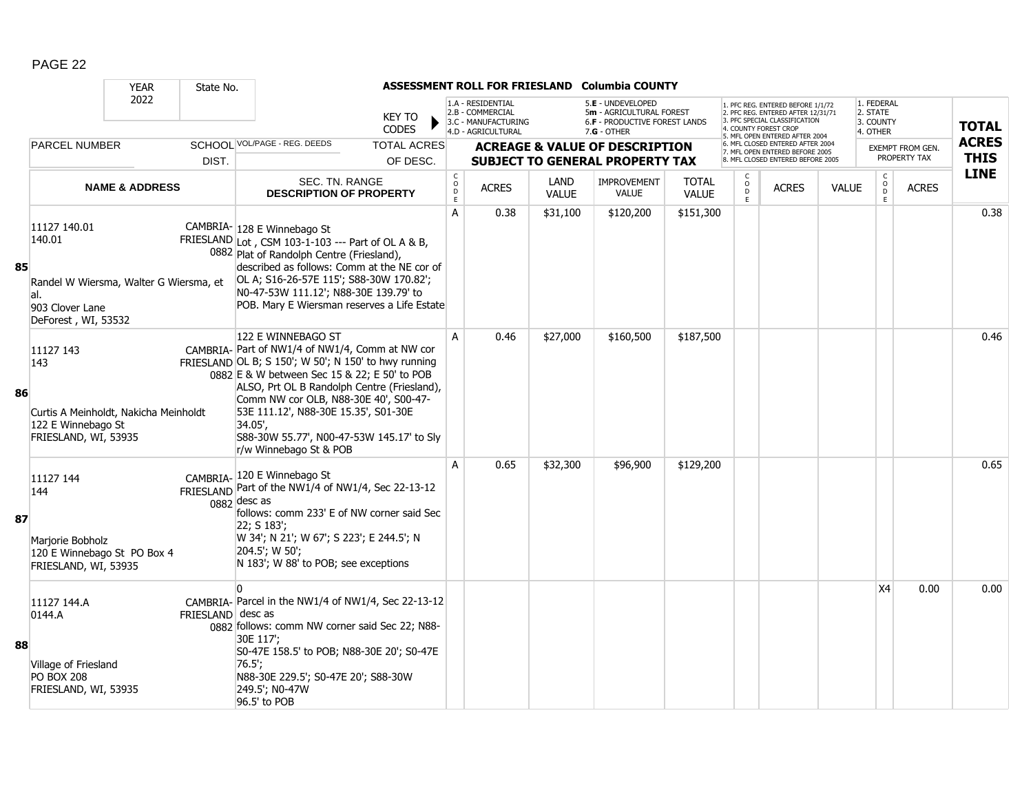**ASSESSMENT ROLL FOR FRIESLAND Columbia COUNTY**

| YEAR 2022 | State No. | | KEY TO CODES | 1.A - RESIDENTIAL 2.B - COMMERCIAL 3.C - MANUFACTURING 4.D - AGRICULTURAL | | 5.E - UNDEVELOPED 5m - AGRICULTURAL FOREST 6.F - PRODUCTIVE FOREST LANDS 7.G - OTHER | | | 1. PFC REG. ENTERED BEFORE 1/1/72 2. PFC REG. ENTERED AFTER 12/31/71 3. PFC SPECIAL CLASSIFICATION 4. COUNTY FOREST CROP 5. MFL OPEN ENTERED AFTER 2004 6. MFL CLOSED ENTERED AFTER 2004 7. MFL OPEN ENTERED BEFORE 2005 8. MFL CLOSED ENTERED BEFORE 2005 | | | 1. FEDERAL 2. STATE 3. COUNTY 4. OTHER | | |
|---|---|---|---|---|---|---|---|---|---|---|---|---|---|---|
| PARCEL NUMBER | SCHOOL DIST. | VOL/PAGE - REG. DEEDS | TOTAL ACRES OF DESC. | ACREAGE & VALUE OF DESCRIPTION SUBJECT TO GENERAL PROPERTY TAX | | | | | | | | EXEMPT FROM GEN. PROPERTY TAX | | TOTAL ACRES THIS LINE |
| NAME & ADDRESS | | SEC. TN. RANGE DESCRIPTION OF PROPERTY | | CODE | ACRES | LAND VALUE | IMPROVEMENT VALUE | TOTAL VALUE | CODE | ACRES | VALUE | CODE | ACRES | |
| **85** 11127 140.01<br>140.01<br>Randel W Wiersma, Walter G Wiersma, et al.<br>903 Clover Lane<br>DeForest , WI, 53532 | CAMBRIA-FRIESLAND 0882 | 128 E Winnebago St<br>Lot , CSM 103-1-103 --- Part of OL A & B, Plat of Randolph Centre (Friesland), described as follows: Comm at the NE cor of OL A; S16-26-57E 115'; S88-30W 170.82'; N0-47-53W 111.12'; N88-30E 139.79' to POB. Mary E Wiersman reserves a Life Estate | | A | 0.38 | $31,100 | $120,200 | $151,300 | | | | | | 0.38 |
| **86** 11127 143<br>143<br>Curtis A Meinholdt, Nakicha Meinholdt<br>122 E Winnebago St<br>FRIESLAND, WI, 53935 | CAMBRIA-FRIESLAND 0882 | 122 E WINNEBAGO ST<br>Part of NW1/4 of NW1/4, Comm at NW cor OL B; S 150'; W 50'; N 150' to hwy running E & W between Sec 15 & 22; E 50' to POB ALSO, Prt OL B Randolph Centre (Friesland), Comm NW cor OLB, N88-30E 40', S00-47-53E 111.12', N88-30E 15.35', S01-30E 34.05',<br>S88-30W 55.77', N00-47-53W 145.17' to Sly r/w Winnebago St & POB | | A | 0.46 | $27,000 | $160,500 | $187,500 | | | | | | 0.46 |
| **87** 11127 144<br>144<br>Marjorie Bobholz<br>120 E Winnebago St PO Box 4<br>FRIESLAND, WI, 53935 | CAMBRIA-FRIESLAND 0882 | 120 E Winnebago St<br>Part of the NW1/4 of NW1/4, Sec 22-13-12 desc as<br>follows: comm 233' E of NW corner said Sec 22; S 183';<br>W 34'; N 21'; W 67'; S 223'; E 244.5'; N 204.5'; W 50';<br>N 183'; W 88' to POB; see exceptions | | A | 0.65 | $32,300 | $96,900 | $129,200 | | | | | | 0.65 |
| **88** 11127 144.A<br>0144.A<br>Village of Friesland<br>PO BOX 208<br>FRIESLAND, WI, 53935 | CAMBRIA-FRIESLAND 0882 | 0<br>Parcel in the NW1/4 of NW1/4, Sec 22-13-12 desc as<br>follows: comm NW corner said Sec 22; N88-30E 117';<br>S0-47E 158.5' to POB; N88-30E 20'; S0-47E 76.5';<br>N88-30E 229.5'; S0-47E 20'; S88-30W 249.5'; N0-47W<br>96.5' to POB | | | | | | | | | | X4 | 0.00 | 0.00 |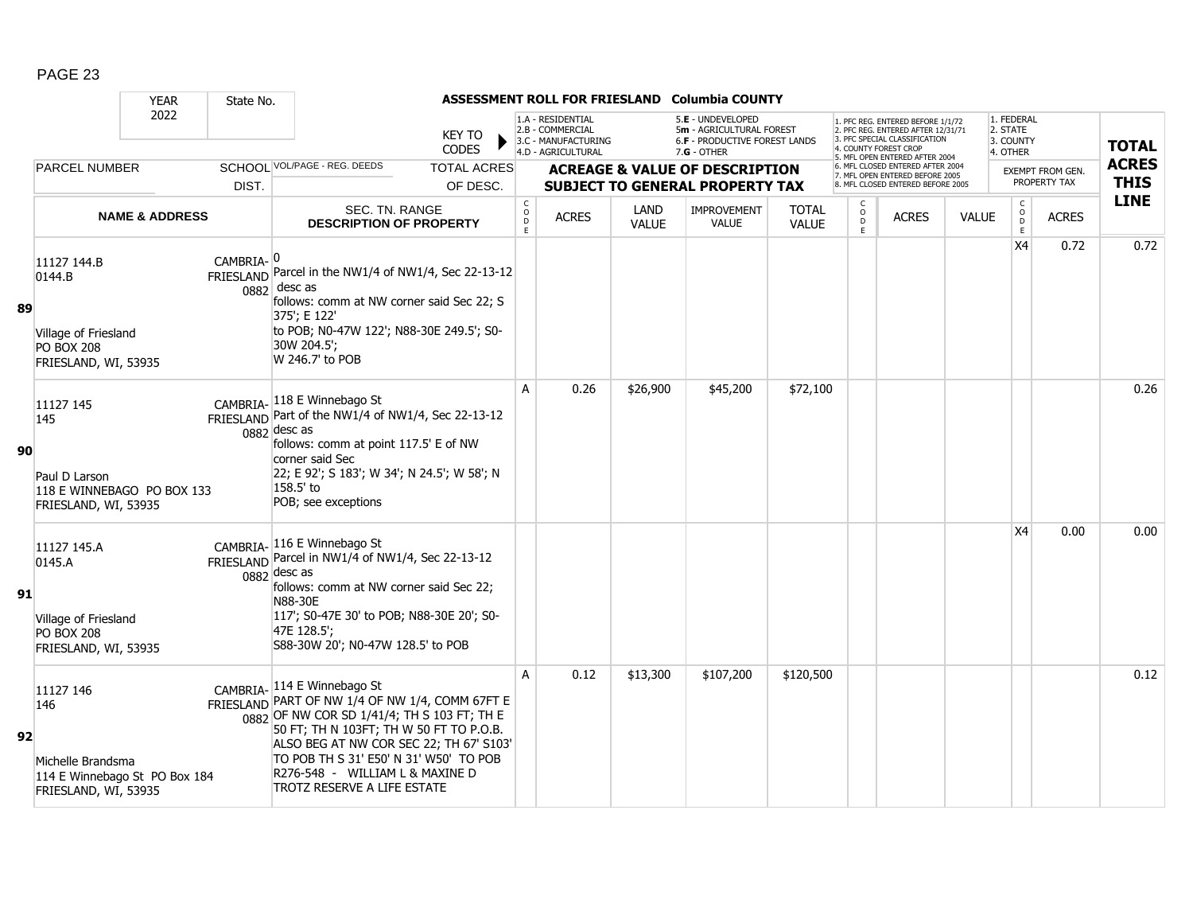# ASSESSMENT ROLL FOR FRIESLAND Columbia COUNTY

YEAR 2022 | State No.

KEY TO CODES:
- 1.A - RESIDENTIAL
- 2.B - COMMERCIAL
- 3.C - MANUFACTURING
- 4.D - AGRICULTURAL
- 5.E - UNDEVELOPED
- 5m - AGRICULTURAL FOREST
- 6.F - PRODUCTIVE FOREST LANDS
- 7.G - OTHER

- 1. PFC REG. ENTERED BEFORE 1/1/72
- 2. PFC REG. ENTERED AFTER 12/31/71
- 3. PFC SPECIAL CLASSIFICATION
- 4. COUNTY FOREST CROP
- 5. MFL OPEN ENTERED AFTER 2004
- 6. MFL CLOSED ENTERED AFTER 2004
- 7. MFL OPEN ENTERED BEFORE 2005
- 8. MFL CLOSED ENTERED BEFORE 2005

- 1. FEDERAL
- 2. STATE
- 3. COUNTY
- 4. OTHER

| LINE | PARCEL NUMBER / NAME & ADDRESS | SCHOOL DIST. | VOL/PAGE - REG. DEEDS / SEC. TN. RANGE / DESCRIPTION OF PROPERTY | CODE | ACRES | LAND VALUE | IMPROVEMENT VALUE | TOTAL VALUE | CODE | ACRES | VALUE | EXEMPT CODE | EXEMPT ACRES | TOTAL ACRES THIS LINE |
|---|---|---|---|---|---|---|---|---|---|---|---|---|---|---|
| 89 | 11127 144.B<br>0144.B<br>Village of Friesland<br>PO BOX 208<br>FRIESLAND, WI, 53935 | CAMBRIA-FRIESLAND 0882 | 0<br>Parcel in the NW1/4 of NW1/4, Sec 22-13-12 desc as follows: comm at NW corner said Sec 22; S 375'; E 122' to POB; N0-47W 122'; N88-30E 249.5'; S0-30W 204.5'; W 246.7' to POB | | | | | | | | | X4 | 0.72 | 0.72 |
| 90 | 11127 145<br>145<br>Paul D Larson<br>118 E WINNEBAGO PO BOX 133<br>FRIESLAND, WI, 53935 | CAMBRIA-FRIESLAND 0882 | 118 E Winnebago St<br>Part of the NW1/4 of NW1/4, Sec 22-13-12 desc as follows: comm at point 117.5' E of NW corner said Sec 22; E 92'; S 183'; W 34'; N 24.5'; W 58'; N 158.5' to POB; see exceptions | A | 0.26 | $26,900 | $45,200 | $72,100 | | | | | | 0.26 |
| 91 | 11127 145.A<br>0145.A<br>Village of Friesland<br>PO BOX 208<br>FRIESLAND, WI, 53935 | CAMBRIA-FRIESLAND 0882 | 116 E Winnebago St<br>Parcel in NW1/4 of NW1/4, Sec 22-13-12 desc as follows: comm at NW corner said Sec 22; N88-30E 117'; S0-47E 30' to POB; N88-30E 20'; S0-47E 128.5'; S88-30W 20'; N0-47W 128.5' to POB | | | | | | | | | X4 | 0.00 | 0.00 |
| 92 | 11127 146<br>146<br>Michelle Brandsma<br>114 E Winnebago St PO Box 184<br>FRIESLAND, WI, 53935 | CAMBRIA-FRIESLAND 0882 | 114 E Winnebago St<br>PART OF NW 1/4 OF NW 1/4, COMM 67FT E OF NW COR SD 1/41/4; TH S 103 FT; TH E 50 FT; TH N 103FT; TH W 50 FT TO P.O.B. ALSO BEG AT NW COR SEC 22; TH 67' S103' TO POB TH S 31' E50' N 31' W50' TO POB R276-548 - WILLIAM L & MAXINE D TROTZ RESERVE A LIFE ESTATE | A | 0.12 | $13,300 | $107,200 | $120,500 | | | | | | 0.12 |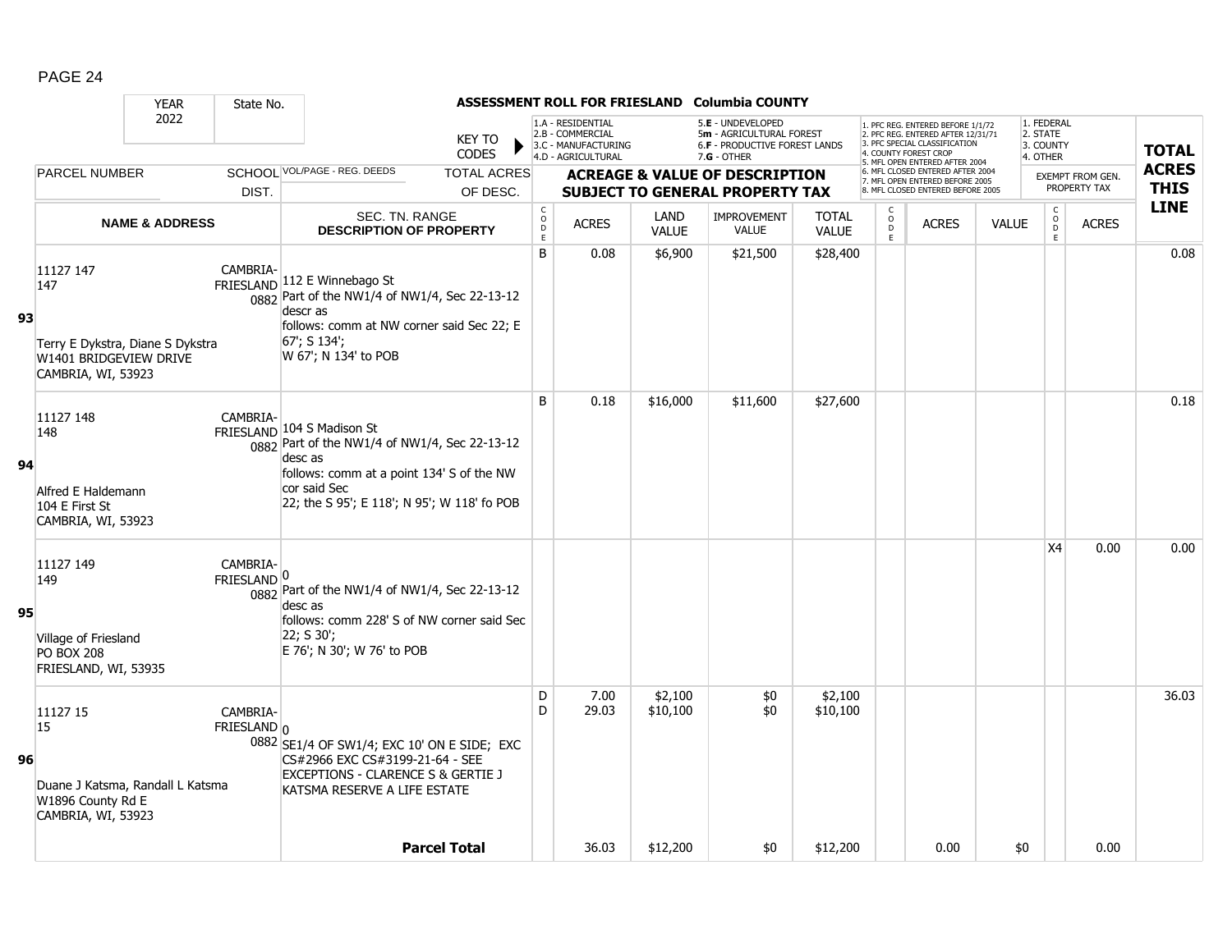ASSESSMENT ROLL FOR FRIESLAND Columbia COUNTY

YEAR 2022 | State No.

KEY TO CODES: 1.A - RESIDENTIAL, 2.B - COMMERCIAL, 3.C - MANUFACTURING, 4.D - AGRICULTURAL, 5.E - UNDEVELOPED, 5m - AGRICULTURAL FOREST, 6.F - PRODUCTIVE FOREST LANDS, 7.G - OTHER

1. PFC REG. ENTERED BEFORE 1/1/72, 2. PFC REG. ENTERED AFTER 12/31/71, 3. PFC SPECIAL CLASSIFICATION, 4. COUNTY FOREST CROP, 5. MFL OPEN ENTERED AFTER 2004, 6. MFL CLOSED ENTERED AFTER 2004, 7. MFL OPEN ENTERED BEFORE 2005, 8. MFL CLOSED ENTERED BEFORE 2005

1. FEDERAL, 2. STATE, 3. COUNTY, 4. OTHER

| LINE | PARCEL NUMBER / NAME & ADDRESS | SCHOOL DIST. | VOL/PAGE - REG. DEEDS / SEC. TN. RANGE / DESCRIPTION OF PROPERTY | CODE | ACRES | LAND VALUE | IMPROVEMENT VALUE | TOTAL VALUE | CODE | ACRES | VALUE | CODE | EXEMPT ACRES | TOTAL ACRES THIS LINE |
|---|---|---|---|---|---|---|---|---|---|---|---|---|---|---|
| 93 | 11127 147<br>147<br>Terry E Dykstra, Diane S Dykstra<br>W1401 BRIDGEVIEW DRIVE<br>CAMBRIA, WI, 53923 | CAMBRIA-FRIESLAND 0882 | 112 E Winnebago St<br>Part of the NW1/4 of NW1/4, Sec 22-13-12 descr as follows: comm at NW corner said Sec 22; E 67'; S 134'; W 67'; N 134' to POB | B | 0.08 | $6,900 | $21,500 | $28,400 | | | | | | 0.08 |
| 94 | 11127 148<br>148<br>Alfred E Haldemann<br>104 E First St<br>CAMBRIA, WI, 53923 | CAMBRIA-FRIESLAND 0882 | 104 S Madison St<br>Part of the NW1/4 of NW1/4, Sec 22-13-12 desc as follows: comm at a point 134' S of the NW cor said Sec 22; the S 95'; E 118'; N 95'; W 118' fo POB | B | 0.18 | $16,000 | $11,600 | $27,600 | | | | | | 0.18 |
| 95 | 11127 149<br>149<br>Village of Friesland<br>PO BOX 208<br>FRIESLAND, WI, 53935 | CAMBRIA-FRIESLAND 0882 | 0<br>Part of the NW1/4 of NW1/4, Sec 22-13-12 desc as follows: comm 228' S of NW corner said Sec 22; S 30'; E 76'; N 30'; W 76' to POB | | | | | | | | | X4 | 0.00 | 0.00 |
| 96 | 11127 15<br>15<br>Duane J Katsma, Randall L Katsma<br>W1896 County Rd E<br>CAMBRIA, WI, 53923 | CAMBRIA-FRIESLAND 0882 | 0<br>SE1/4 OF SW1/4; EXC 10' ON E SIDE; EXC CS#2966 EXC CS#3199-21-64 - SEE EXCEPTIONS - CLARENCE S & GERTIE J KATSMA RESERVE A LIFE ESTATE | D<br>D | 7.00<br>29.03 | $2,100<br>$10,100 | $0<br>$0 | $2,100<br>$10,100 | | | | | | 36.03 |
| | | | **Parcel Total** | | 36.03 | $12,200 | $0 | $12,200 | | 0.00 | $0 | | 0.00 | |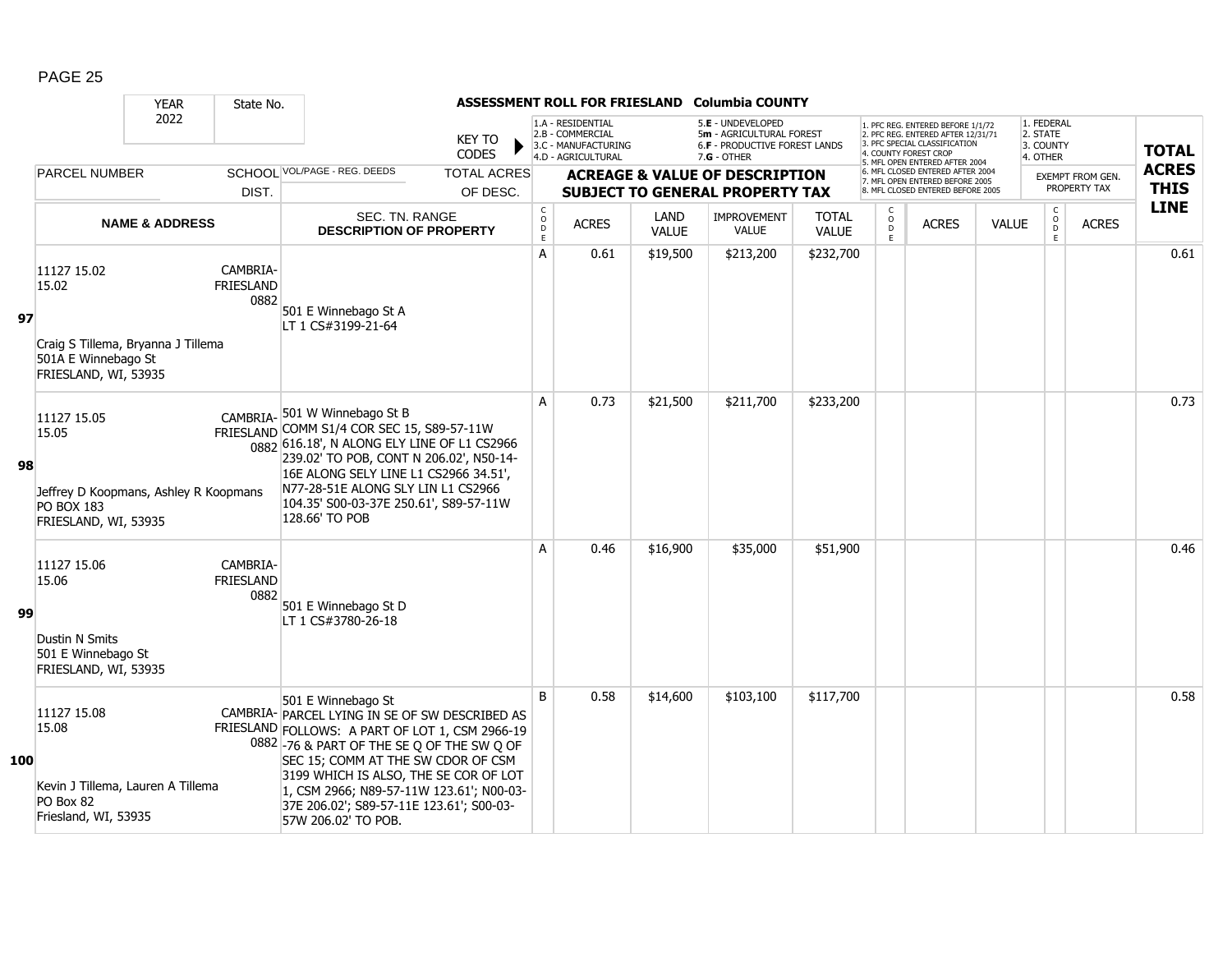**ASSESSMENT ROLL FOR FRIESLAND Columbia COUNTY**

YEAR 2022 | State No.

KEY TO CODES: 1.A - RESIDENTIAL, 2.B - COMMERCIAL, 3.C - MANUFACTURING, 4.D - AGRICULTURAL, 5.E - UNDEVELOPED, 5m - AGRICULTURAL FOREST, 6.F - PRODUCTIVE FOREST LANDS, 7.G - OTHER

1. PFC REG. ENTERED BEFORE 1/1/72, 2. PFC REG. ENTERED AFTER 12/31/71, 3. PFC SPECIAL CLASSIFICATION, 4. COUNTY FOREST CROP, 5. MFL OPEN ENTERED AFTER 2004, 6. MFL CLOSED ENTERED AFTER 2004, 7. MFL OPEN ENTERED BEFORE 2005, 8. MFL CLOSED ENTERED BEFORE 2005

1. FEDERAL, 2. STATE, 3. COUNTY, 4. OTHER

| | PARCEL NUMBER / NAME & ADDRESS | SCHOOL DIST. | VOL/PAGE - REG. DEEDS / SEC. TN. RANGE / DESCRIPTION OF PROPERTY | CODE | ACRES | LAND VALUE | IMPROVEMENT VALUE | TOTAL VALUE | CODE | ACRES | VALUE | CODE | ACRES | TOTAL ACRES THIS LINE |
|---|---|---|---|---|---|---|---|---|---|---|---|---|---|---|
| 97 | 11127 15.02<br>15.02<br><br>Craig S Tillema, Bryanna J Tillema<br>501A E Winnebago St<br>FRIESLAND, WI, 53935 | CAMBRIA-FRIESLAND 0882 | 501 E Winnebago St A<br>LT 1 CS#3199-21-64 | A | 0.61 | $19,500 | $213,200 | $232,700 | | | | | | 0.61 |
| 98 | 11127 15.05<br>15.05<br><br>Jeffrey D Koopmans, Ashley R Koopmans<br>PO BOX 183<br>FRIESLAND, WI, 53935 | CAMBRIA-FRIESLAND 0882 | 501 W Winnebago St B<br>COMM S1/4 COR SEC 15, S89-57-11W 616.18', N ALONG ELY LINE OF L1 CS2966 239.02' TO POB, CONT N 206.02', N50-14-16E ALONG SELY LINE L1 CS2966 34.51', N77-28-51E ALONG SLY LIN L1 CS2966 104.35' S00-03-37E 250.61', S89-57-11W 128.66' TO POB | A | 0.73 | $21,500 | $211,700 | $233,200 | | | | | | 0.73 |
| 99 | 11127 15.06<br>15.06<br><br>Dustin N Smits<br>501 E Winnebago St<br>FRIESLAND, WI, 53935 | CAMBRIA-FRIESLAND 0882 | 501 E Winnebago St D<br>LT 1 CS#3780-26-18 | A | 0.46 | $16,900 | $35,000 | $51,900 | | | | | | 0.46 |
| 100 | 11127 15.08<br>15.08<br><br>Kevin J Tillema, Lauren A Tillema<br>PO Box 82<br>Friesland, WI, 53935 | CAMBRIA-FRIESLAND 0882 | 501 E Winnebago St<br>PARCEL LYING IN SE OF SW DESCRIBED AS FOLLOWS: A PART OF LOT 1, CSM 2966-19 -76 & PART OF THE SE Q OF THE SW Q OF SEC 15; COMM AT THE SW CDOR OF CSM 3199 WHICH IS ALSO, THE SE COR OF LOT 1, CSM 2966; N89-57-11W 123.61'; N00-03-37E 206.02'; S89-57-11E 123.61'; S00-03-57W 206.02' TO POB. | B | 0.58 | $14,600 | $103,100 | $117,700 | | | | | | 0.58 |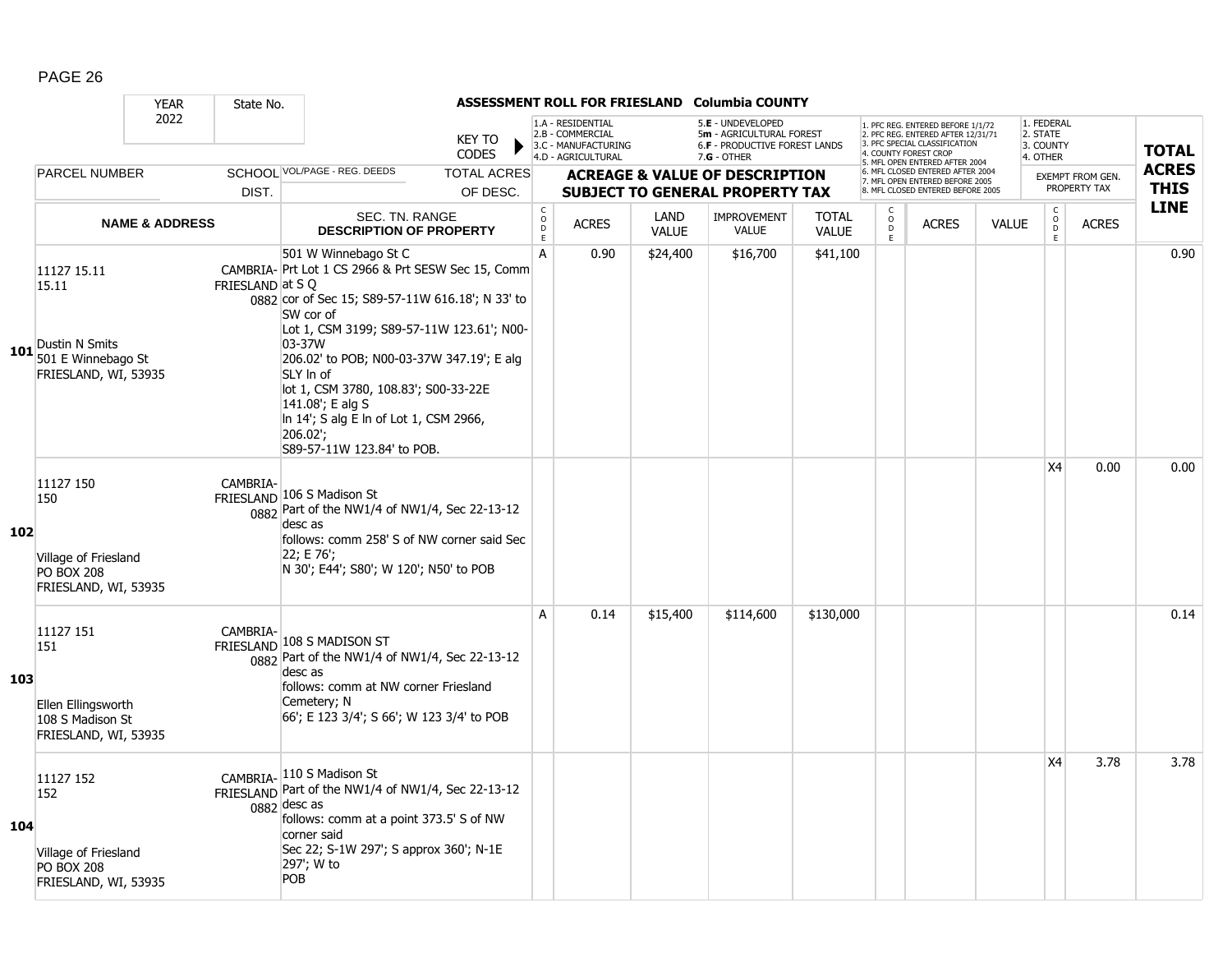PAGE 26

**ASSESSMENT ROLL FOR FRIESLAND Columbia COUNTY**

YEAR 2022 | State No.

KEY TO CODES: 1.A - RESIDENTIAL, 2.B - COMMERCIAL, 3.C - MANUFACTURING, 4.D - AGRICULTURAL, 5.E - UNDEVELOPED, 5m - AGRICULTURAL FOREST, 6.F - PRODUCTIVE FOREST LANDS, 7.G - OTHER

1. PFC REG. ENTERED BEFORE 1/1/72, 2. PFC REG. ENTERED AFTER 12/31/71, 3. PFC SPECIAL CLASSIFICATION, 4. COUNTY FOREST CROP, 5. MFL OPEN ENTERED AFTER 2004, 6. MFL CLOSED ENTERED AFTER 2004, 7. MFL OPEN ENTERED BEFORE 2005, 8. MFL CLOSED ENTERED BEFORE 2005

1. FEDERAL, 2. STATE, 3. COUNTY, 4. OTHER

| LINE | PARCEL NUMBER / NAME & ADDRESS | SCHOOL DIST. | VOL/PAGE - REG. DEEDS / SEC. TN. RANGE / DESCRIPTION OF PROPERTY | CODE | ACRES | LAND VALUE | IMPROVEMENT VALUE | TOTAL VALUE | CODE | ACRES | VALUE | EXEMPT CODE | EXEMPT ACRES | TOTAL ACRES THIS LINE |
|---|---|---|---|---|---|---|---|---|---|---|---|---|---|---|
| 101 | 11127 15.11<br>15.11<br><br>Dustin N Smits<br>501 E Winnebago St<br>FRIESLAND, WI, 53935 | CAMBRIA-FRIESLAND 0882 | 501 W Winnebago St C<br>Prt Lot 1 CS 2966 & Prt SESW Sec 15, Comm at S Q cor of Sec 15; S89-57-11W 616.18'; N 33' to SW cor of Lot 1, CSM 3199; S89-57-11W 123.61'; N00-03-37W 206.02' to POB; N00-03-37W 347.19'; E alg SLY ln of lot 1, CSM 3780, 108.83'; S00-33-22E 141.08'; E alg S ln 14'; S alg E ln of Lot 1, CSM 2966, 206.02'; S89-57-11W 123.84' to POB. | A | 0.90 | $24,400 | $16,700 | $41,100 | | | | | | 0.90 |
| 102 | 11127 150<br>150<br><br>Village of Friesland<br>PO BOX 208<br>FRIESLAND, WI, 53935 | CAMBRIA-FRIESLAND 0882 | 106 S Madison St<br>Part of the NW1/4 of NW1/4, Sec 22-13-12 desc as follows: comm 258' S of NW corner said Sec 22; E 76'; N 30'; E44'; S80'; W 120'; N50' to POB | | | | | | | | | X4 | 0.00 | 0.00 |
| 103 | 11127 151<br>151<br><br>Ellen Ellingsworth<br>108 S Madison St<br>FRIESLAND, WI, 53935 | CAMBRIA-FRIESLAND 0882 | 108 S MADISON ST<br>Part of the NW1/4 of NW1/4, Sec 22-13-12 desc as follows: comm at NW corner Friesland Cemetery; N 66'; E 123 3/4'; S 66'; W 123 3/4' to POB | A | 0.14 | $15,400 | $114,600 | $130,000 | | | | | | 0.14 |
| 104 | 11127 152<br>152<br><br>Village of Friesland<br>PO BOX 208<br>FRIESLAND, WI, 53935 | CAMBRIA-FRIESLAND 0882 | 110 S Madison St<br>Part of the NW1/4 of NW1/4, Sec 22-13-12 desc as follows: comm at a point 373.5' S of NW corner said Sec 22; S-1W 297'; S approx 360'; N-1E 297'; W to POB | | | | | | | | | X4 | 3.78 | 3.78 |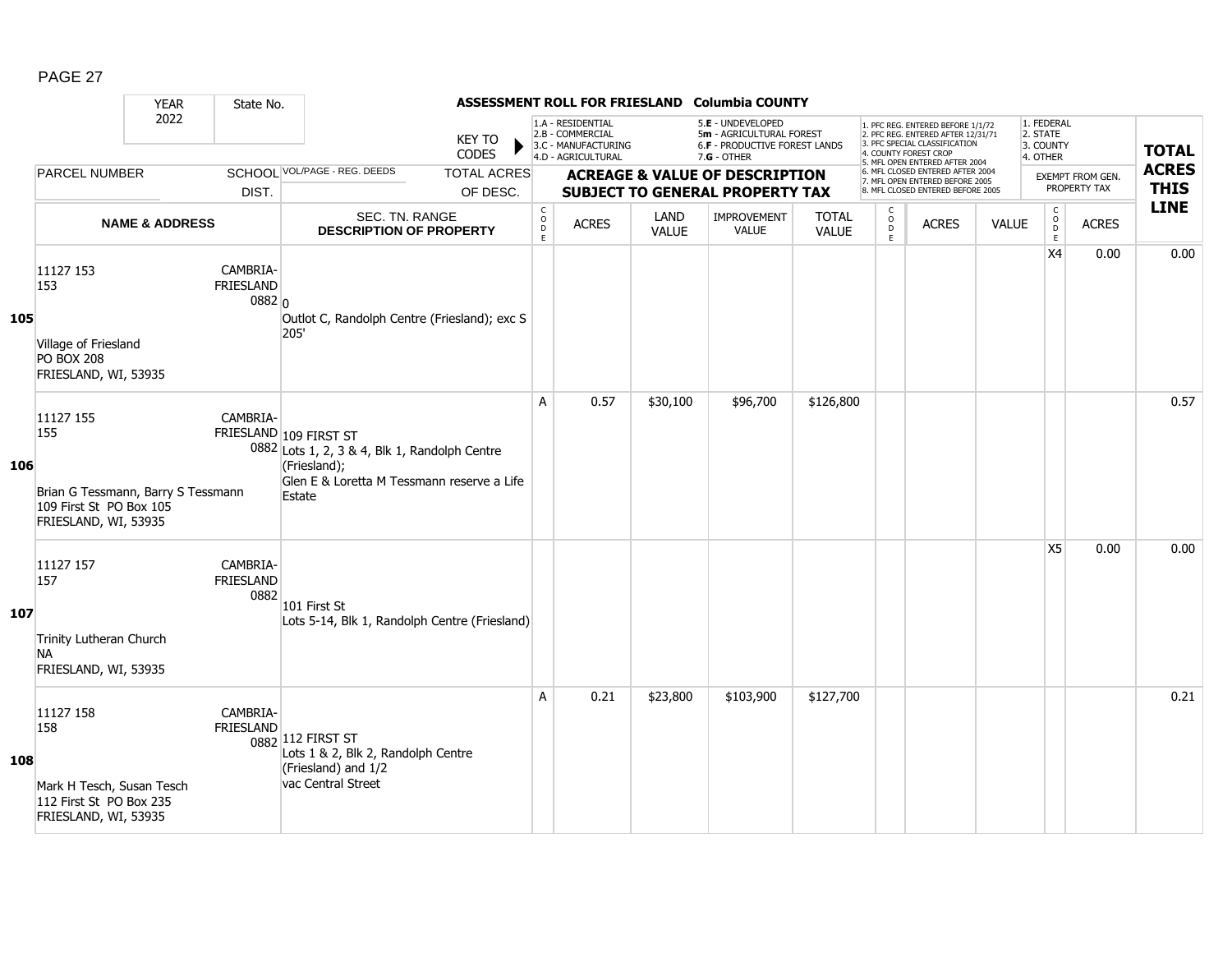## ASSESSMENT ROLL FOR FRIESLAND Columbia COUNTY

YEAR 2022 | State No.

KEY TO CODES:
1.A - RESIDENTIAL
2.B - COMMERCIAL
3.C - MANUFACTURING
4.D - AGRICULTURAL
5.E - UNDEVELOPED
5m - AGRICULTURAL FOREST
6.F - PRODUCTIVE FOREST LANDS
7.G - OTHER

1. PFC REG. ENTERED BEFORE 1/1/72
2. PFC REG. ENTERED AFTER 12/31/71
3. PFC SPECIAL CLASSIFICATION
4. COUNTY FOREST CROP
5. MFL OPEN ENTERED AFTER 2004
6. MFL CLOSED ENTERED AFTER 2004
7. MFL OPEN ENTERED BEFORE 2005
8. MFL CLOSED ENTERED BEFORE 2005

1. FEDERAL
2. STATE
3. COUNTY
4. OTHER

| LINE | PARCEL NUMBER / NAME & ADDRESS | SCHOOL DIST. | VOL/PAGE - REG. DEEDS / SEC. TN. RANGE / DESCRIPTION OF PROPERTY | CODE | ACRES | LAND VALUE | IMPROVEMENT VALUE | TOTAL VALUE | CODE | ACRES | VALUE | CODE (EXEMPT) | ACRES (EXEMPT) | TOTAL ACRES THIS LINE |
|---|---|---|---|---|---|---|---|---|---|---|---|---|---|---|
| 105 | 11127 153<br>153<br>Village of Friesland<br>PO BOX 208<br>FRIESLAND, WI, 53935 | CAMBRIA-FRIESLAND 0882 | 0<br>Outlot C, Randolph Centre (Friesland); exc S 205' | | | | | | | | | X4 | 0.00 | 0.00 |
| 106 | 11127 155<br>155<br>Brian G Tessmann, Barry S Tessmann<br>109 First St PO Box 105<br>FRIESLAND, WI, 53935 | CAMBRIA-FRIESLAND 0882 | 109 FIRST ST<br>Lots 1, 2, 3 & 4, Blk 1, Randolph Centre (Friesland);<br>Glen E & Loretta M Tessmann reserve a Life Estate | A | 0.57 | $30,100 | $96,700 | $126,800 | | | | | | 0.57 |
| 107 | 11127 157<br>157<br>Trinity Lutheran Church<br>NA<br>FRIESLAND, WI, 53935 | CAMBRIA-FRIESLAND 0882 | 101 First St<br>Lots 5-14, Blk 1, Randolph Centre (Friesland) | | | | | | | | | X5 | 0.00 | 0.00 |
| 108 | 11127 158<br>158<br>Mark H Tesch, Susan Tesch<br>112 First St PO Box 235<br>FRIESLAND, WI, 53935 | CAMBRIA-FRIESLAND 0882 | 112 FIRST ST<br>Lots 1 & 2, Blk 2, Randolph Centre (Friesland) and 1/2<br>vac Central Street | A | 0.21 | $23,800 | $103,900 | $127,700 | | | | | | 0.21 |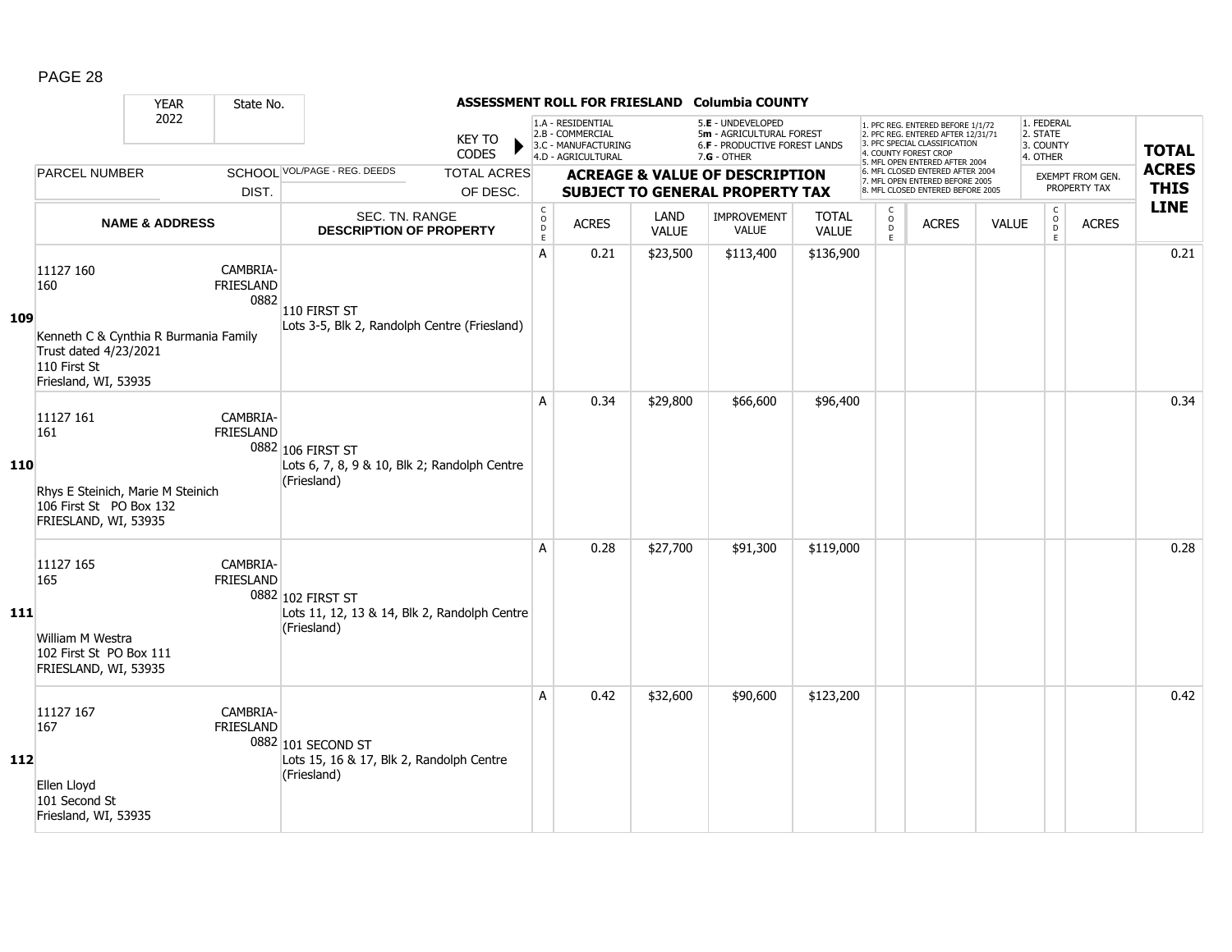**ASSESSMENT ROLL FOR FRIESLAND Columbia COUNTY**

YEAR 2022 | State No.

KEY TO CODES: 1.A - RESIDENTIAL, 2.B - COMMERCIAL, 3.C - MANUFACTURING, 4.D - AGRICULTURAL, 5.E - UNDEVELOPED, 5m - AGRICULTURAL FOREST, 6.F - PRODUCTIVE FOREST LANDS, 7.G - OTHER

1. PFC REG. ENTERED BEFORE 1/1/72, 2. PFC REG. ENTERED AFTER 12/31/71, 3. PFC SPECIAL CLASSIFICATION, 4. COUNTY FOREST CROP, 5. MFL OPEN ENTERED AFTER 2004, 6. MFL CLOSED ENTERED AFTER 2004, 7. MFL OPEN ENTERED BEFORE 2005, 8. MFL CLOSED ENTERED BEFORE 2005

1. FEDERAL, 2. STATE, 3. COUNTY, 4. OTHER — EXEMPT FROM GEN. PROPERTY TAX

| LINE | PARCEL NUMBER / NAME & ADDRESS | SCHOOL DIST. | VOL/PAGE - REG. DEEDS / SEC. TN. RANGE / DESCRIPTION OF PROPERTY | CODE | ACRES | LAND VALUE | IMPROVEMENT VALUE | TOTAL VALUE | CODE | ACRES | VALUE | CODE | ACRES | TOTAL ACRES THIS LINE |
|---|---|---|---|---|---|---|---|---|---|---|---|---|---|---|
| 109 | 11127 160<br>160<br>Kenneth C & Cynthia R Burmania Family Trust dated 4/23/2021<br>110 First St<br>Friesland, WI, 53935 | CAMBRIA-FRIESLAND 0882 | 110 FIRST ST<br>Lots 3-5, Blk 2, Randolph Centre (Friesland) | A | 0.21 | $23,500 | $113,400 | $136,900 | | | | | | 0.21 |
| 110 | 11127 161<br>161<br>Rhys E Steinich, Marie M Steinich<br>106 First St PO Box 132<br>FRIESLAND, WI, 53935 | CAMBRIA-FRIESLAND 0882 | 106 FIRST ST<br>Lots 6, 7, 8, 9 & 10, Blk 2; Randolph Centre (Friesland) | A | 0.34 | $29,800 | $66,600 | $96,400 | | | | | | 0.34 |
| 111 | 11127 165<br>165<br>William M Westra<br>102 First St PO Box 111<br>FRIESLAND, WI, 53935 | CAMBRIA-FRIESLAND 0882 | 102 FIRST ST<br>Lots 11, 12, 13 & 14, Blk 2, Randolph Centre (Friesland) | A | 0.28 | $27,700 | $91,300 | $119,000 | | | | | | 0.28 |
| 112 | 11127 167<br>167<br>Ellen Lloyd<br>101 Second St<br>Friesland, WI, 53935 | CAMBRIA-FRIESLAND 0882 | 101 SECOND ST<br>Lots 15, 16 & 17, Blk 2, Randolph Centre (Friesland) | A | 0.42 | $32,600 | $90,600 | $123,200 | | | | | | 0.42 |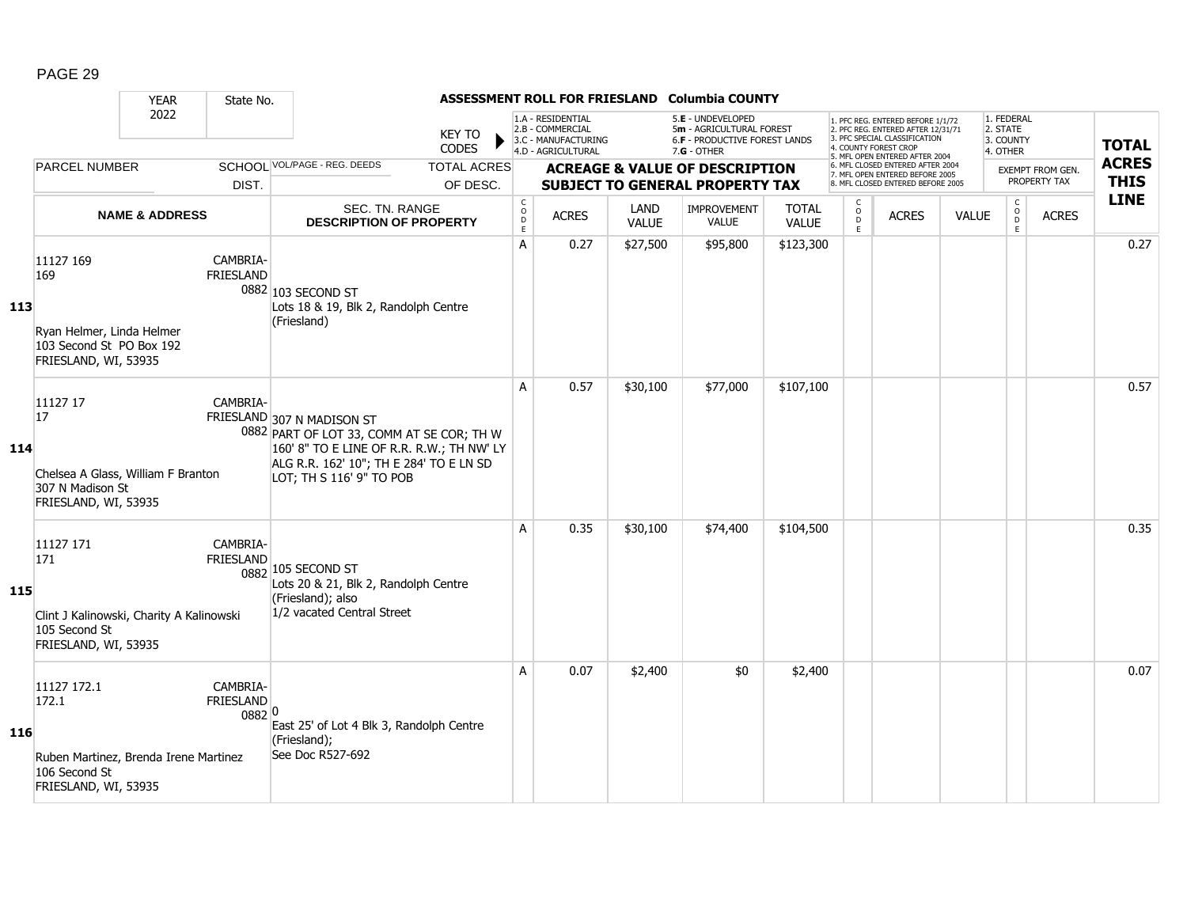# ASSESSMENT ROLL FOR FRIESLAND Columbia COUNTY

YEAR 2022 | State No.

KEY TO CODES: 1.A - RESIDENTIAL, 2.B - COMMERCIAL, 3.C - MANUFACTURING, 4.D - AGRICULTURAL, 5.E - UNDEVELOPED, 5m - AGRICULTURAL FOREST, 6.F - PRODUCTIVE FOREST LANDS, 7.G - OTHER

1. PFC REG. ENTERED BEFORE 1/1/72, 2. PFC REG. ENTERED AFTER 12/31/71, 3. PFC SPECIAL CLASSIFICATION, 4. COUNTY FOREST CROP, 5. MFL OPEN ENTERED AFTER 2004, 6. MFL CLOSED ENTERED AFTER 2004, 7. MFL OPEN ENTERED BEFORE 2005, 8. MFL CLOSED ENTERED BEFORE 2005

1. FEDERAL, 2. STATE, 3. COUNTY, 4. OTHER

| LINE | PARCEL NUMBER / NAME & ADDRESS | SCHOOL DIST. | VOL/PAGE - REG. DEEDS / SEC. TN. RANGE / DESCRIPTION OF PROPERTY | CODE | ACRES | LAND VALUE | IMPROVEMENT VALUE | TOTAL VALUE | CODE | ACRES | VALUE | CODE | EXEMPT FROM GEN. PROPERTY TAX ACRES | TOTAL ACRES THIS LINE |
|---|---|---|---|---|---|---|---|---|---|---|---|---|---|---|
| 113 | 11127 169<br>169<br><br>Ryan Helmer, Linda Helmer<br>103 Second St PO Box 192<br>FRIESLAND, WI, 53935 | CAMBRIA-FRIESLAND 0882 | 103 SECOND ST<br>Lots 18 & 19, Blk 2, Randolph Centre (Friesland) | A | 0.27 | $27,500 | $95,800 | $123,300 | | | | | | 0.27 |
| 114 | 11127 17<br>17<br><br>Chelsea A Glass, William F Branton<br>307 N Madison St<br>FRIESLAND, WI, 53935 | CAMBRIA-FRIESLAND 0882 | 307 N MADISON ST<br>PART OF LOT 33, COMM AT SE COR; TH W 160' 8" TO E LINE OF R.R. R.W.; TH NW' LY ALG R.R. 162' 10"; TH E 284' TO E LN SD LOT; TH S 116' 9" TO POB | A | 0.57 | $30,100 | $77,000 | $107,100 | | | | | | 0.57 |
| 115 | 11127 171<br>171<br><br>Clint J Kalinowski, Charity A Kalinowski<br>105 Second St<br>FRIESLAND, WI, 53935 | CAMBRIA-FRIESLAND 0882 | 105 SECOND ST<br>Lots 20 & 21, Blk 2, Randolph Centre (Friesland); also<br>1/2 vacated Central Street | A | 0.35 | $30,100 | $74,400 | $104,500 | | | | | | 0.35 |
| 116 | 11127 172.1<br>172.1<br><br>Ruben Martinez, Brenda Irene Martinez<br>106 Second St<br>FRIESLAND, WI, 53935 | CAMBRIA-FRIESLAND 0882 | 0<br>East 25' of Lot 4 Blk 3, Randolph Centre (Friesland);<br>See Doc R527-692 | A | 0.07 | $2,400 | $0 | $2,400 | | | | | | 0.07 |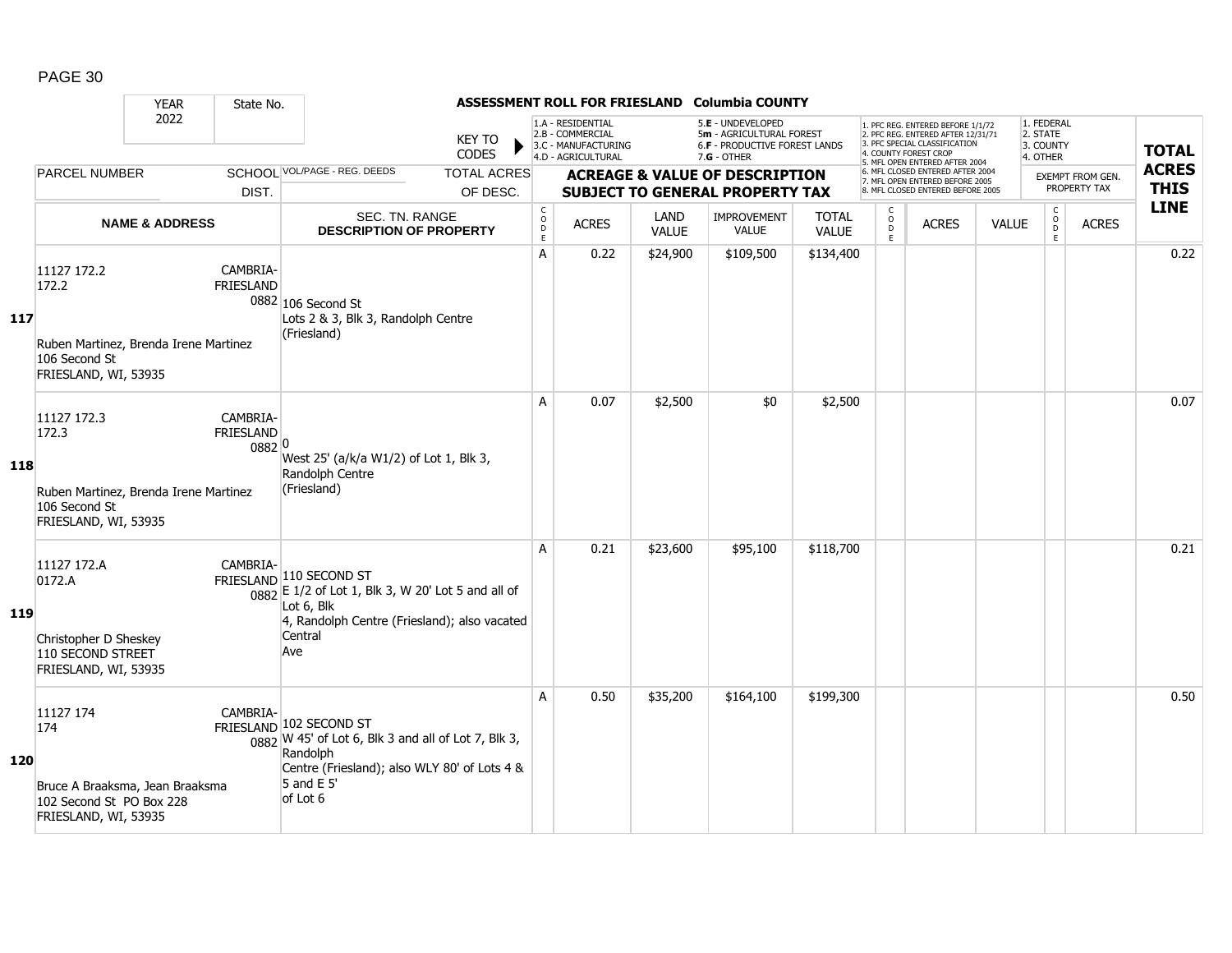**ASSESSMENT ROLL FOR FRIESLAND Columbia COUNTY**

| YEAR 2022 | State No. | | KEY TO CODES: 1.A - RESIDENTIAL, 2.B - COMMERCIAL, 3.C - MANUFACTURING, 4.D - AGRICULTURAL, 5.E - UNDEVELOPED, 5m - AGRICULTURAL FOREST, 6.F - PRODUCTIVE FOREST LANDS, 7.G - OTHER | | | | | | 1. PFC REG. ENTERED BEFORE 1/1/72, 2. PFC REG. ENTERED AFTER 12/31/71, 3. PFC SPECIAL CLASSIFICATION, 4. COUNTY FOREST CROP, 5. MFL OPEN ENTERED AFTER 2004, 6. MFL CLOSED ENTERED AFTER 2004, 7. MFL OPEN ENTERED BEFORE 2005, 8. MFL CLOSED ENTERED BEFORE 2005 | | | 1. FEDERAL, 2. STATE, 3. COUNTY, 4. OTHER | | |
|---|---|---|---|---|---|---|---|---|---|---|---|---|---|---|
| PARCEL NUMBER | SCHOOL DIST. | VOL/PAGE - REG. DEEDS | TOTAL ACRES OF DESC. | ACREAGE & VALUE OF DESCRIPTION SUBJECT TO GENERAL PROPERTY TAX | | | | | | | | EXEMPT FROM GEN. PROPERTY TAX | | TOTAL ACRES THIS LINE |
| **NAME & ADDRESS** | | SEC. TN. RANGE DESCRIPTION OF PROPERTY | CODE | ACRES | LAND VALUE | IMPROVEMENT VALUE | TOTAL VALUE | CODE | ACRES | VALUE | CODE | ACRES | | |
| **117** 11127 172.2<br>172.2<br><br>Ruben Martinez, Brenda Irene Martinez<br>106 Second St<br>FRIESLAND, WI, 53935 | CAMBRIA-FRIESLAND 0882 | 106 Second St<br>Lots 2 & 3, Blk 3, Randolph Centre (Friesland) | A | 0.22 | $24,900 | $109,500 | $134,400 | | | | | | | 0.22 |
| **118** 11127 172.3<br>172.3<br><br>Ruben Martinez, Brenda Irene Martinez<br>106 Second St<br>FRIESLAND, WI, 53935 | CAMBRIA-FRIESLAND 0882 | 0<br>West 25' (a/k/a W1/2) of Lot 1, Blk 3, Randolph Centre (Friesland) | A | 0.07 | $2,500 | $0 | $2,500 | | | | | | | 0.07 |
| **119** 11127 172.A<br>0172.A<br><br>Christopher D Sheskey<br>110 SECOND STREET<br>FRIESLAND, WI, 53935 | CAMBRIA-FRIESLAND 0882 | 110 SECOND ST<br>E 1/2 of Lot 1, Blk 3, W 20' Lot 5 and all of Lot 6, Blk 4, Randolph Centre (Friesland); also vacated Central Ave | A | 0.21 | $23,600 | $95,100 | $118,700 | | | | | | | 0.21 |
| **120** 11127 174<br>174<br><br>Bruce A Braaksma, Jean Braaksma<br>102 Second St PO Box 228<br>FRIESLAND, WI, 53935 | CAMBRIA-FRIESLAND 0882 | 102 SECOND ST<br>W 45' of Lot 6, Blk 3 and all of Lot 7, Blk 3, Randolph Centre (Friesland); also WLY 80' of Lots 4 & 5 and E 5' of Lot 6 | A | 0.50 | $35,200 | $164,100 | $199,300 | | | | | | | 0.50 |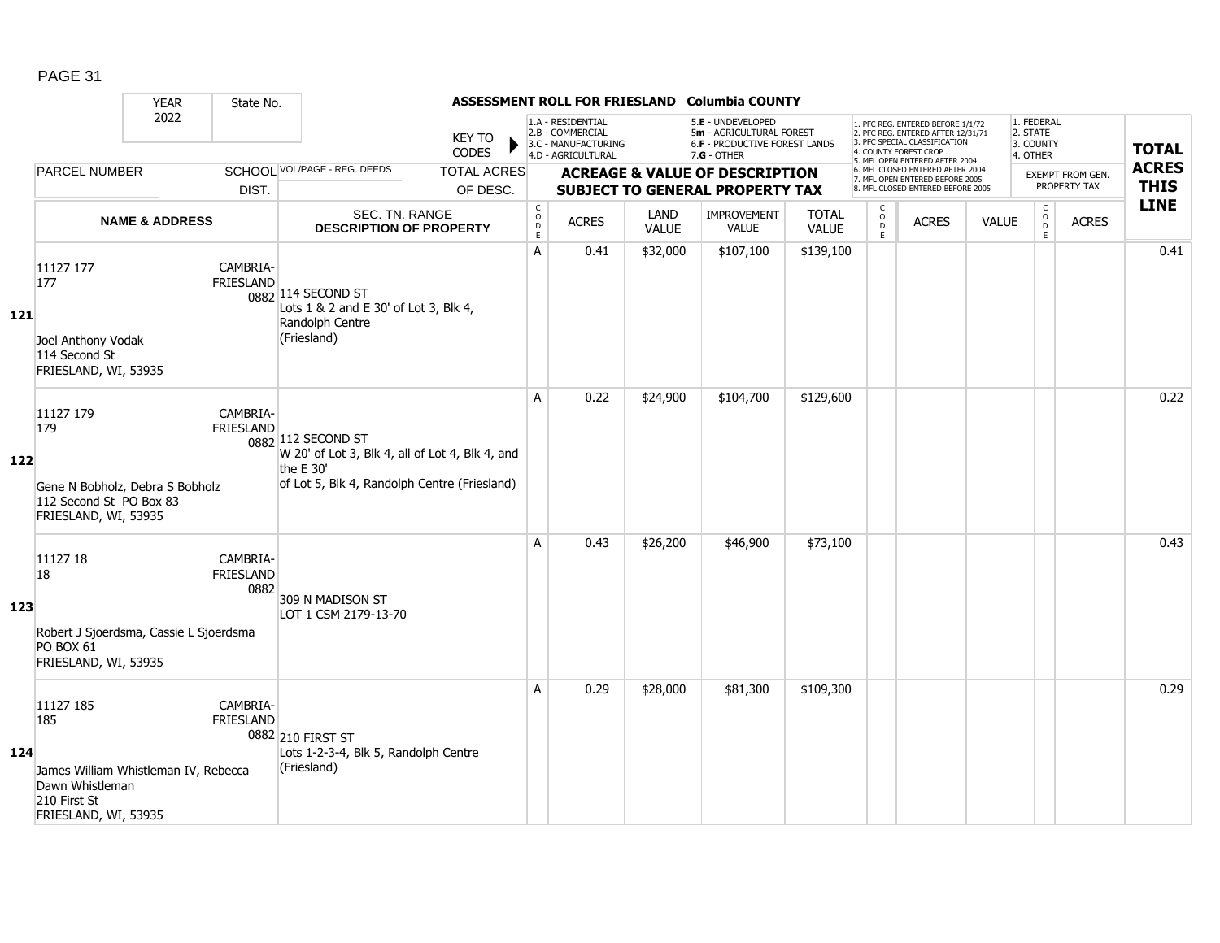ASSESSMENT ROLL FOR FRIESLAND Columbia COUNTY

| | YEAR 2022 | State No. | | KEY TO CODES | 1.A - RESIDENTIAL 2.B - COMMERCIAL 3.C - MANUFACTURING 4.D - AGRICULTURAL | | 5.E - UNDEVELOPED 5m - AGRICULTURAL FOREST 6.F - PRODUCTIVE FOREST LANDS 7.G - OTHER | | | 1. PFC REG. ENTERED BEFORE 1/1/72 2. PFC REG. ENTERED AFTER 12/31/71 3. PFC SPECIAL CLASSIFICATION 4. COUNTY FOREST CROP 5. MFL OPEN ENTERED AFTER 2004 6. MFL CLOSED ENTERED AFTER 2004 7. MFL OPEN ENTERED BEFORE 2005 8. MFL CLOSED ENTERED BEFORE 2005 | | | 1. FEDERAL 2. STATE 3. COUNTY 4. OTHER | | TOTAL ACRES THIS LINE |
|---|---|---|---|---|---|---|---|---|---|---|---|---|---|---|---|
| | PARCEL NUMBER | SCHOOL DIST. | VOL/PAGE - REG. DEEDS | TOTAL ACRES OF DESC. | ACREAGE & VALUE OF DESCRIPTION SUBJECT TO GENERAL PROPERTY TAX | | | | | | | | EXEMPT FROM GEN. PROPERTY TAX | | |
| | NAME & ADDRESS | | SEC. TN. RANGE DESCRIPTION OF PROPERTY | | CODE | ACRES | LAND VALUE | IMPROVEMENT VALUE | TOTAL VALUE | CODE | ACRES | VALUE | CODE | ACRES | |
| 121 | 11127 177<br>177<br><br>Joel Anthony Vodak<br>114 Second St<br>FRIESLAND, WI, 53935 | CAMBRIA-FRIESLAND 0882 | 114 SECOND ST<br>Lots 1 & 2 and E 30' of Lot 3, Blk 4, Randolph Centre<br>(Friesland) | | A | 0.41 | $32,000 | $107,100 | $139,100 | | | | | | 0.41 |
| 122 | 11127 179<br>179<br><br>Gene N Bobholz, Debra S Bobholz<br>112 Second St PO Box 83<br>FRIESLAND, WI, 53935 | CAMBRIA-FRIESLAND 0882 | 112 SECOND ST<br>W 20' of Lot 3, Blk 4, all of Lot 4, Blk 4, and the E 30'<br>of Lot 5, Blk 4, Randolph Centre (Friesland) | | A | 0.22 | $24,900 | $104,700 | $129,600 | | | | | | 0.22 |
| 123 | 11127 18<br>18<br><br>Robert J Sjoerdsma, Cassie L Sjoerdsma<br>PO BOX 61<br>FRIESLAND, WI, 53935 | CAMBRIA-FRIESLAND 0882 | 309 N MADISON ST<br>LOT 1 CSM 2179-13-70 | | A | 0.43 | $26,200 | $46,900 | $73,100 | | | | | | 0.43 |
| 124 | 11127 185<br>185<br><br>James William Whistleman IV, Rebecca Dawn Whistleman<br>210 First St<br>FRIESLAND, WI, 53935 | CAMBRIA-FRIESLAND 0882 | 210 FIRST ST<br>Lots 1-2-3-4, Blk 5, Randolph Centre<br>(Friesland) | | A | 0.29 | $28,000 | $81,300 | $109,300 | | | | | | 0.29 |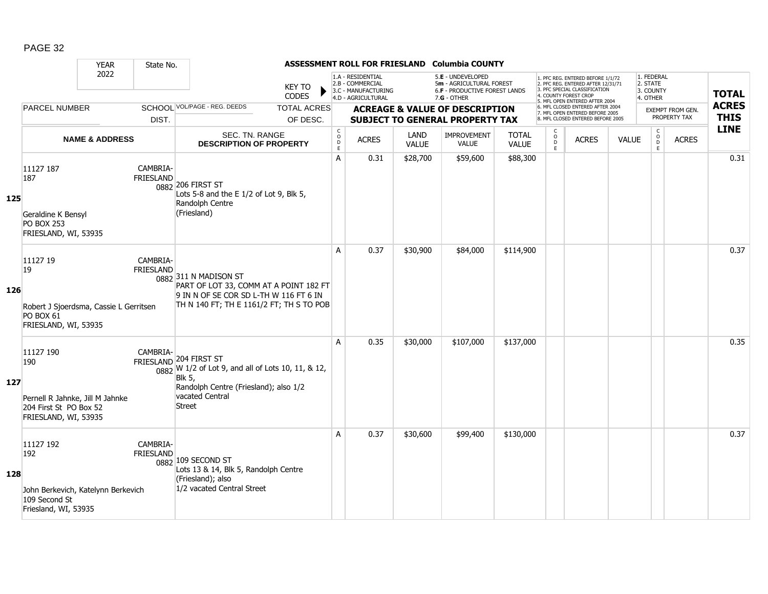PAGE 32

| YEAR 2022 | State No. | | ASSESSMENT ROLL FOR FRIESLAND Columbia COUNTY | | | | | | | | | | | | |
|---|---|---|---|---|---|---|---|---|---|---|---|---|---|---|---|
| | | | KEY TO CODES | 1.A - RESIDENTIAL 2.B - COMMERCIAL 3.C - MANUFACTURING 4.D - AGRICULTURAL | | | 5.E - UNDEVELOPED 5m - AGRICULTURAL FOREST 6.F - PRODUCTIVE FOREST LANDS 7.G - OTHER | | 1. PFC REG. ENTERED BEFORE 1/1/72 2. PFC REG. ENTERED AFTER 12/31/71 3. PFC SPECIAL CLASSIFICATION 4. COUNTY FOREST CROP 5. MFL OPEN ENTERED AFTER 2004 6. MFL CLOSED ENTERED AFTER 2004 7. MFL OPEN ENTERED BEFORE 2005 8. MFL CLOSED ENTERED BEFORE 2005 | | | 1. FEDERAL 2. STATE 3. COUNTY 4. OTHER | | | TOTAL ACRES THIS LINE |
| PARCEL NUMBER | SCHOOL DIST. | VOL/PAGE - REG. DEEDS | TOTAL ACRES OF DESC. | ACREAGE & VALUE OF DESCRIPTION SUBJECT TO GENERAL PROPERTY TAX | | | | | | | | EXEMPT FROM GEN. PROPERTY TAX | | | |
| NAME & ADDRESS | | SEC. TN. RANGE DESCRIPTION OF PROPERTY | | CODE | ACRES | LAND VALUE | IMPROVEMENT VALUE | TOTAL VALUE | CODE | ACRES | VALUE | CODE | ACRES | | |
| **125** 11127 187<br>187<br><br>Geraldine K Bensyl<br>PO BOX 253<br>FRIESLAND, WI, 53935 | CAMBRIA-FRIESLAND 0882 | 206 FIRST ST<br>Lots 5-8 and the E 1/2 of Lot 9, Blk 5, Randolph Centre (Friesland) | | A | 0.31 | $28,700 | $59,600 | $88,300 | | | | | | | 0.31 |
| **126** 11127 19<br>19<br><br>Robert J Sjoerdsma, Cassie L Gerritsen<br>PO BOX 61<br>FRIESLAND, WI, 53935 | CAMBRIA-FRIESLAND 0882 | 311 N MADISON ST<br>PART OF LOT 33, COMM AT A POINT 182 FT 9 IN N OF SE COR SD L-TH W 116 FT 6 IN TH N 140 FT; TH E 1161/2 FT; TH S TO POB | | A | 0.37 | $30,900 | $84,000 | $114,900 | | | | | | | 0.37 |
| **127** 11127 190<br>190<br><br>Pernell R Jahnke, Jill M Jahnke<br>204 First St PO Box 52<br>FRIESLAND, WI, 53935 | CAMBRIA-FRIESLAND 0882 | 204 FIRST ST<br>W 1/2 of Lot 9, and all of Lots 10, 11, & 12, Blk 5,<br>Randolph Centre (Friesland); also 1/2 vacated Central Street | | A | 0.35 | $30,000 | $107,000 | $137,000 | | | | | | | 0.35 |
| **128** 11127 192<br>192<br><br>John Berkevich, Katelynn Berkevich<br>109 Second St<br>Friesland, WI, 53935 | CAMBRIA-FRIESLAND 0882 | 109 SECOND ST<br>Lots 13 & 14, Blk 5, Randolph Centre (Friesland); also<br>1/2 vacated Central Street | | A | 0.37 | $30,600 | $99,400 | $130,000 | | | | | | | 0.37 |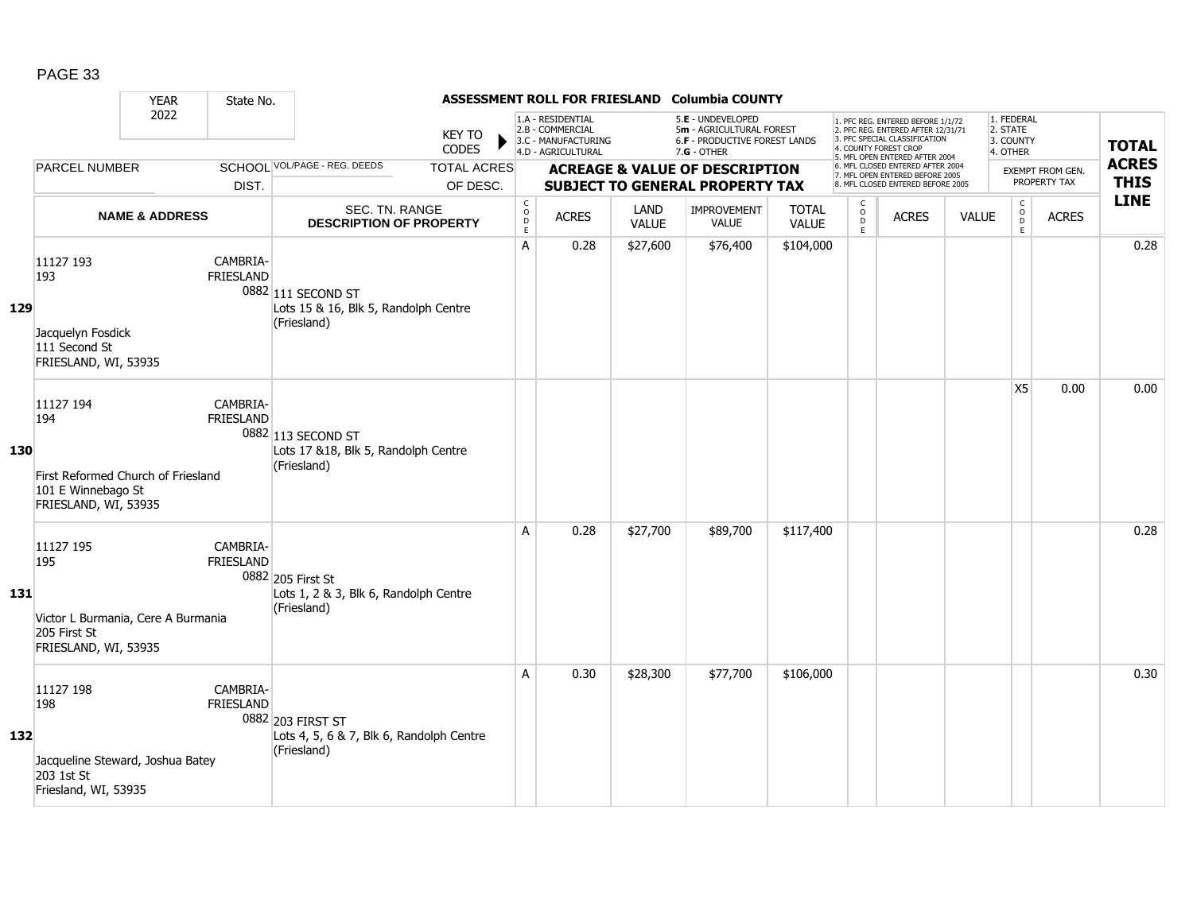**ASSESSMENT ROLL FOR FRIESLAND Columbia COUNTY**

YEAR: 2022 | State No.

KEY TO CODES:
- 1.A - RESIDENTIAL
- 2.B - COMMERCIAL
- 3.C - MANUFACTURING
- 4.D - AGRICULTURAL
- 5.E - UNDEVELOPED
- 5m - AGRICULTURAL FOREST
- 6.F - PRODUCTIVE FOREST LANDS
- 7.G - OTHER

1. PFC REG. ENTERED BEFORE 1/1/72
2. PFC REG. ENTERED AFTER 12/31/71
3. PFC SPECIAL CLASSIFICATION
4. COUNTY FOREST CROP
5. MFL OPEN ENTERED AFTER 2004
6. MFL CLOSED ENTERED AFTER 2004
7. MFL OPEN ENTERED BEFORE 2005
8. MFL CLOSED ENTERED BEFORE 2005

EXEMPT FROM GEN. PROPERTY TAX: 1. FEDERAL 2. STATE 3. COUNTY 4. OTHER

| LINE | PARCEL NUMBER / NAME & ADDRESS | SCHOOL DIST. | VOL/PAGE - REG. DEEDS / SEC. TN. RANGE / DESCRIPTION OF PROPERTY | CODE | ACRES | LAND VALUE | IMPROVEMENT VALUE | TOTAL VALUE | CODE | ACRES | VALUE | CODE | ACRES | TOTAL ACRES THIS LINE |
|---|---|---|---|---|---|---|---|---|---|---|---|---|---|---|
| 129 | 11127 193<br>193<br>Jacquelyn Fosdick<br>111 Second St<br>FRIESLAND, WI, 53935 | CAMBRIA-FRIESLAND 0882 | 111 SECOND ST<br>Lots 15 & 16, Blk 5, Randolph Centre (Friesland) | A | 0.28 | $27,600 | $76,400 | $104,000 | | | | | | 0.28 |
| 130 | 11127 194<br>194<br>First Reformed Church of Friesland<br>101 E Winnebago St<br>FRIESLAND, WI, 53935 | CAMBRIA-FRIESLAND 0882 | 113 SECOND ST<br>Lots 17 &18, Blk 5, Randolph Centre (Friesland) | | | | | | | | | X5 | 0.00 | 0.00 |
| 131 | 11127 195<br>195<br>Victor L Burmania, Cere A Burmania<br>205 First St<br>FRIESLAND, WI, 53935 | CAMBRIA-FRIESLAND 0882 | 205 First St<br>Lots 1, 2 & 3, Blk 6, Randolph Centre (Friesland) | A | 0.28 | $27,700 | $89,700 | $117,400 | | | | | | 0.28 |
| 132 | 11127 198<br>198<br>Jacqueline Steward, Joshua Batey<br>203 1st St<br>Friesland, WI, 53935 | CAMBRIA-FRIESLAND 0882 | 203 FIRST ST<br>Lots 4, 5, 6 & 7, Blk 6, Randolph Centre (Friesland) | A | 0.30 | $28,300 | $77,700 | $106,000 | | | | | | 0.30 |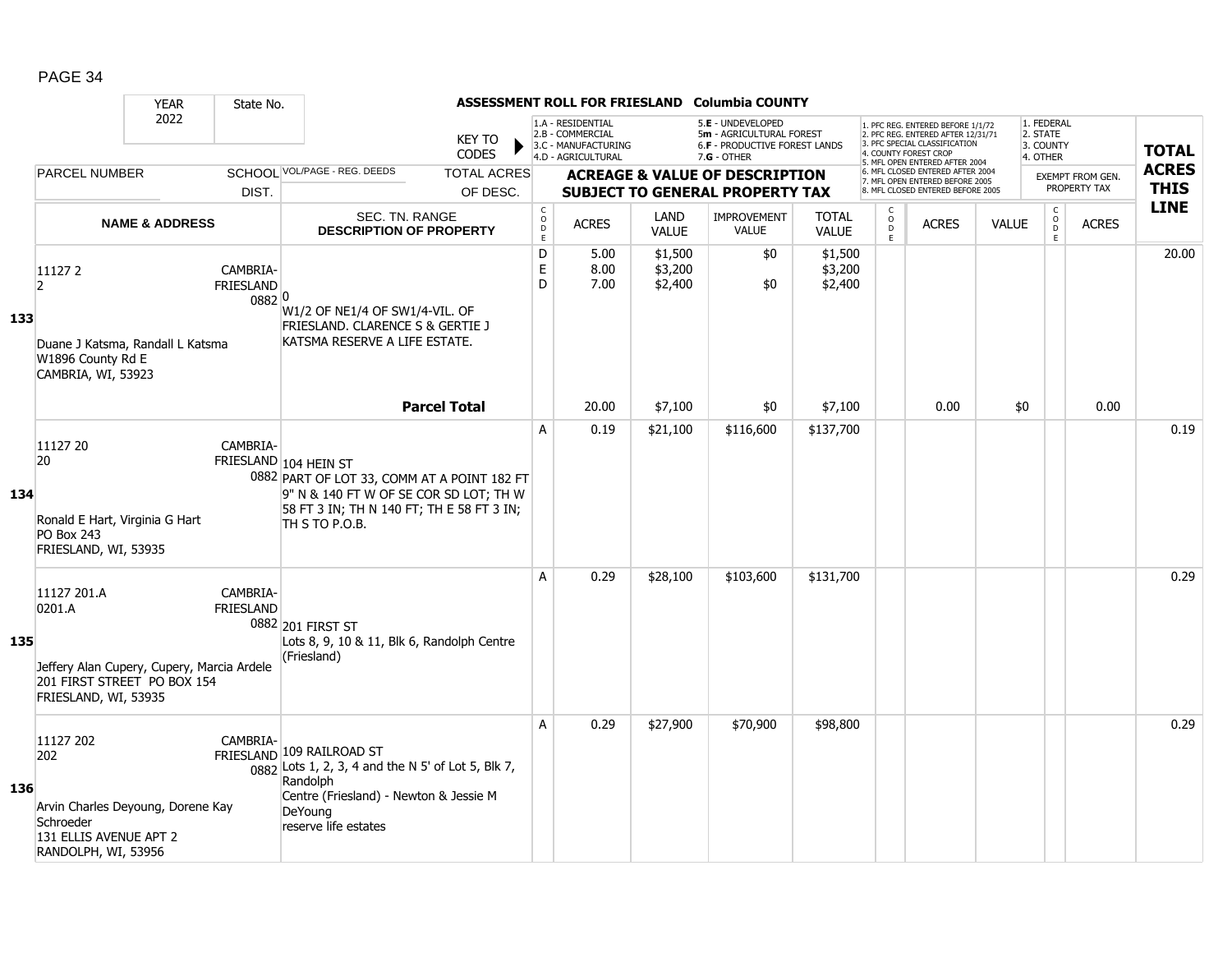**ASSESSMENT ROLL FOR FRIESLAND Columbia COUNTY**

| YEAR 2022 | State No. | | KEY TO CODES | 1.A - RESIDENTIAL<br>2.B - COMMERCIAL<br>3.C - MANUFACTURING<br>4.D - AGRICULTURAL | | 5.E - UNDEVELOPED<br>5m - AGRICULTURAL FOREST<br>6.F - PRODUCTIVE FOREST LANDS<br>7.G - OTHER | | | 1. PFC REG. ENTERED BEFORE 1/1/72<br>2. PFC REG. ENTERED AFTER 12/31/71<br>3. PFC SPECIAL CLASSIFICATION<br>4. COUNTY FOREST CROP<br>5. MFL OPEN ENTERED AFTER 2004<br>6. MFL CLOSED ENTERED AFTER 2004<br>7. MFL OPEN ENTERED BEFORE 2005<br>8. MFL CLOSED ENTERED BEFORE 2005 | | | 1. FEDERAL<br>2. STATE<br>3. COUNTY<br>4. OTHER | | |
|---|---|---|---|---|---|---|---|---|---|---|---|---|---|---|
| PARCEL NUMBER | SCHOOL DIST. | VOL/PAGE - REG. DEEDS | TOTAL ACRES OF DESC. | ACREAGE & VALUE OF DESCRIPTION SUBJECT TO GENERAL PROPERTY TAX | | | | | | | | EXEMPT FROM GEN. PROPERTY TAX | | TOTAL ACRES THIS LINE |
| NAME & ADDRESS | | SEC. TN. RANGE DESCRIPTION OF PROPERTY | | CODE | ACRES | LAND VALUE | IMPROVEMENT VALUE | TOTAL VALUE | CODE | ACRES | VALUE | CODE | ACRES | |
| **133** 11127 2<br>2<br>Duane J Katsma, Randall L Katsma<br>W1896 County Rd E<br>CAMBRIA, WI, 53923 | CAMBRIA-FRIESLAND 0882 | 0<br>W1/2 OF NE1/4 OF SW1/4-VIL. OF FRIESLAND. CLARENCE S & GERTIE J KATSMA RESERVE A LIFE ESTATE. | | D<br>E<br>D | 5.00<br>8.00<br>7.00 | $1,500<br>$3,200<br>$2,400 | $0<br><br>$0 | $1,500<br>$3,200<br>$2,400 | | | | | | 20.00 |
| | | | **Parcel Total** | | 20.00 | $7,100 | $0 | $7,100 | | 0.00 | $0 | | 0.00 | |
| **134** 11127 20<br>20<br>Ronald E Hart, Virginia G Hart<br>PO Box 243<br>FRIESLAND, WI, 53935 | CAMBRIA-FRIESLAND 0882 | 104 HEIN ST<br>PART OF LOT 33, COMM AT A POINT 182 FT 9" N & 140 FT W OF SE COR SD LOT; TH W 58 FT 3 IN; TH N 140 FT; TH E 58 FT 3 IN; TH S TO P.O.B. | | A | 0.19 | $21,100 | $116,600 | $137,700 | | | | | | 0.19 |
| **135** 11127 201.A<br>0201.A<br>Jeffery Alan Cupery, Cupery, Marcia Ardele<br>201 FIRST STREET PO BOX 154<br>FRIESLAND, WI, 53935 | CAMBRIA-FRIESLAND 0882 | 201 FIRST ST<br>Lots 8, 9, 10 & 11, Blk 6, Randolph Centre (Friesland) | | A | 0.29 | $28,100 | $103,600 | $131,700 | | | | | | 0.29 |
| **136** 11127 202<br>202<br>Arvin Charles Deyoung, Dorene Kay Schroeder<br>131 ELLIS AVENUE APT 2<br>RANDOLPH, WI, 53956 | CAMBRIA-FRIESLAND 0882 | 109 RAILROAD ST<br>Lots 1, 2, 3, 4 and the N 5' of Lot 5, Blk 7, Randolph Centre (Friesland) - Newton & Jessie M DeYoung reserve life estates | | A | 0.29 | $27,900 | $70,900 | $98,800 | | | | | | 0.29 |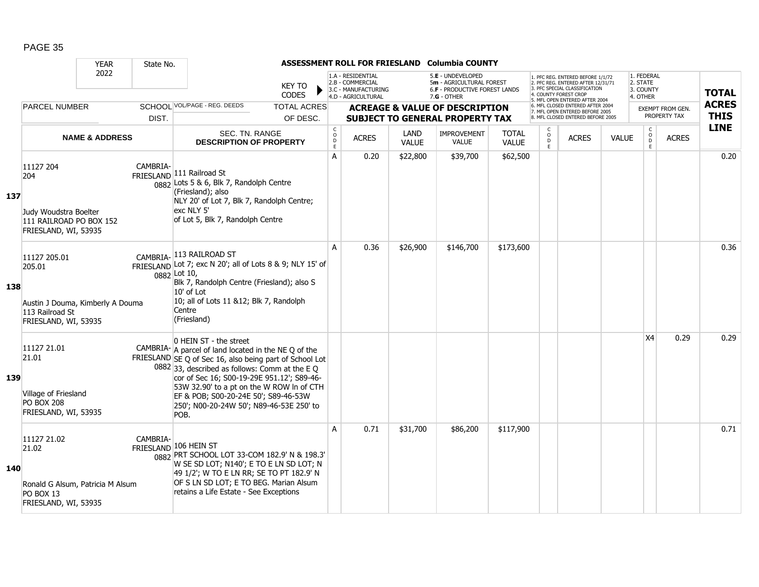**ASSESSMENT ROLL FOR FRIESLAND Columbia COUNTY**

YEAR 2022 | State No.

KEY TO CODES: 1.A - RESIDENTIAL, 2.B - COMMERCIAL, 3.C - MANUFACTURING, 4.D - AGRICULTURAL, 5.E - UNDEVELOPED, 5m - AGRICULTURAL FOREST, 6.F - PRODUCTIVE FOREST LANDS, 7.G - OTHER

1. PFC REG. ENTERED BEFORE 1/1/72, 2. PFC REG. ENTERED AFTER 12/31/71, 3. PFC SPECIAL CLASSIFICATION, 4. COUNTY FOREST CROP, 5. MFL OPEN ENTERED AFTER 2004, 6. MFL CLOSED ENTERED AFTER 2004, 7. MFL OPEN ENTERED BEFORE 2005, 8. MFL CLOSED ENTERED BEFORE 2005

1. FEDERAL, 2. STATE, 3. COUNTY, 4. OTHER

| LINE | PARCEL NUMBER / NAME & ADDRESS | SCHOOL DIST. | VOL/PAGE - REG. DEEDS / SEC. TN. RANGE / DESCRIPTION OF PROPERTY | CODE | ACRES | LAND VALUE | IMPROVEMENT VALUE | TOTAL VALUE | CODE | ACRES | VALUE | CODE (EXEMPT) | ACRES (EXEMPT) | TOTAL ACRES THIS LINE |
|---|---|---|---|---|---|---|---|---|---|---|---|---|---|---|
| 137 | 11127 204<br>204<br><br>Judy Woudstra Boelter<br>111 RAILROAD PO BOX 152<br>FRIESLAND, WI, 53935 | CAMBRIA-FRIESLAND 0882 | 111 Railroad St<br>Lots 5 & 6, Blk 7, Randolph Centre (Friesland); also<br>NLY 20' of Lot 7, Blk 7, Randolph Centre; exc NLY 5'<br>of Lot 5, Blk 7, Randolph Centre | A | 0.20 | $22,800 | $39,700 | $62,500 | | | | | | 0.20 |
| 138 | 11127 205.01<br>205.01<br><br>Austin J Douma, Kimberly A Douma<br>113 Railroad St<br>FRIESLAND, WI, 53935 | CAMBRIA-FRIESLAND 0882 | 113 RAILROAD ST<br>Lot 7; exc N 20'; all of Lots 8 & 9; NLY 15' of Lot 10,<br>Blk 7, Randolph Centre (Friesland); also S 10' of Lot<br>10; all of Lots 11 &12; Blk 7, Randolph Centre<br>(Friesland) | A | 0.36 | $26,900 | $146,700 | $173,600 | | | | | | 0.36 |
| 139 | 11127 21.01<br>21.01<br><br>Village of Friesland<br>PO BOX 208<br>FRIESLAND, WI, 53935 | CAMBRIA-FRIESLAND 0882 | 0 HEIN ST - the street<br>A parcel of land located in the NE Q of the SE Q of Sec 16, also being part of School Lot 33, described as follows: Comm at the E Q cor of Sec 16; S00-19-29E 951.12'; S89-46-53W 32.90' to a pt on the W ROW ln of CTH EF & POB; S00-20-24E 50'; S89-46-53W 250'; N00-20-24W 50'; N89-46-53E 250' to POB. | | | | | | | | | X4 | 0.29 | 0.29 |
| 140 | 11127 21.02<br>21.02<br><br>Ronald G Alsum, Patricia M Alsum<br>PO BOX 13<br>FRIESLAND, WI, 53935 | CAMBRIA-FRIESLAND 0882 | 106 HEIN ST<br>PRT SCHOOL LOT 33-COM 182.9' N & 198.3' W SE SD LOT; N140'; E TO E LN SD LOT; N 49 1/2'; W TO E LN RR; SE TO PT 182.9' N OF S LN SD LOT; E TO BEG. Marian Alsum retains a Life Estate - See Exceptions | A | 0.71 | $31,700 | $86,200 | $117,900 | | | | | | 0.71 |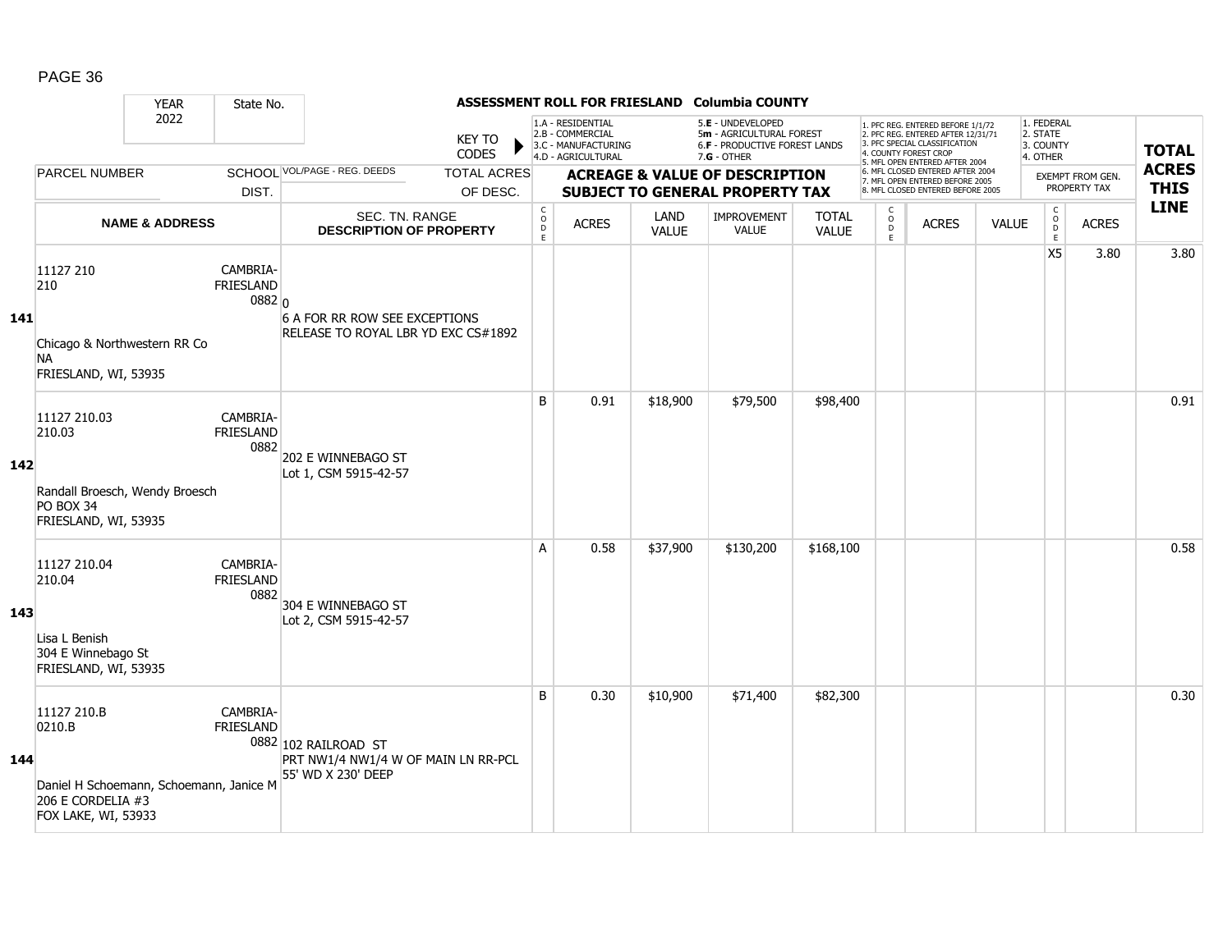**ASSESSMENT ROLL FOR FRIESLAND Columbia COUNTY**

YEAR: 2022 | State No.

KEY TO CODES: 1.A - RESIDENTIAL, 2.B - COMMERCIAL, 3.C - MANUFACTURING, 4.D - AGRICULTURAL, 5.E - UNDEVELOPED, 5m - AGRICULTURAL FOREST, 6.F - PRODUCTIVE FOREST LANDS, 7.G - OTHER

1. PFC REG. ENTERED BEFORE 1/1/72, 2. PFC REG. ENTERED AFTER 12/31/71, 3. PFC SPECIAL CLASSIFICATION, 4. COUNTY FOREST CROP, 5. MFL OPEN ENTERED AFTER 2004, 6. MFL CLOSED ENTERED AFTER 2004, 7. MFL OPEN ENTERED BEFORE 2005, 8. MFL CLOSED ENTERED BEFORE 2005

1. FEDERAL, 2. STATE, 3. COUNTY, 4. OTHER

| LINE | PARCEL NUMBER / NAME & ADDRESS | SCHOOL DIST. | VOL/PAGE - REG. DEEDS / SEC. TN. RANGE / DESCRIPTION OF PROPERTY | CODE | ACRES | LAND VALUE | IMPROVEMENT VALUE | TOTAL VALUE | CODE | ACRES | VALUE | CODE | EXEMPT ACRES | TOTAL ACRES THIS LINE |
|---|---|---|---|---|---|---|---|---|---|---|---|---|---|---|
| 141 | 11127 210<br>210<br>Chicago & Northwestern RR Co<br>NA<br>FRIESLAND, WI, 53935 | CAMBRIA-FRIESLAND 0882 | 0<br>6 A FOR RR ROW SEE EXCEPTIONS RELEASE TO ROYAL LBR YD EXC CS#1892 | | | | | | | | | X5 | 3.80 | 3.80 |
| 142 | 11127 210.03<br>210.03<br>Randall Broesch, Wendy Broesch<br>PO BOX 34<br>FRIESLAND, WI, 53935 | CAMBRIA-FRIESLAND 0882 | 202 E WINNEBAGO ST<br>Lot 1, CSM 5915-42-57 | B | 0.91 | $18,900 | $79,500 | $98,400 | | | | | | 0.91 |
| 143 | 11127 210.04<br>210.04<br>Lisa L Benish<br>304 E Winnebago St<br>FRIESLAND, WI, 53935 | CAMBRIA-FRIESLAND 0882 | 304 E WINNEBAGO ST<br>Lot 2, CSM 5915-42-57 | A | 0.58 | $37,900 | $130,200 | $168,100 | | | | | | 0.58 |
| 144 | 11127 210.B<br>0210.B<br>Daniel H Schoemann, Schoemann, Janice M<br>206 E CORDELIA #3<br>FOX LAKE, WI, 53933 | CAMBRIA-FRIESLAND 0882 | 102 RAILROAD ST<br>PRT NW1/4 NW1/4 W OF MAIN LN RR-PCL 55' WD X 230' DEEP | B | 0.30 | $10,900 | $71,400 | $82,300 | | | | | | 0.30 |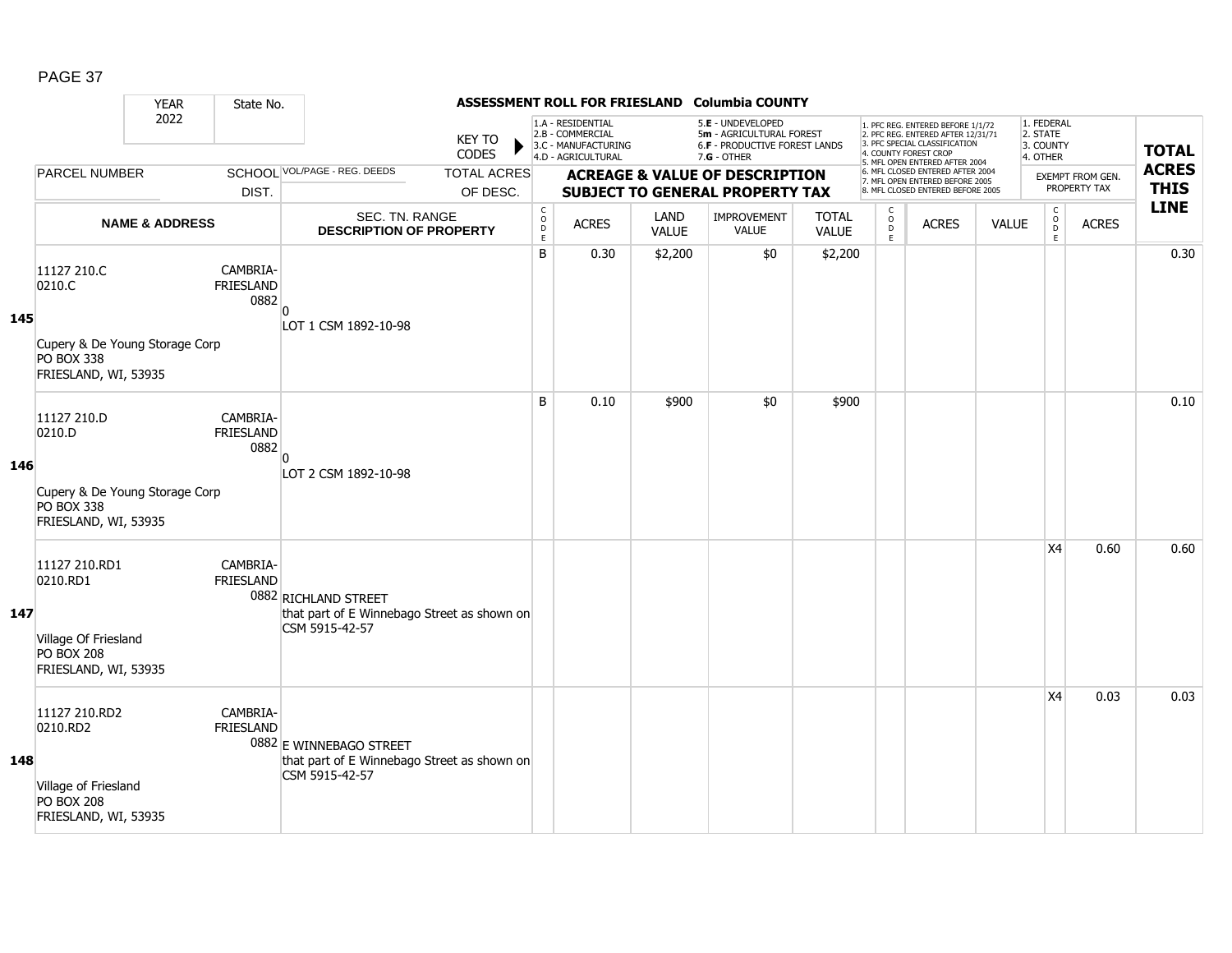ASSESSMENT ROLL FOR FRIESLAND Columbia COUNTY

| YEAR 2022 | State No. | | KEY TO CODES: 1.A - RESIDENTIAL, 2.B - COMMERCIAL, 3.C - MANUFACTURING, 4.D - AGRICULTURAL, 5.E - UNDEVELOPED, 5m - AGRICULTURAL FOREST, 6.F - PRODUCTIVE FOREST LANDS, 7.G - OTHER | | | | | | 1. PFC REG. ENTERED BEFORE 1/1/72, 2. PFC REG. ENTERED AFTER 12/31/71, 3. PFC SPECIAL CLASSIFICATION, 4. COUNTY FOREST CROP, 5. MFL OPEN ENTERED AFTER 2004, 6. MFL CLOSED ENTERED AFTER 2004, 7. MFL OPEN ENTERED BEFORE 2005, 8. MFL CLOSED ENTERED BEFORE 2005 | | | 1. FEDERAL, 2. STATE, 3. COUNTY, 4. OTHER | | |
|---|---|---|---|---|---|---|---|---|---|---|---|---|---|---|
| PARCEL NUMBER / NAME & ADDRESS | SCHOOL DIST. | VOL/PAGE - REG. DEEDS / SEC. TN. RANGE / DESCRIPTION OF PROPERTY / TOTAL ACRES OF DESC. | ACREAGE & VALUE OF DESCRIPTION SUBJECT TO GENERAL PROPERTY TAX | | | | | | | | | EXEMPT FROM GEN. PROPERTY TAX | | TOTAL ACRES THIS LINE |
| | | | CODE | ACRES | LAND VALUE | IMPROVEMENT VALUE | TOTAL VALUE | CODE | ACRES | VALUE | | CODE | ACRES | |
| **145** 11127 210.C<br>0210.C<br>Cupery & De Young Storage Corp<br>PO BOX 338<br>FRIESLAND, WI, 53935 | CAMBRIA-FRIESLAND 0882 | 0<br>LOT 1 CSM 1892-10-98 | B | 0.30 | $2,200 | $0 | $2,200 | | | | | | | 0.30 |
| **146** 11127 210.D<br>0210.D<br>Cupery & De Young Storage Corp<br>PO BOX 338<br>FRIESLAND, WI, 53935 | CAMBRIA-FRIESLAND 0882 | 0<br>LOT 2 CSM 1892-10-98 | B | 0.10 | $900 | $0 | $900 | | | | | | | 0.10 |
| **147** 11127 210.RD1<br>0210.RD1<br>Village Of Friesland<br>PO BOX 208<br>FRIESLAND, WI, 53935 | CAMBRIA-FRIESLAND 0882 | RICHLAND STREET<br>that part of E Winnebago Street as shown on CSM 5915-42-57 | | | | | | | | | | X4 | 0.60 | 0.60 |
| **148** 11127 210.RD2<br>0210.RD2<br>Village of Friesland<br>PO BOX 208<br>FRIESLAND, WI, 53935 | CAMBRIA-FRIESLAND 0882 | E WINNEBAGO STREET<br>that part of E Winnebago Street as shown on CSM 5915-42-57 | | | | | | | | | | X4 | 0.03 | 0.03 |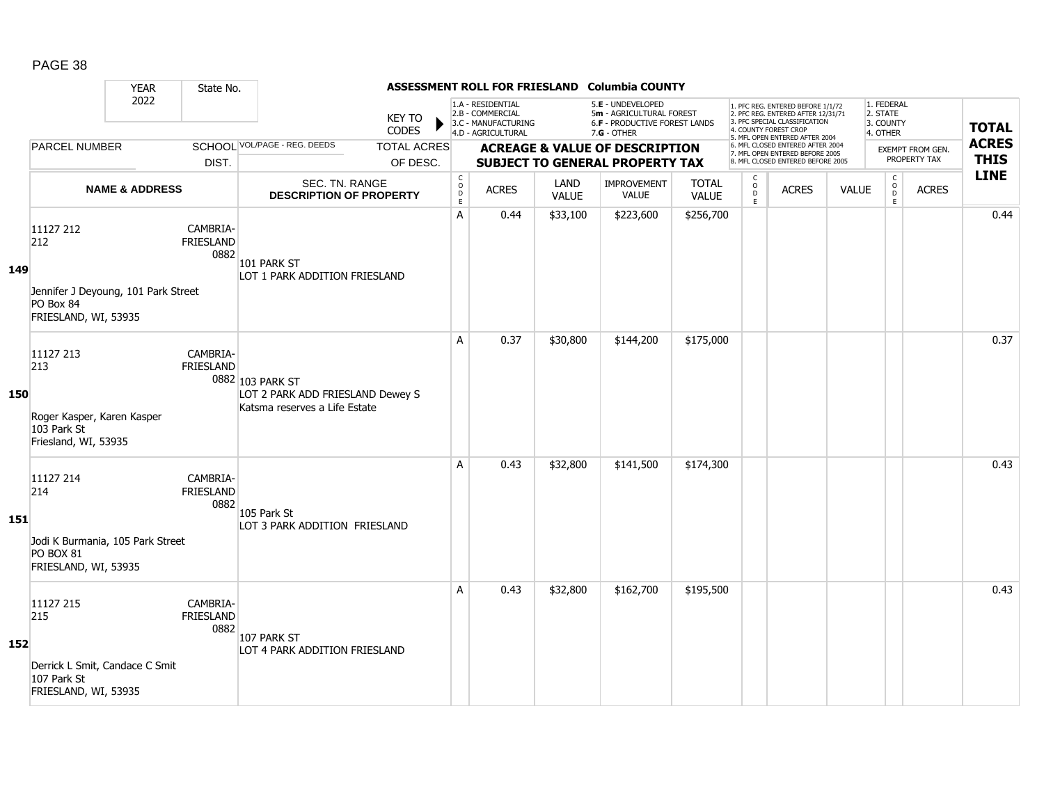## ASSESSMENT ROLL FOR FRIESLAND Columbia COUNTY

YEAR 2022 | State No.

KEY TO CODES: 1.A - RESIDENTIAL, 2.B - COMMERCIAL, 3.C - MANUFACTURING, 4.D - AGRICULTURAL, 5.E - UNDEVELOPED, 5m - AGRICULTURAL FOREST, 6.F - PRODUCTIVE FOREST LANDS, 7.G - OTHER

PFC/MFL CODES: 1. PFC REG. ENTERED BEFORE 1/1/72, 2. PFC REG. ENTERED AFTER 12/31/71, 3. PFC SPECIAL CLASSIFICATION, 4. COUNTY FOREST CROP, 5. MFL OPEN ENTERED AFTER 2004, 6. MFL CLOSED ENTERED AFTER 2004, 7. MFL OPEN ENTERED BEFORE 2005, 8. MFL CLOSED ENTERED BEFORE 2005

EXEMPT FROM GEN. PROPERTY TAX: 1. FEDERAL, 2. STATE, 3. COUNTY, 4. OTHER

| LINE | PARCEL NUMBER / NAME & ADDRESS | SCHOOL DIST. | VOL/PAGE - REG. DEEDS / SEC. TN. RANGE / DESCRIPTION OF PROPERTY | CODE | ACRES | LAND VALUE | IMPROVEMENT VALUE | TOTAL VALUE | CODE | ACRES | VALUE | CODE | ACRES | TOTAL ACRES THIS LINE |
|---|---|---|---|---|---|---|---|---|---|---|---|---|---|---|
| 149 | 11127 212<br>212<br>Jennifer J Deyoung, 101 Park Street<br>PO Box 84<br>FRIESLAND, WI, 53935 | CAMBRIA-FRIESLAND 0882 | 101 PARK ST<br>LOT 1 PARK ADDITION FRIESLAND | A | 0.44 | $33,100 | $223,600 | $256,700 | | | | | | 0.44 |
| 150 | 11127 213<br>213<br>Roger Kasper, Karen Kasper<br>103 Park St<br>Friesland, WI, 53935 | CAMBRIA-FRIESLAND 0882 | 103 PARK ST<br>LOT 2 PARK ADD FRIESLAND Dewey S Katsma reserves a Life Estate | A | 0.37 | $30,800 | $144,200 | $175,000 | | | | | | 0.37 |
| 151 | 11127 214<br>214<br>Jodi K Burmania, 105 Park Street<br>PO BOX 81<br>FRIESLAND, WI, 53935 | CAMBRIA-FRIESLAND 0882 | 105 Park St<br>LOT 3 PARK ADDITION FRIESLAND | A | 0.43 | $32,800 | $141,500 | $174,300 | | | | | | 0.43 |
| 152 | 11127 215<br>215<br>Derrick L Smit, Candace C Smit<br>107 Park St<br>FRIESLAND, WI, 53935 | CAMBRIA-FRIESLAND 0882 | 107 PARK ST<br>LOT 4 PARK ADDITION FRIESLAND | A | 0.43 | $32,800 | $162,700 | $195,500 | | | | | | 0.43 |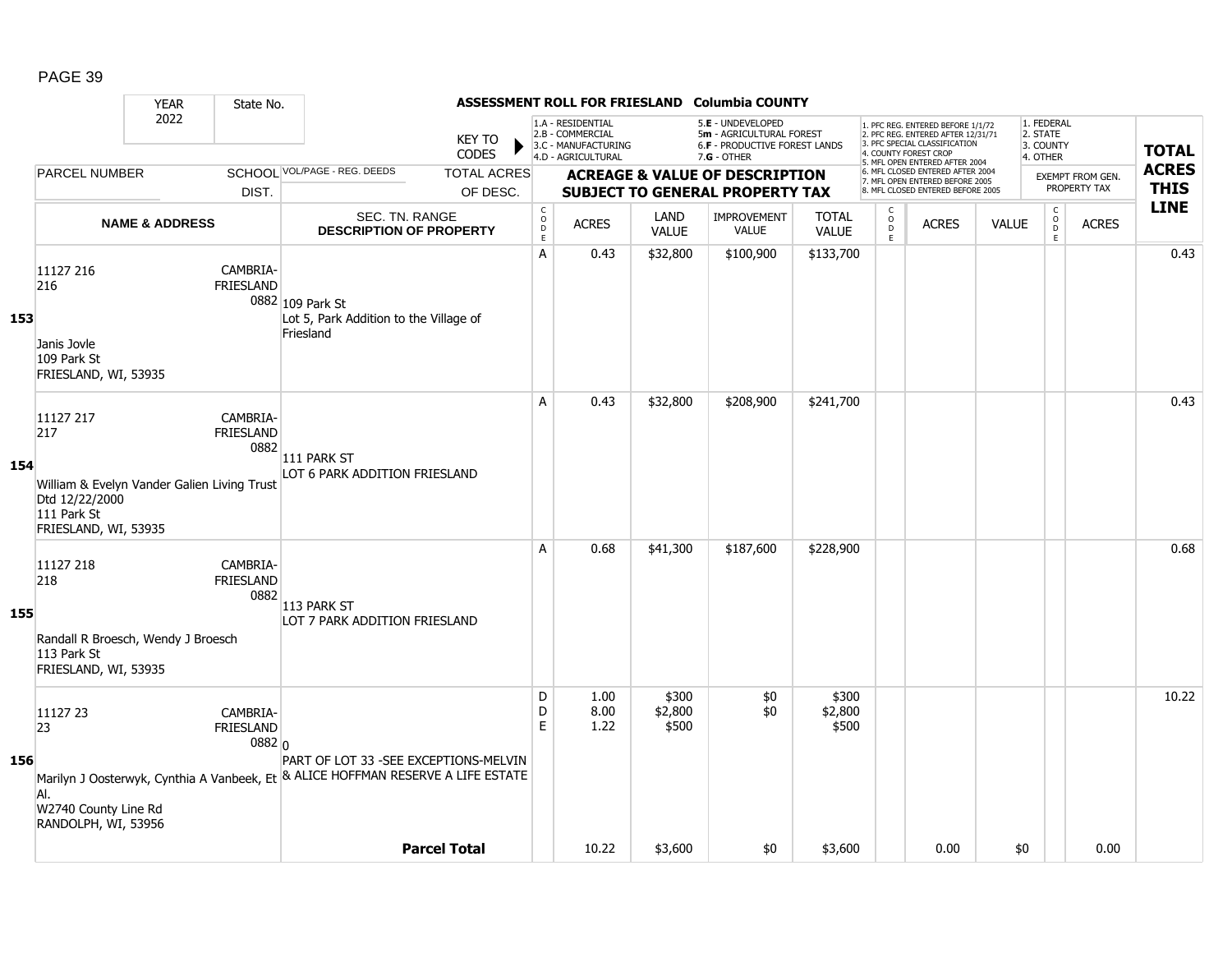# ASSESSMENT ROLL FOR FRIESLAND Columbia COUNTY

YEAR 2022 | State No.

KEY TO CODES: 1.A - RESIDENTIAL; 2.B - COMMERCIAL; 3.C - MANUFACTURING; 4.D - AGRICULTURAL; 5.E - UNDEVELOPED; 5m - AGRICULTURAL FOREST; 6.F - PRODUCTIVE FOREST LANDS; 7.G - OTHER

1. PFC REG. ENTERED BEFORE 1/1/72; 2. PFC REG. ENTERED AFTER 12/31/71; 3. PFC SPECIAL CLASSIFICATION; 4. COUNTY FOREST CROP; 5. MFL OPEN ENTERED AFTER 2004; 6. MFL CLOSED ENTERED AFTER 2004; 7. MFL OPEN ENTERED BEFORE 2005; 8. MFL CLOSED ENTERED BEFORE 2005

1. FEDERAL; 2. STATE; 3. COUNTY; 4. OTHER

| Line | PARCEL NUMBER / NAME & ADDRESS | SCHOOL DIST. | VOL/PAGE - REG. DEEDS / SEC. TN. RANGE / DESCRIPTION OF PROPERTY | TOTAL ACRES OF DESC. | CODE | ACRES | LAND VALUE | IMPROVEMENT VALUE | TOTAL VALUE | CODE | ACRES | VALUE | CODE | ACRES | TOTAL ACRES THIS LINE |
|---|---|---|---|---|---|---|---|---|---|---|---|---|---|---|---|
| 153 | 11127 216<br>216<br>Janis Jovle<br>109 Park St<br>FRIESLAND, WI, 53935 | CAMBRIA-FRIESLAND 0882 | 109 Park St<br>Lot 5, Park Addition to the Village of Friesland | | A | 0.43 | $32,800 | $100,900 | $133,700 | | | | | | 0.43 |
| 154 | 11127 217<br>217<br>William & Evelyn Vander Galien Living Trust Dtd 12/22/2000<br>111 Park St<br>FRIESLAND, WI, 53935 | CAMBRIA-FRIESLAND 0882 | 111 PARK ST<br>LOT 6 PARK ADDITION FRIESLAND | | A | 0.43 | $32,800 | $208,900 | $241,700 | | | | | | 0.43 |
| 155 | 11127 218<br>218<br>Randall R Broesch, Wendy J Broesch<br>113 Park St<br>FRIESLAND, WI, 53935 | CAMBRIA-FRIESLAND 0882 | 113 PARK ST<br>LOT 7 PARK ADDITION FRIESLAND | | A | 0.68 | $41,300 | $187,600 | $228,900 | | | | | | 0.68 |
| 156 | 11127 23<br>23<br>Marilyn J Oosterwyk, Cynthia A Vanbeek, Et Al.<br>W2740 County Line Rd<br>RANDOLPH, WI, 53956 | CAMBRIA-FRIESLAND 0882 | 0<br>PART OF LOT 33 -SEE EXCEPTIONS-MELVIN & ALICE HOFFMAN RESERVE A LIFE ESTATE | | D<br>D<br>E | 1.00<br>8.00<br>1.22 | $300<br>$2,800<br>$500 | $0<br>$0 | $300<br>$2,800<br>$500 | | | | | | 10.22 |
| | | | **Parcel Total** | | | 10.22 | $3,600 | $0 | $3,600 | | 0.00 | $0 | | 0.00 | |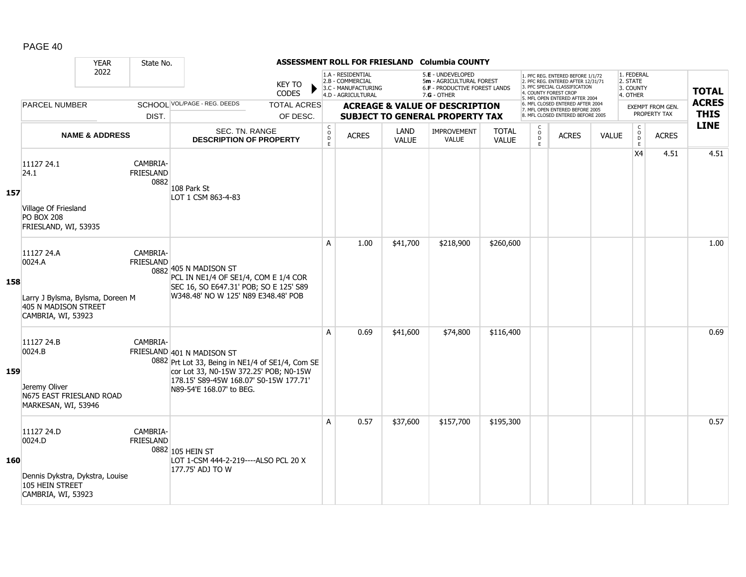PAGE 40

**ASSESSMENT ROLL FOR FRIESLAND Columbia COUNTY**

YEAR: 2022 | State No.:

KEY TO CODES: 1.A - RESIDENTIAL, 2.B - COMMERCIAL, 3.C - MANUFACTURING, 4.D - AGRICULTURAL, 5.E - UNDEVELOPED, 5m - AGRICULTURAL FOREST, 6.F - PRODUCTIVE FOREST LANDS, 7.G - OTHER

1. PFC REG. ENTERED BEFORE 1/1/72, 2. PFC REG. ENTERED AFTER 12/31/71, 3. PFC SPECIAL CLASSIFICATION, 4. COUNTY FOREST CROP, 5. MFL OPEN ENTERED AFTER 2004, 6. MFL CLOSED ENTERED AFTER 2004, 7. MFL OPEN ENTERED BEFORE 2005, 8. MFL CLOSED ENTERED BEFORE 2005

EXEMPT: 1. FEDERAL, 2. STATE, 3. COUNTY, 4. OTHER

| LINE | PARCEL NUMBER / NAME & ADDRESS | SCHOOL DIST. | VOL/PAGE - REG. DEEDS / SEC. TN. RANGE / DESCRIPTION OF PROPERTY | CODE | ACRES | LAND VALUE | IMPROVEMENT VALUE | TOTAL VALUE | CODE | ACRES | VALUE | EXEMPT CODE | EXEMPT ACRES | TOTAL ACRES THIS LINE |
|---|---|---|---|---|---|---|---|---|---|---|---|---|---|---|
| 157 | 11127 24.1<br>24.1<br>Village Of Friesland<br>PO BOX 208<br>FRIESLAND, WI, 53935 | CAMBRIA-FRIESLAND 0882 | 108 Park St<br>LOT 1 CSM 863-4-83 | | | | | | | | | X4 | 4.51 | 4.51 |
| 158 | 11127 24.A<br>0024.A<br>Larry J Bylsma, Bylsma, Doreen M<br>405 N MADISON STREET<br>CAMBRIA, WI, 53923 | CAMBRIA-FRIESLAND 0882 | 405 N MADISON ST<br>PCL IN NE1/4 OF SE1/4, COM E 1/4 COR SEC 16, SO E647.31' POB; SO E 125' S89 W348.48' NO W 125' N89 E348.48' POB | A | 1.00 | $41,700 | $218,900 | $260,600 | | | | | | 1.00 |
| 159 | 11127 24.B<br>0024.B<br>Jeremy Oliver<br>N675 EAST FRIESLAND ROAD<br>MARKESAN, WI, 53946 | CAMBRIA-FRIESLAND 0882 | 401 N MADISON ST<br>Prt Lot 33, Being in NE1/4 of SE1/4, Com SE cor Lot 33, N0-15W 372.25' POB; N0-15W 178.15' S89-45W 168.07' S0-15W 177.71' N89-54'E 168.07' to BEG. | A | 0.69 | $41,600 | $74,800 | $116,400 | | | | | | 0.69 |
| 160 | 11127 24.D<br>0024.D<br>Dennis Dykstra, Dykstra, Louise<br>105 HEIN STREET<br>CAMBRIA, WI, 53923 | CAMBRIA-FRIESLAND 0882 | 105 HEIN ST<br>LOT 1-CSM 444-2-219----ALSO PCL 20 X 177.75' ADJ TO W | A | 0.57 | $37,600 | $157,700 | $195,300 | | | | | | 0.57 |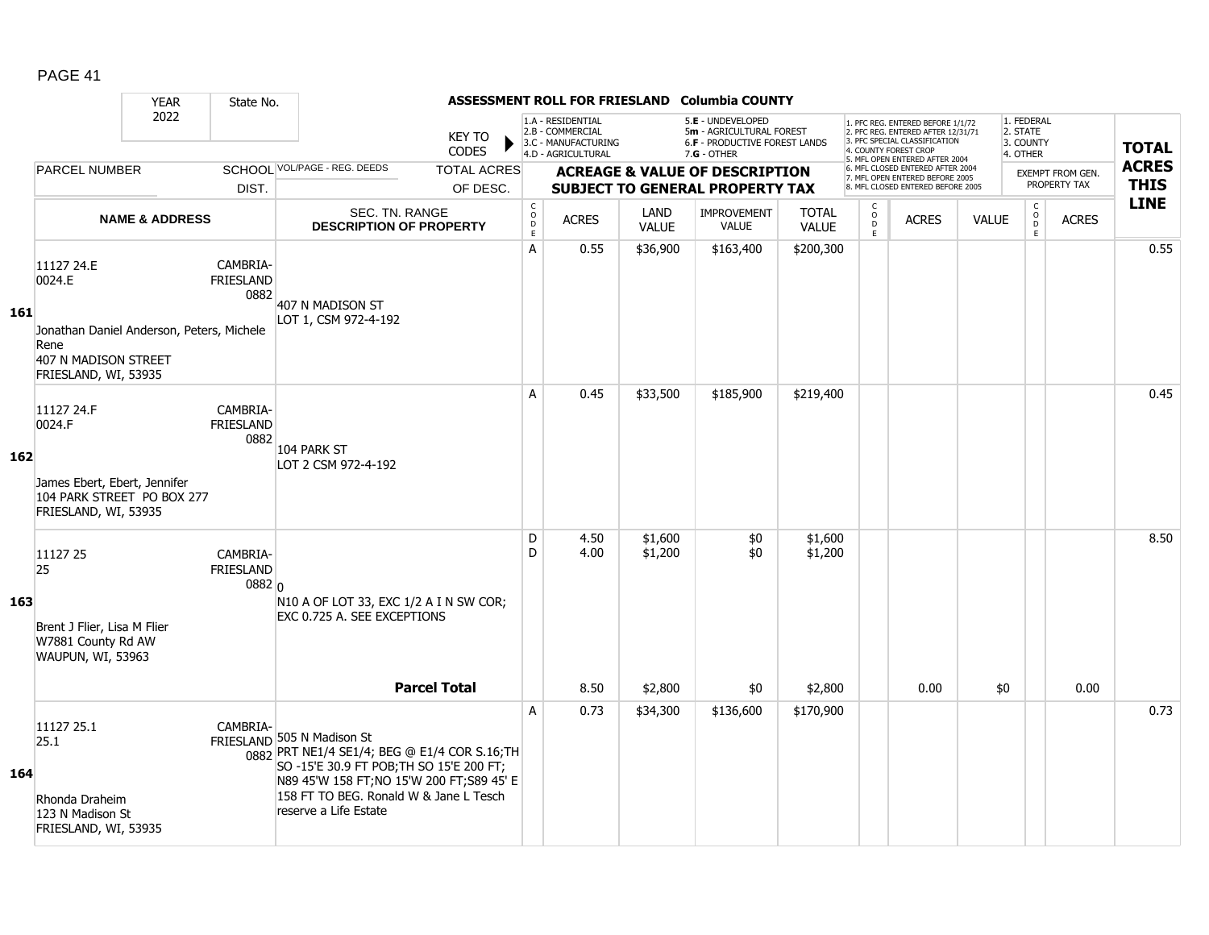**ASSESSMENT ROLL FOR FRIESLAND Columbia COUNTY**

| YEAR 2022 | State No. | | KEY TO CODES | 1.A - RESIDENTIAL 2.B - COMMERCIAL 3.C - MANUFACTURING 4.D - AGRICULTURAL | | 5.E - UNDEVELOPED 5m - AGRICULTURAL FOREST 6.F - PRODUCTIVE FOREST LANDS 7.G - OTHER | | | 1. PFC REG. ENTERED BEFORE 1/1/72 2. PFC REG. ENTERED AFTER 12/31/71 3. PFC SPECIAL CLASSIFICATION 4. COUNTY FOREST CROP 5. MFL OPEN ENTERED AFTER 2004 6. MFL CLOSED ENTERED AFTER 2004 7. MFL OPEN ENTERED BEFORE 2005 8. MFL CLOSED ENTERED BEFORE 2005 | | | 1. FEDERAL 2. STATE 3. COUNTY 4. OTHER | | TOTAL ACRES THIS LINE |
|---|---|---|---|---|---|---|---|---|---|---|---|---|---|---|
| PARCEL NUMBER | SCHOOL DIST. | VOL/PAGE - REG. DEEDS | TOTAL ACRES OF DESC. | ACREAGE & VALUE OF DESCRIPTION SUBJECT TO GENERAL PROPERTY TAX | | | | | | | | EXEMPT FROM GEN. PROPERTY TAX | | |
| NAME & ADDRESS | | SEC. TN. RANGE DESCRIPTION OF PROPERTY | | CODE | ACRES | LAND VALUE | IMPROVEMENT VALUE | TOTAL VALUE | CODE | ACRES | VALUE | CODE | ACRES | |
| **161** 11127 24.E 0024.E Jonathan Daniel Anderson, Peters, Michele Rene 407 N MADISON STREET FRIESLAND, WI, 53935 | CAMBRIA-FRIESLAND 0882 | 407 N MADISON ST LOT 1, CSM 972-4-192 | | A | 0.55 | $36,900 | $163,400 | $200,300 | | | | | | 0.55 |
| **162** 11127 24.F 0024.F James Ebert, Ebert, Jennifer 104 PARK STREET PO BOX 277 FRIESLAND, WI, 53935 | CAMBRIA-FRIESLAND 0882 | 104 PARK ST LOT 2 CSM 972-4-192 | | A | 0.45 | $33,500 | $185,900 | $219,400 | | | | | | 0.45 |
| **163** 11127 25 25 Brent J Flier, Lisa M Flier W7881 County Rd AW WAUPUN, WI, 53963 | CAMBRIA-FRIESLAND 0882 | 0 N10 A OF LOT 33, EXC 1/2 A I N SW COR; EXC 0.725 A. SEE EXCEPTIONS | | D | 4.50 | $1,600 | $0 | $1,600 | | | | | | 8.50 |
| | | | | D | 4.00 | $1,200 | $0 | $1,200 | | | | | | |
| | | | **Parcel Total** | | 8.50 | $2,800 | $0 | $2,800 | | 0.00 | $0 | | 0.00 | |
| **164** 11127 25.1 25.1 Rhonda Draheim 123 N Madison St FRIESLAND, WI, 53935 | CAMBRIA-FRIESLAND 0882 | 505 N Madison St PRT NE1/4 SE1/4; BEG @ E1/4 COR S.16;TH SO -15'E 30.9 FT POB;TH SO 15'E 200 FT; N89 45'W 158 FT;NO 15'W 200 FT;S89 45' E 158 FT TO BEG. Ronald W & Jane L Tesch reserve a Life Estate | | A | 0.73 | $34,300 | $136,600 | $170,900 | | | | | | 0.73 |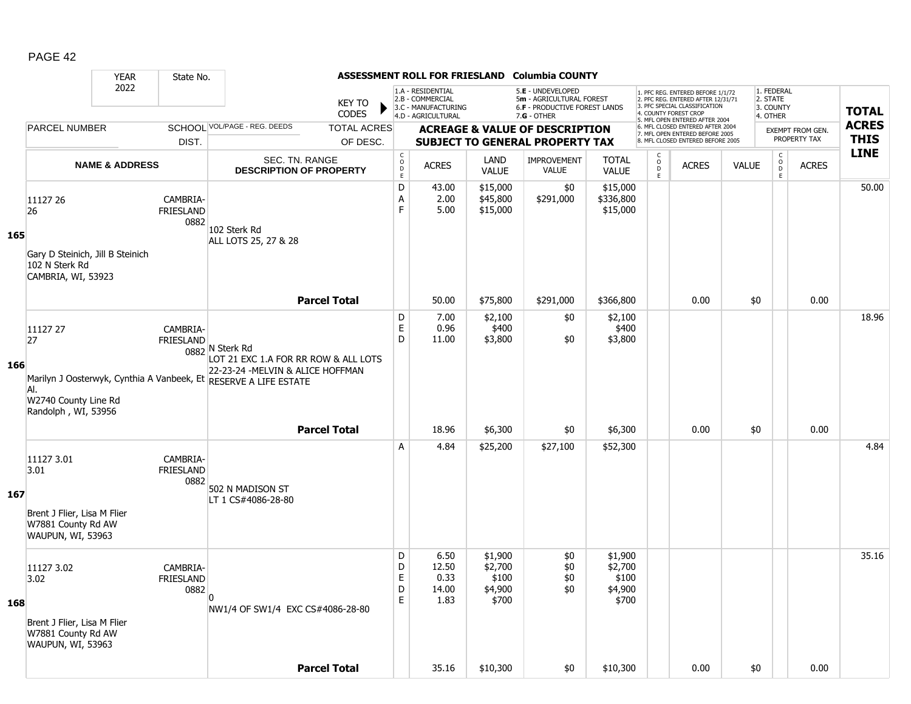# ASSESSMENT ROLL FOR FRIESLAND Columbia COUNTY

YEAR 2022 | State No.

KEY TO CODES:
1.A - RESIDENTIAL
2.B - COMMERCIAL
3.C - MANUFACTURING
4.D - AGRICULTURAL
5.E - UNDEVELOPED
5m - AGRICULTURAL FOREST
6.F - PRODUCTIVE FOREST LANDS
7.G - OTHER

1. PFC REG. ENTERED BEFORE 1/1/72
2. PFC REG. ENTERED AFTER 12/31/71
3. PFC SPECIAL CLASSIFICATION
4. COUNTY FOREST CROP
5. MFL OPEN ENTERED AFTER 2004
6. MFL CLOSED ENTERED AFTER 2004
7. MFL OPEN ENTERED BEFORE 2005
8. MFL CLOSED ENTERED BEFORE 2005

1. FEDERAL
2. STATE
3. COUNTY
4. OTHER

| Line | PARCEL NUMBER / NAME & ADDRESS | SCHOOL DIST. | VOL/PAGE - REG. DEEDS / SEC. TN. RANGE / DESCRIPTION OF PROPERTY | CODE | ACRES | LAND VALUE | IMPROVEMENT VALUE | TOTAL VALUE | CODE | ACRES | VALUE | CODE | ACRES | TOTAL ACRES THIS LINE |
|---|---|---|---|---|---|---|---|---|---|---|---|---|---|---|
| 165 | 11127 26<br>26<br>Gary D Steinich, Jill B Steinich<br>102 N Sterk Rd<br>CAMBRIA, WI, 53923 | CAMBRIA-FRIESLAND 0882 | 102 Sterk Rd<br>ALL LOTS 25, 27 & 28 | D<br>A<br>F | 43.00<br>2.00<br>5.00 | $15,000<br>$45,800<br>$15,000 | $0<br>$291,000 | $15,000<br>$336,800<br>$15,000 | | | | | | 50.00 |
| | | | **Parcel Total** | | 50.00 | $75,800 | $291,000 | $366,800 | | 0.00 | $0 | | 0.00 | |
| 166 | 11127 27<br>27<br>Marilyn J Oosterwyk, Cynthia A Vanbeek, Et Al.<br>W2740 County Line Rd<br>Randolph , WI, 53956 | CAMBRIA-FRIESLAND 0882 | N Sterk Rd<br>LOT 21 EXC 1.A FOR RR ROW & ALL LOTS 22-23-24 -MELVIN & ALICE HOFFMAN RESERVE A LIFE ESTATE | D<br>E<br>D | 7.00<br>0.96<br>11.00 | $2,100<br>$400<br>$3,800 | $0<br><br>$0 | $2,100<br>$400<br>$3,800 | | | | | | 18.96 |
| | | | **Parcel Total** | | 18.96 | $6,300 | $0 | $6,300 | | 0.00 | $0 | | 0.00 | |
| 167 | 11127 3.01<br>3.01<br>Brent J Flier, Lisa M Flier<br>W7881 County Rd AW<br>WAUPUN, WI, 53963 | CAMBRIA-FRIESLAND 0882 | 502 N MADISON ST<br>LT 1 CS#4086-28-80 | A | 4.84 | $25,200 | $27,100 | $52,300 | | | | | | 4.84 |
| 168 | 11127 3.02<br>3.02<br>Brent J Flier, Lisa M Flier<br>W7881 County Rd AW<br>WAUPUN, WI, 53963 | CAMBRIA-FRIESLAND 0882 | 0<br>NW1/4 OF SW1/4 EXC CS#4086-28-80 | D<br>D<br>E<br>D<br>E | 6.50<br>12.50<br>0.33<br>14.00<br>1.83 | $1,900<br>$2,700<br>$100<br>$4,900<br>$700 | $0<br>$0<br>$0<br>$0 | $1,900<br>$2,700<br>$100<br>$4,900<br>$700 | | | | | | 35.16 |
| | | | **Parcel Total** | | 35.16 | $10,300 | $0 | $10,300 | | 0.00 | $0 | | 0.00 | |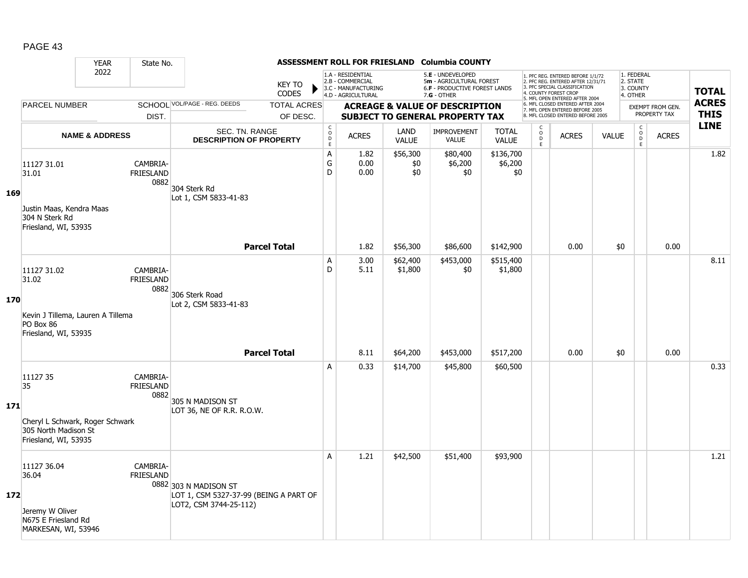PAGE 43

**ASSESSMENT ROLL FOR FRIESLAND Columbia COUNTY**

| YEAR | State No. |
|---|---|
| 2022 | |

KEY TO CODES: 1.A - RESIDENTIAL, 2.B - COMMERCIAL, 3.C - MANUFACTURING, 4.D - AGRICULTURAL, 5.E - UNDEVELOPED, 5m - AGRICULTURAL FOREST, 6.F - PRODUCTIVE FOREST LANDS, 7.G - OTHER

1. PFC REG. ENTERED BEFORE 1/1/72, 2. PFC REG. ENTERED AFTER 12/31/71, 3. PFC SPECIAL CLASSIFICATION, 4. COUNTY FOREST CROP, 5. MFL OPEN ENTERED AFTER 2004, 6. MFL CLOSED ENTERED AFTER 2004, 7. MFL OPEN ENTERED BEFORE 2005, 8. MFL CLOSED ENTERED BEFORE 2005

1. FEDERAL, 2. STATE, 3. COUNTY, 4. OTHER — EXEMPT FROM GEN. PROPERTY TAX

| LINE | PARCEL NUMBER / NAME & ADDRESS | SCHOOL DIST. | VOL/PAGE - REG. DEEDS / SEC. TN. RANGE / DESCRIPTION OF PROPERTY | CODE | ACRES | LAND VALUE | IMPROVEMENT VALUE | TOTAL VALUE | CODE | ACRES | VALUE | CODE | ACRES | TOTAL ACRES THIS LINE |
|---|---|---|---|---|---|---|---|---|---|---|---|---|---|---|
| 169 | 11127 31.01<br>31.01<br><br>Justin Maas, Kendra Maas<br>304 N Sterk Rd<br>Friesland, WI, 53935 | CAMBRIA-FRIESLAND 0882 | 304 Sterk Rd<br>Lot 1, CSM 5833-41-83 | A<br>G<br>D | 1.82<br>0.00<br>0.00 | $56,300<br>$0<br>$0 | $80,400<br>$6,200<br>$0 | $136,700<br>$6,200<br>$0 | | | | | | 1.82 |
| | | | **Parcel Total** | | 1.82 | $56,300 | $86,600 | $142,900 | | 0.00 | $0 | | 0.00 | |
| 170 | 11127 31.02<br>31.02<br><br>Kevin J Tillema, Lauren A Tillema<br>PO Box 86<br>Friesland, WI, 53935 | CAMBRIA-FRIESLAND 0882 | 306 Sterk Road<br>Lot 2, CSM 5833-41-83 | A<br>D | 3.00<br>5.11 | $62,400<br>$1,800 | $453,000<br>$0 | $515,400<br>$1,800 | | | | | | 8.11 |
| | | | **Parcel Total** | | 8.11 | $64,200 | $453,000 | $517,200 | | 0.00 | $0 | | 0.00 | |
| 171 | 11127 35<br>35<br><br>Cheryl L Schwark, Roger Schwark<br>305 North Madison St<br>Friesland, WI, 53935 | CAMBRIA-FRIESLAND 0882 | 305 N MADISON ST<br>LOT 36, NE OF R.R. R.O.W. | A | 0.33 | $14,700 | $45,800 | $60,500 | | | | | | 0.33 |
| 172 | 11127 36.04<br>36.04<br><br>Jeremy W Oliver<br>N675 E Friesland Rd<br>MARKESAN, WI, 53946 | CAMBRIA-FRIESLAND 0882 | 303 N MADISON ST<br>LOT 1, CSM 5327-37-99 (BEING A PART OF LOT2, CSM 3744-25-112) | A | 1.21 | $42,500 | $51,400 | $93,900 | | | | | | 1.21 |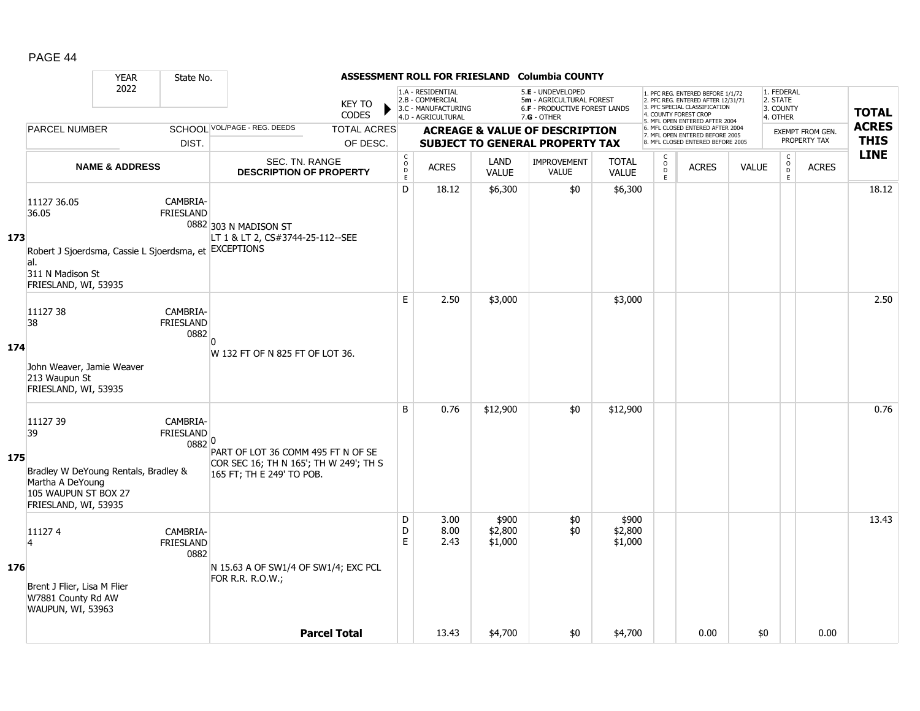PAGE 44

**ASSESSMENT ROLL FOR FRIESLAND Columbia COUNTY**

YEAR 2022 | State No.

KEY TO CODES: 1.A - RESIDENTIAL, 2.B - COMMERCIAL, 3.C - MANUFACTURING, 4.D - AGRICULTURAL, 5.E - UNDEVELOPED, 5m - AGRICULTURAL FOREST, 6.F - PRODUCTIVE FOREST LANDS, 7.G - OTHER

1. PFC REG. ENTERED BEFORE 1/1/72, 2. PFC REG. ENTERED AFTER 12/31/71, 3. PFC SPECIAL CLASSIFICATION, 4. COUNTY FOREST CROP, 5. MFL OPEN ENTERED AFTER 2004, 6. MFL CLOSED ENTERED AFTER 2004, 7. MFL OPEN ENTERED BEFORE 2005, 8. MFL CLOSED ENTERED BEFORE 2005

1. FEDERAL, 2. STATE, 3. COUNTY, 4. OTHER

| LINE | PARCEL NUMBER / NAME & ADDRESS | SCHOOL DIST. | VOL/PAGE - REG. DEEDS / SEC. TN. RANGE / DESCRIPTION OF PROPERTY | CODE | ACRES | LAND VALUE | IMPROVEMENT VALUE | TOTAL VALUE | CODE | ACRES | VALUE | CODE | EXEMPT ACRES | TOTAL ACRES THIS LINE |
|---|---|---|---|---|---|---|---|---|---|---|---|---|---|---|
| 173 | 11127 36.05<br>36.05<br>Robert J Sjoerdsma, Cassie L Sjoerdsma, et al.<br>311 N Madison St<br>FRIESLAND, WI, 53935 | CAMBRIA-FRIESLAND 0882 | 303 N MADISON ST<br>LT 1 & LT 2, CS#3744-25-112--SEE EXCEPTIONS | D | 18.12 | $6,300 | $0 | $6,300 | | | | | | 18.12 |
| 174 | 11127 38<br>38<br>John Weaver, Jamie Weaver<br>213 Waupun St<br>FRIESLAND, WI, 53935 | CAMBRIA-FRIESLAND 0882 | 0<br>W 132 FT OF N 825 FT OF LOT 36. | E | 2.50 | $3,000 | | $3,000 | | | | | | 2.50 |
| 175 | 11127 39<br>39<br>Bradley W DeYoung Rentals, Bradley & Martha A DeYoung<br>105 WAUPUN ST BOX 27<br>FRIESLAND, WI, 53935 | CAMBRIA-FRIESLAND 0882 | 0<br>PART OF LOT 36 COMM 495 FT N OF SE COR SEC 16; TH N 165'; TH W 249'; TH S 165 FT; TH E 249' TO POB. | B | 0.76 | $12,900 | $0 | $12,900 | | | | | | 0.76 |
| 176 | 11127 4<br>4<br>Brent J Flier, Lisa M Flier<br>W7881 County Rd AW<br>WAUPUN, WI, 53963 | CAMBRIA-FRIESLAND 0882 | N 15.63 A OF SW1/4 OF SW1/4; EXC PCL FOR R.R. R.O.W.; | D<br>D<br>E | 3.00<br>8.00<br>2.43 | $900<br>$2,800<br>$1,000 | $0<br>$0 | $900<br>$2,800<br>$1,000 | | | | | | 13.43 |
| | | | **Parcel Total** | | 13.43 | $4,700 | $0 | $4,700 | | 0.00 | $0 | | 0.00 | |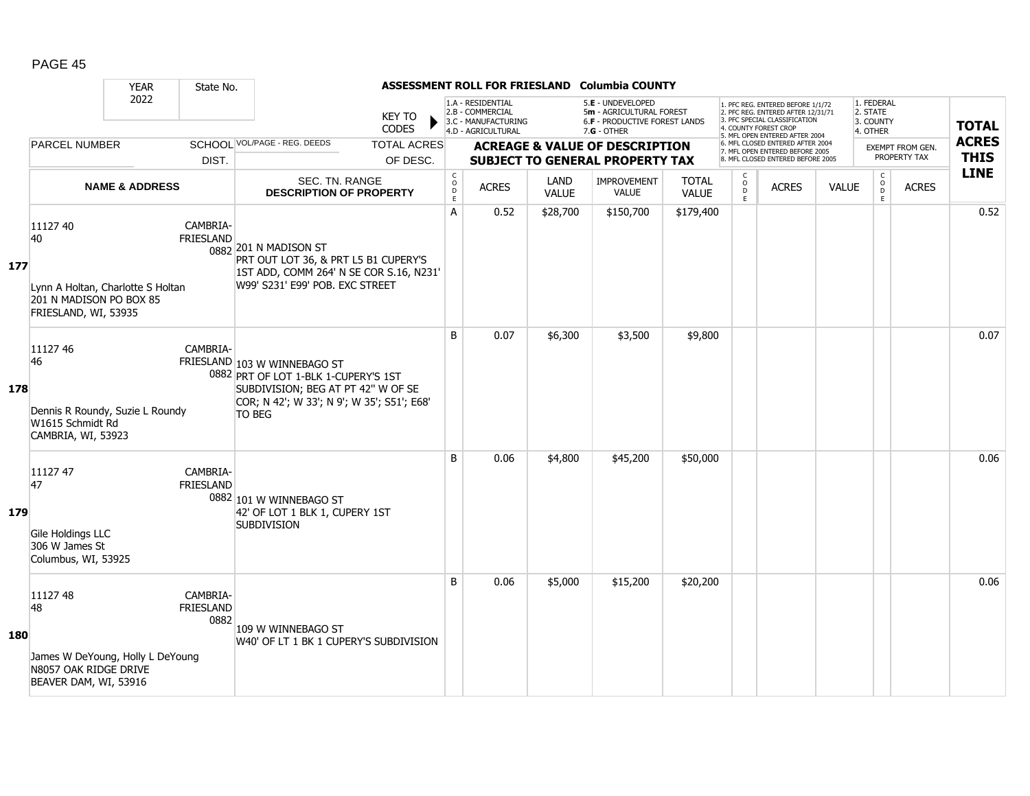| YEAR 2022 | State No. | ASSESSMENT ROLL FOR FRIESLAND Columbia COUNTY | | | | | | | | | | | | | |
|---|---|---|---|---|---|---|---|---|---|---|---|---|---|---|---|

**KEY TO CODES:** 1.A - RESIDENTIAL, 2.B - COMMERCIAL, 3.C - MANUFACTURING, 4.D - AGRICULTURAL, 5.E - UNDEVELOPED, 5m - AGRICULTURAL FOREST, 6.F - PRODUCTIVE FOREST LANDS, 7.G - OTHER

1. PFC REG. ENTERED BEFORE 1/1/72 2. PFC REG. ENTERED AFTER 12/31/71 3. PFC SPECIAL CLASSIFICATION 4. COUNTY FOREST CROP 5. MFL OPEN ENTERED AFTER 2004 6. MFL CLOSED ENTERED AFTER 2004 7. MFL OPEN ENTERED BEFORE 2005 8. MFL CLOSED ENTERED BEFORE 2005

EXEMPT FROM GEN. PROPERTY TAX: 1. FEDERAL 2. STATE 3. COUNTY 4. OTHER

| LINE | PARCEL NUMBER / NAME & ADDRESS | SCHOOL DIST. | VOL/PAGE - REG. DEEDS / SEC. TN. RANGE / DESCRIPTION OF PROPERTY | CODE | ACRES | LAND VALUE | IMPROVEMENT VALUE | TOTAL VALUE | CODE | ACRES | VALUE | CODE | ACRES | TOTAL ACRES THIS LINE |
|---|---|---|---|---|---|---|---|---|---|---|---|---|---|---|
| 177 | 11127 40<br>40<br><br>Lynn A Holtan, Charlotte S Holtan<br>201 N MADISON PO BOX 85<br>FRIESLAND, WI, 53935 | CAMBRIA-FRIESLAND 0882 | 201 N MADISON ST<br>PRT OUT LOT 36, & PRT L5 B1 CUPERY'S 1ST ADD, COMM 264' N SE COR S.16, N231' W99' S231' E99' POB. EXC STREET | A | 0.52 | $28,700 | $150,700 | $179,400 | | | | | | 0.52 |
| 178 | 11127 46<br>46<br><br>Dennis R Roundy, Suzie L Roundy<br>W1615 Schmidt Rd<br>CAMBRIA, WI, 53923 | CAMBRIA-FRIESLAND 0882 | 103 W WINNEBAGO ST<br>PRT OF LOT 1-BLK 1-CUPERY'S 1ST SUBDIVISION; BEG AT PT 42" W OF SE COR; N 42'; W 33'; N 9'; W 35'; S51'; E68' TO BEG | B | 0.07 | $6,300 | $3,500 | $9,800 | | | | | | 0.07 |
| 179 | 11127 47<br>47<br><br>Gile Holdings LLC<br>306 W James St<br>Columbus, WI, 53925 | CAMBRIA-FRIESLAND 0882 | 101 W WINNEBAGO ST<br>42' OF LOT 1 BLK 1, CUPERY 1ST SUBDIVISION | B | 0.06 | $4,800 | $45,200 | $50,000 | | | | | | 0.06 |
| 180 | 11127 48<br>48<br><br>James W DeYoung, Holly L DeYoung<br>N8057 OAK RIDGE DRIVE<br>BEAVER DAM, WI, 53916 | CAMBRIA-FRIESLAND 0882 | 109 W WINNEBAGO ST<br>W40' OF LT 1 BK 1 CUPERY'S SUBDIVISION | B | 0.06 | $5,000 | $15,200 | $20,200 | | | | | | 0.06 |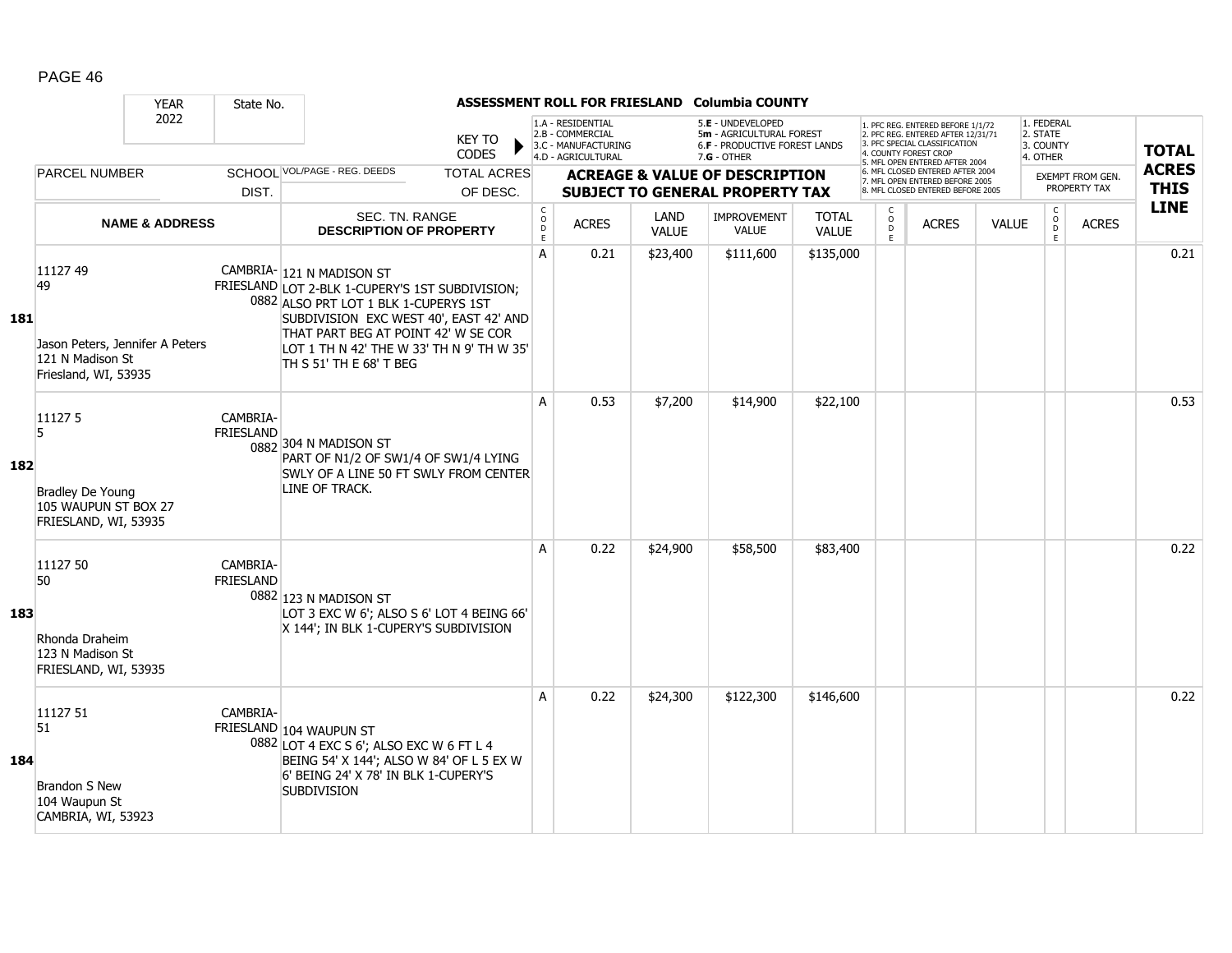ASSESSMENT ROLL FOR FRIESLAND Columbia COUNTY

| YEAR 2022 | State No. | | KEY TO CODES: 1.A - RESIDENTIAL, 2.B - COMMERCIAL, 3.C - MANUFACTURING, 4.D - AGRICULTURAL, 5.E - UNDEVELOPED, 5m - AGRICULTURAL FOREST, 6.F - PRODUCTIVE FOREST LANDS, 7.G - OTHER | | | | | 1. PFC REG. ENTERED BEFORE 1/1/72, 2. PFC REG. ENTERED AFTER 12/31/71, 3. PFC SPECIAL CLASSIFICATION, 4. COUNTY FOREST CROP, 5. MFL OPEN ENTERED AFTER 2004, 6. MFL CLOSED ENTERED AFTER 2004, 7. MFL OPEN ENTERED BEFORE 2005, 8. MFL CLOSED ENTERED BEFORE 2005 | | | 1. FEDERAL, 2. STATE, 3. COUNTY, 4. OTHER | | |
|---|---|---|---|---|---|---|---|---|---|---|---|---|---|
| PARCEL NUMBER | SCHOOL DIST. | VOL/PAGE - REG. DEEDS / TOTAL ACRES OF DESC. | ACREAGE & VALUE OF DESCRIPTION SUBJECT TO GENERAL PROPERTY TAX | | | | | | | | EXEMPT FROM GEN. PROPERTY TAX | | TOTAL ACRES THIS LINE |
| NAME & ADDRESS | | SEC. TN. RANGE DESCRIPTION OF PROPERTY | CODE | ACRES | LAND VALUE | IMPROVEMENT VALUE | TOTAL VALUE | CODE | ACRES | VALUE | CODE | ACRES | |
| **181** 11127 49<br>49<br><br>Jason Peters, Jennifer A Peters<br>121 N Madison St<br>Friesland, WI, 53935 | CAMBRIA-FRIESLAND 0882 | 121 N MADISON ST<br>LOT 2-BLK 1-CUPERY'S 1ST SUBDIVISION; ALSO PRT LOT 1 BLK 1-CUPERYS 1ST SUBDIVISION EXC WEST 40', EAST 42' AND THAT PART BEG AT POINT 42' W SE COR LOT 1 TH N 42' THE W 33' TH N 9' TH W 35' TH S 51' TH E 68' T BEG | A | 0.21 | $23,400 | $111,600 | $135,000 | | | | | | 0.21 |
| **182** 11127 5<br>5<br><br>Bradley De Young<br>105 WAUPUN ST BOX 27<br>FRIESLAND, WI, 53935 | CAMBRIA-FRIESLAND 0882 | 304 N MADISON ST<br>PART OF N1/2 OF SW1/4 OF SW1/4 LYING SWLY OF A LINE 50 FT SWLY FROM CENTER LINE OF TRACK. | A | 0.53 | $7,200 | $14,900 | $22,100 | | | | | | 0.53 |
| **183** 11127 50<br>50<br><br>Rhonda Draheim<br>123 N Madison St<br>FRIESLAND, WI, 53935 | CAMBRIA-FRIESLAND 0882 | 123 N MADISON ST<br>LOT 3 EXC W 6'; ALSO S 6' LOT 4 BEING 66' X 144'; IN BLK 1-CUPERY'S SUBDIVISION | A | 0.22 | $24,900 | $58,500 | $83,400 | | | | | | 0.22 |
| **184** 11127 51<br>51<br><br>Brandon S New<br>104 Waupun St<br>CAMBRIA, WI, 53923 | CAMBRIA-FRIESLAND 0882 | 104 WAUPUN ST<br>LOT 4 EXC S 6'; ALSO EXC W 6 FT L 4 BEING 54' X 144'; ALSO W 84' OF L 5 EX W 6' BEING 24' X 78' IN BLK 1-CUPERY'S SUBDIVISION | A | 0.22 | $24,300 | $122,300 | $146,600 | | | | | | 0.22 |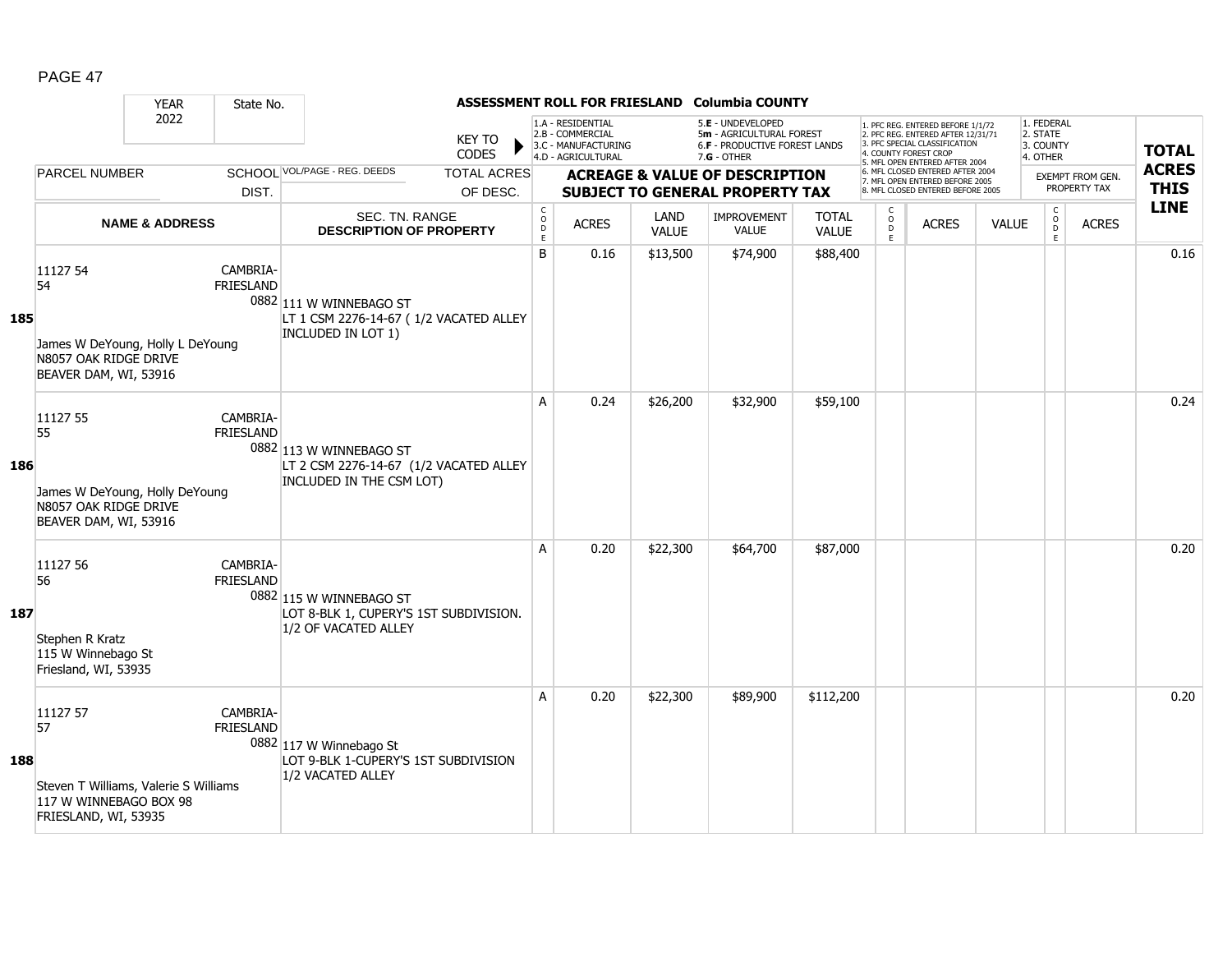**ASSESSMENT ROLL FOR FRIESLAND Columbia COUNTY**

| YEAR 2022 | State No. | | KEY TO CODES: 1.A - RESIDENTIAL, 2.B - COMMERCIAL, 3.C - MANUFACTURING, 4.D - AGRICULTURAL, 5.E - UNDEVELOPED, 5m - AGRICULTURAL FOREST, 6.F - PRODUCTIVE FOREST LANDS, 7.G - OTHER | | | | | | 1. PFC REG. ENTERED BEFORE 1/1/72, 2. PFC REG. ENTERED AFTER 12/31/71, 3. PFC SPECIAL CLASSIFICATION, 4. COUNTY FOREST CROP, 5. MFL OPEN ENTERED AFTER 2004, 6. MFL CLOSED ENTERED AFTER 2004, 7. MFL OPEN ENTERED BEFORE 2005, 8. MFL CLOSED ENTERED BEFORE 2005 | | | 1. FEDERAL, 2. STATE, 3. COUNTY, 4. OTHER | | |
|---|---|---|---|---|---|---|---|---|---|---|---|---|---|---|
| PARCEL NUMBER | SCHOOL DIST. | VOL/PAGE - REG. DEEDS / TOTAL ACRES OF DESC. | ACREAGE & VALUE OF DESCRIPTION SUBJECT TO GENERAL PROPERTY TAX | | | | | | | | | EXEMPT FROM GEN. PROPERTY TAX | | TOTAL ACRES THIS LINE |
| **NAME & ADDRESS** | | SEC. TN. RANGE **DESCRIPTION OF PROPERTY** | CODE | ACRES | LAND VALUE | IMPROVEMENT VALUE | TOTAL VALUE | CODE | ACRES | VALUE | | CODE | ACRES | |
| **185** 11127 54 / 54 / James W DeYoung, Holly L DeYoung / N8057 OAK RIDGE DRIVE / BEAVER DAM, WI, 53916 | CAMBRIA-FRIESLAND 0882 | 111 W WINNEBAGO ST / LT 1 CSM 2276-14-67 ( 1/2 VACATED ALLEY INCLUDED IN LOT 1) | B | 0.16 | $13,500 | $74,900 | $88,400 | | | | | | | 0.16 |
| **186** 11127 55 / 55 / James W DeYoung, Holly DeYoung / N8057 OAK RIDGE DRIVE / BEAVER DAM, WI, 53916 | CAMBRIA-FRIESLAND 0882 | 113 W WINNEBAGO ST / LT 2 CSM 2276-14-67 (1/2 VACATED ALLEY INCLUDED IN THE CSM LOT) | A | 0.24 | $26,200 | $32,900 | $59,100 | | | | | | | 0.24 |
| **187** 11127 56 / 56 / Stephen R Kratz / 115 W Winnebago St / Friesland, WI, 53935 | CAMBRIA-FRIESLAND 0882 | 115 W WINNEBAGO ST / LOT 8-BLK 1, CUPERY'S 1ST SUBDIVISION. 1/2 OF VACATED ALLEY | A | 0.20 | $22,300 | $64,700 | $87,000 | | | | | | | 0.20 |
| **188** 11127 57 / 57 / Steven T Williams, Valerie S Williams / 117 W WINNEBAGO BOX 98 / FRIESLAND, WI, 53935 | CAMBRIA-FRIESLAND 0882 | 117 W Winnebago St / LOT 9-BLK 1-CUPERY'S 1ST SUBDIVISION 1/2 VACATED ALLEY | A | 0.20 | $22,300 | $89,900 | $112,200 | | | | | | | 0.20 |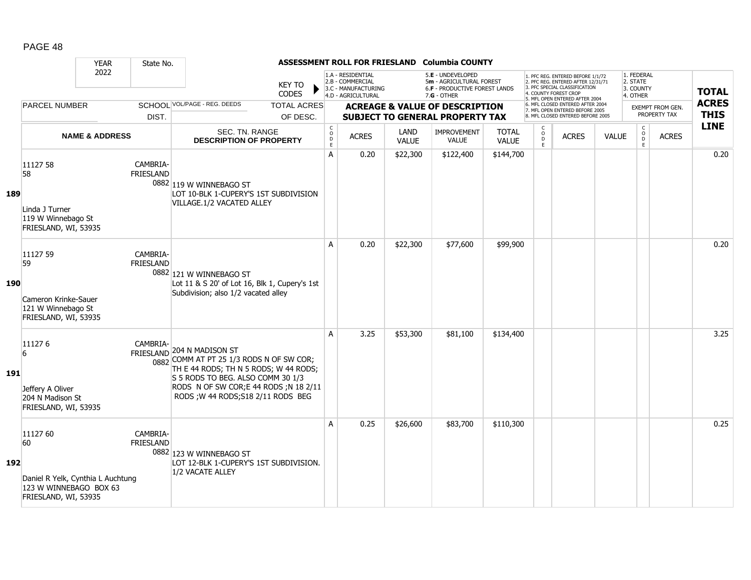# ASSESSMENT ROLL FOR FRIESLAND Columbia COUNTY

| YEAR 2022 | State No. | KEY TO CODES | | | | | | | | | | | | | |
|---|---|---|---|---|---|---|---|---|---|---|---|---|---|---|---|
| | | | 1.A - RESIDENTIAL 2.B - COMMERCIAL 3.C - MANUFACTURING 4.D - AGRICULTURAL | | 5.E - UNDEVELOPED 5m - AGRICULTURAL FOREST 6.F - PRODUCTIVE FOREST LANDS 7.G - OTHER | | | 1. PFC REG. ENTERED BEFORE 1/1/72 2. PFC REG. ENTERED AFTER 12/31/71 3. PFC SPECIAL CLASSIFICATION 4. COUNTY FOREST CROP 5. MFL OPEN ENTERED AFTER 2004 6. MFL CLOSED ENTERED AFTER 2004 7. MFL OPEN ENTERED BEFORE 2005 8. MFL CLOSED ENTERED BEFORE 2005 | | | 1. FEDERAL 2. STATE 3. COUNTY 4. OTHER | | | |
| PARCEL NUMBER | SCHOOL DIST. | VOL/PAGE - REG. DEEDS | TOTAL ACRES OF DESC. | ACREAGE & VALUE OF DESCRIPTION SUBJECT TO GENERAL PROPERTY TAX | | | | | | | | | EXEMPT FROM GEN. PROPERTY TAX | | TOTAL ACRES THIS LINE |
| NAME & ADDRESS | | SEC. TN. RANGE DESCRIPTION OF PROPERTY | | CODE | ACRES | LAND VALUE | IMPROVEMENT VALUE | TOTAL VALUE | CODE | ACRES | VALUE | CODE | ACRES | | |
| **189** 11127 58 58 Linda J Turner 119 W Winnebago St FRIESLAND, WI, 53935 | CAMBRIA-FRIESLAND 0882 | 119 W WINNEBAGO ST LOT 10-BLK 1-CUPERY'S 1ST SUBDIVISION VILLAGE.1/2 VACATED ALLEY | | A | 0.20 | $22,300 | $122,400 | $144,700 | | | | | | | 0.20 |
| **190** 11127 59 59 Cameron Krinke-Sauer 121 W Winnebago St FRIESLAND, WI, 53935 | CAMBRIA-FRIESLAND 0882 | 121 W WINNEBAGO ST Lot 11 & S 20' of Lot 16, Blk 1, Cupery's 1st Subdivision; also 1/2 vacated alley | | A | 0.20 | $22,300 | $77,600 | $99,900 | | | | | | | 0.20 |
| **191** 11127 6 6 Jeffery A Oliver 204 N Madison St FRIESLAND, WI, 53935 | CAMBRIA-FRIESLAND 0882 | 204 N MADISON ST COMM AT PT 25 1/3 RODS N OF SW COR; TH E 44 RODS; TH N 5 RODS; W 44 RODS; S 5 RODS TO BEG. ALSO COMM 30 1/3 RODS N OF SW COR;E 44 RODS ;N 18 2/11 RODS ;W 44 RODS;S18 2/11 RODS BEG | | A | 3.25 | $53,300 | $81,100 | $134,400 | | | | | | | 3.25 |
| **192** 11127 60 60 Daniel R Yelk, Cynthia L Auchtung 123 W WINNEBAGO BOX 63 FRIESLAND, WI, 53935 | CAMBRIA-FRIESLAND 0882 | 123 W WINNEBAGO ST LOT 12-BLK 1-CUPERY'S 1ST SUBDIVISION. 1/2 VACATE ALLEY | | A | 0.25 | $26,600 | $83,700 | $110,300 | | | | | | | 0.25 |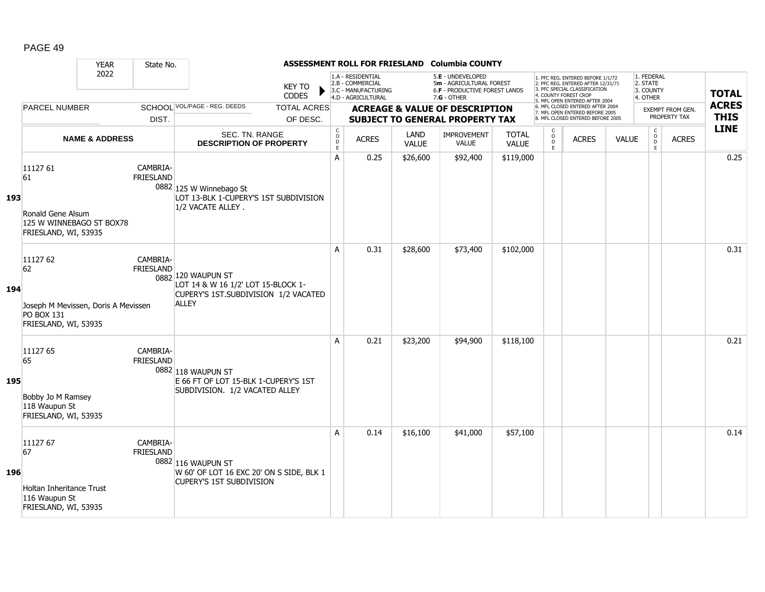# ASSESSMENT ROLL FOR FRIESLAND Columbia COUNTY

YEAR 2022 | State No.

KEY TO CODES: 1.A - RESIDENTIAL, 2.B - COMMERCIAL, 3.C - MANUFACTURING, 4.D - AGRICULTURAL, 5.E - UNDEVELOPED, 5m - AGRICULTURAL FOREST, 6.F - PRODUCTIVE FOREST LANDS, 7.G - OTHER

1. PFC REG. ENTERED BEFORE 1/1/72
2. PFC REG. ENTERED AFTER 12/31/71
3. PFC SPECIAL CLASSIFICATION
4. COUNTY FOREST CROP
5. MFL OPEN ENTERED AFTER 2004
6. MFL CLOSED ENTERED AFTER 2004
7. MFL OPEN ENTERED BEFORE 2005
8. MFL CLOSED ENTERED BEFORE 2005

1. FEDERAL 2. STATE 3. COUNTY 4. OTHER

| LINE | PARCEL NUMBER / NAME & ADDRESS | SCHOOL DIST. | VOL/PAGE - REG. DEEDS / SEC. TN. RANGE / DESCRIPTION OF PROPERTY | CODE | ACRES | LAND VALUE | IMPROVEMENT VALUE | TOTAL VALUE | CODE | ACRES | VALUE | CODE | ACRES (EXEMPT FROM GEN. PROPERTY TAX) | TOTAL ACRES THIS LINE |
|---|---|---|---|---|---|---|---|---|---|---|---|---|---|---|
| 193 | 11127 61<br>61<br><br>Ronald Gene Alsum<br>125 W WINNEBAGO ST BOX78<br>FRIESLAND, WI, 53935 | CAMBRIA-FRIESLAND 0882 | 125 W Winnebago St<br>LOT 13-BLK 1-CUPERY'S 1ST SUBDIVISION 1/2 VACATE ALLEY . | A | 0.25 | $26,600 | $92,400 | $119,000 | | | | | | 0.25 |
| 194 | 11127 62<br>62<br><br>Joseph M Mevissen, Doris A Mevissen<br>PO BOX 131<br>FRIESLAND, WI, 53935 | CAMBRIA-FRIESLAND 0882 | 120 WAUPUN ST<br>LOT 14 & W 16 1/2' LOT 15-BLOCK 1-CUPERY'S 1ST.SUBDIVISION 1/2 VACATED ALLEY | A | 0.31 | $28,600 | $73,400 | $102,000 | | | | | | 0.31 |
| 195 | 11127 65<br>65<br><br>Bobby Jo M Ramsey<br>118 Waupun St<br>FRIESLAND, WI, 53935 | CAMBRIA-FRIESLAND 0882 | 118 WAUPUN ST<br>E 66 FT OF LOT 15-BLK 1-CUPERY'S 1ST SUBDIVISION. 1/2 VACATED ALLEY | A | 0.21 | $23,200 | $94,900 | $118,100 | | | | | | 0.21 |
| 196 | 11127 67<br>67<br><br>Holtan Inheritance Trust<br>116 Waupun St<br>FRIESLAND, WI, 53935 | CAMBRIA-FRIESLAND 0882 | 116 WAUPUN ST<br>W 60' OF LOT 16 EXC 20' ON S SIDE, BLK 1 CUPERY'S 1ST SUBDIVISION | A | 0.14 | $16,100 | $41,000 | $57,100 | | | | | | 0.14 |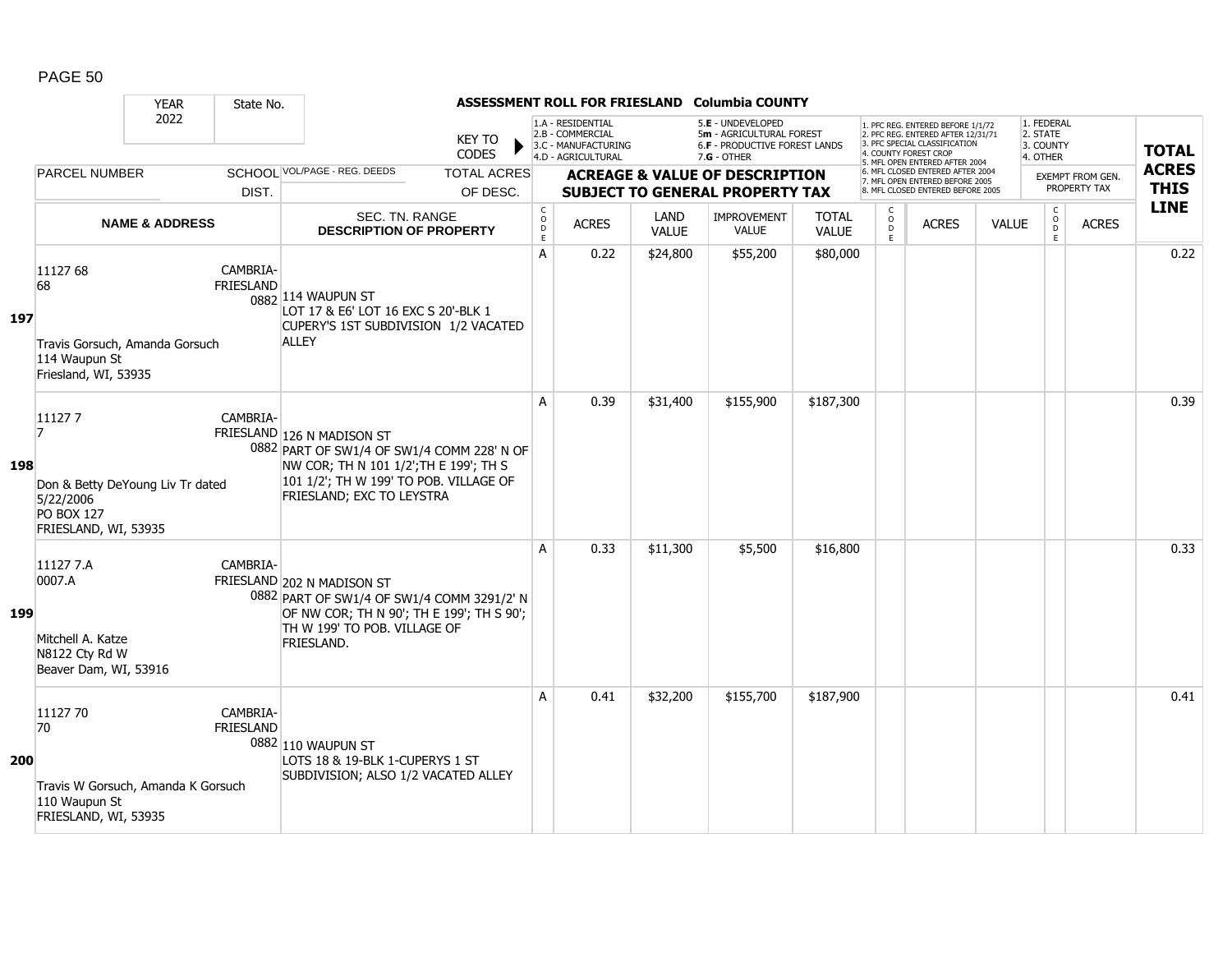**ASSESSMENT ROLL FOR FRIESLAND Columbia COUNTY**

| YEAR | State No. | | |
|---|---|---|---|
| 2022 | | | |

KEY TO CODES: 1.A - RESIDENTIAL, 2.B - COMMERCIAL, 3.C - MANUFACTURING, 4.D - AGRICULTURAL, 5.E - UNDEVELOPED, 5m - AGRICULTURAL FOREST, 6.F - PRODUCTIVE FOREST LANDS, 7.G - OTHER

1. PFC REG. ENTERED BEFORE 1/1/72, 2. PFC REG. ENTERED AFTER 12/31/71, 3. PFC SPECIAL CLASSIFICATION, 4. COUNTY FOREST CROP, 5. MFL OPEN ENTERED AFTER 2004, 6. MFL CLOSED ENTERED AFTER 2004, 7. MFL OPEN ENTERED BEFORE 2005, 8. MFL CLOSED ENTERED BEFORE 2005

1. FEDERAL, 2. STATE, 3. COUNTY, 4. OTHER

| | PARCEL NUMBER / NAME & ADDRESS | SCHOOL DIST. | VOL/PAGE - REG. DEEDS / SEC. TN. RANGE / DESCRIPTION OF PROPERTY | CODE | ACRES | LAND VALUE | IMPROVEMENT VALUE | TOTAL VALUE | CODE | ACRES | VALUE | CODE | EXEMPT FROM GEN. PROPERTY TAX ACRES | TOTAL ACRES THIS LINE |
|---|---|---|---|---|---|---|---|---|---|---|---|---|---|---|
| 197 | 11127 68<br>68<br>Travis Gorsuch, Amanda Gorsuch<br>114 Waupun St<br>Friesland, WI, 53935 | CAMBRIA-FRIESLAND 0882 | 114 WAUPUN ST<br>LOT 17 & E6' LOT 16 EXC S 20'-BLK 1 CUPERY'S 1ST SUBDIVISION 1/2 VACATED ALLEY | A | 0.22 | $24,800 | $55,200 | $80,000 | | | | | | 0.22 |
| 198 | 11127 7<br>7<br>Don & Betty DeYoung Liv Tr dated 5/22/2006<br>PO BOX 127<br>FRIESLAND, WI, 53935 | CAMBRIA-FRIESLAND 0882 | 126 N MADISON ST<br>PART OF SW1/4 OF SW1/4 COMM 228' N OF NW COR; TH N 101 1/2';TH E 199'; TH S 101 1/2'; TH W 199' TO POB. VILLAGE OF FRIESLAND; EXC TO LEYSTRA | A | 0.39 | $31,400 | $155,900 | $187,300 | | | | | | 0.39 |
| 199 | 11127 7.A<br>0007.A<br>Mitchell A. Katze<br>N8122 Cty Rd W<br>Beaver Dam, WI, 53916 | CAMBRIA-FRIESLAND 0882 | 202 N MADISON ST<br>PART OF SW1/4 OF SW1/4 COMM 3291/2' N OF NW COR; TH N 90'; TH E 199'; TH S 90'; TH W 199' TO POB. VILLAGE OF FRIESLAND. | A | 0.33 | $11,300 | $5,500 | $16,800 | | | | | | 0.33 |
| 200 | 11127 70<br>70<br>Travis W Gorsuch, Amanda K Gorsuch<br>110 Waupun St<br>FRIESLAND, WI, 53935 | CAMBRIA-FRIESLAND 0882 | 110 WAUPUN ST<br>LOTS 18 & 19-BLK 1-CUPERYS 1 ST SUBDIVISION; ALSO 1/2 VACATED ALLEY | A | 0.41 | $32,200 | $155,700 | $187,900 | | | | | | 0.41 |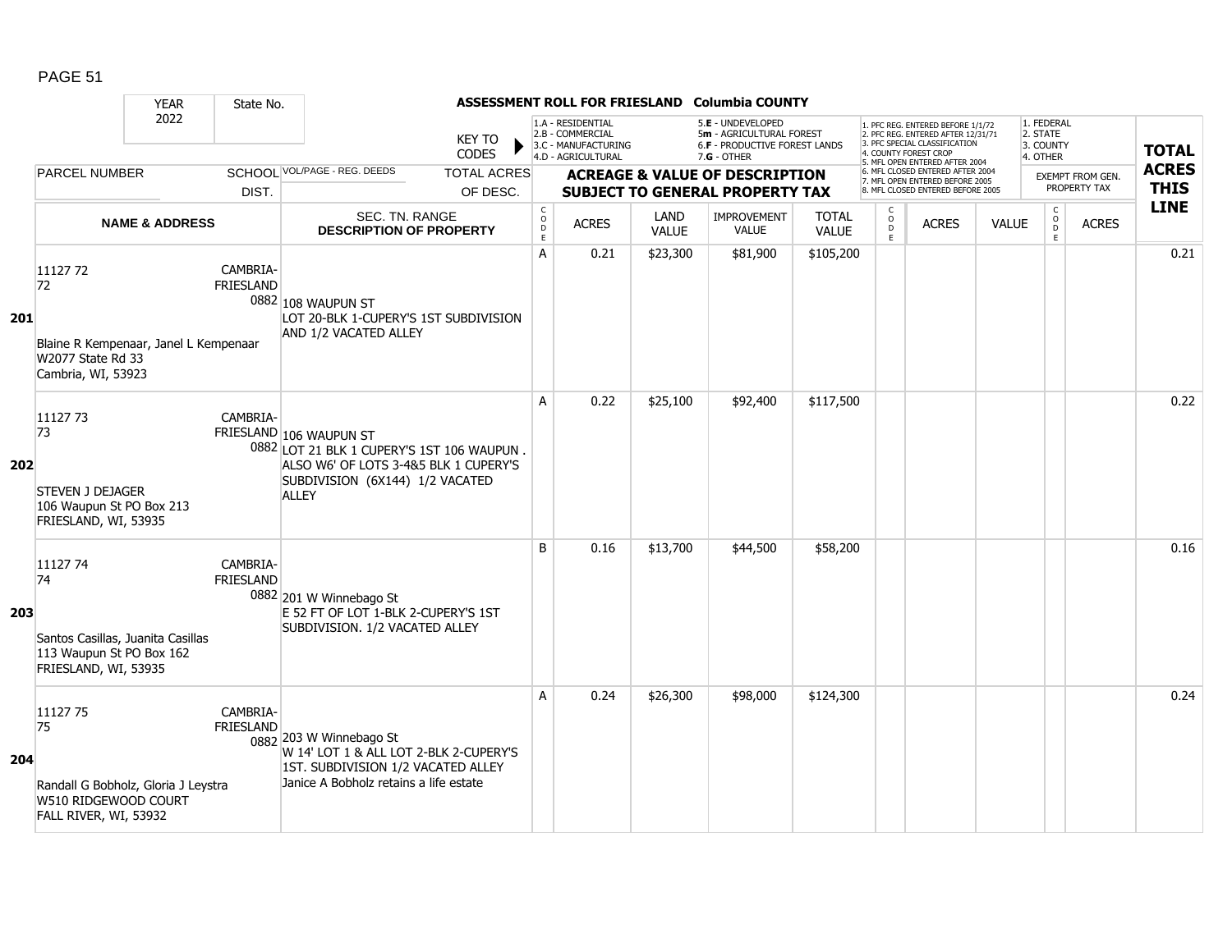# ASSESSMENT ROLL FOR FRIESLAND Columbia COUNTY

YEAR 2022 | State No.

KEY TO CODES:
1.A - RESIDENTIAL
2.B - COMMERCIAL
3.C - MANUFACTURING
4.D - AGRICULTURAL
5.E - UNDEVELOPED
5m - AGRICULTURAL FOREST
6.F - PRODUCTIVE FOREST LANDS
7.G - OTHER

1. PFC REG. ENTERED BEFORE 1/1/72
2. PFC REG. ENTERED AFTER 12/31/71
3. PFC SPECIAL CLASSIFICATION
4. COUNTY FOREST CROP
5. MFL OPEN ENTERED AFTER 2004
6. MFL CLOSED ENTERED AFTER 2004
7. MFL OPEN ENTERED BEFORE 2005
8. MFL CLOSED ENTERED BEFORE 2005

1. FEDERAL
2. STATE
3. COUNTY
4. OTHER

| LINE | PARCEL NUMBER / NAME & ADDRESS | SCHOOL DIST. | VOL/PAGE - REG. DEEDS / SEC. TN. RANGE / DESCRIPTION OF PROPERTY | CODE | ACRES | LAND VALUE | IMPROVEMENT VALUE | TOTAL VALUE | CODE | ACRES | VALUE | CODE | ACRES (EXEMPT FROM GEN. PROPERTY TAX) | TOTAL ACRES THIS LINE |
|---|---|---|---|---|---|---|---|---|---|---|---|---|---|---|
| 201 | 11127 72<br>72<br>Blaine R Kempenaar, Janel L Kempenaar<br>W2077 State Rd 33<br>Cambria, WI, 53923 | CAMBRIA-FRIESLAND 0882 | 108 WAUPUN ST<br>LOT 20-BLK 1-CUPERY'S 1ST SUBDIVISION AND 1/2 VACATED ALLEY | A | 0.21 | $23,300 | $81,900 | $105,200 | | | | | | 0.21 |
| 202 | 11127 73<br>73<br>STEVEN J DEJAGER<br>106 Waupun St PO Box 213<br>FRIESLAND, WI, 53935 | CAMBRIA-FRIESLAND 0882 | 106 WAUPUN ST<br>LOT 21 BLK 1 CUPERY'S 1ST 106 WAUPUN . ALSO W6' OF LOTS 3-4&5 BLK 1 CUPERY'S SUBDIVISION (6X144) 1/2 VACATED ALLEY | A | 0.22 | $25,100 | $92,400 | $117,500 | | | | | | 0.22 |
| 203 | 11127 74<br>74<br>Santos Casillas, Juanita Casillas<br>113 Waupun St PO Box 162<br>FRIESLAND, WI, 53935 | CAMBRIA-FRIESLAND 0882 | 201 W Winnebago St<br>E 52 FT OF LOT 1-BLK 2-CUPERY'S 1ST SUBDIVISION. 1/2 VACATED ALLEY | B | 0.16 | $13,700 | $44,500 | $58,200 | | | | | | 0.16 |
| 204 | 11127 75<br>75<br>Randall G Bobholz, Gloria J Leystra<br>W510 RIDGEWOOD COURT<br>FALL RIVER, WI, 53932 | CAMBRIA-FRIESLAND 0882 | 203 W Winnebago St<br>W 14' LOT 1 & ALL LOT 2-BLK 2-CUPERY'S 1ST. SUBDIVISION 1/2 VACATED ALLEY<br>Janice A Bobholz retains a life estate | A | 0.24 | $26,300 | $98,000 | $124,300 | | | | | | 0.24 |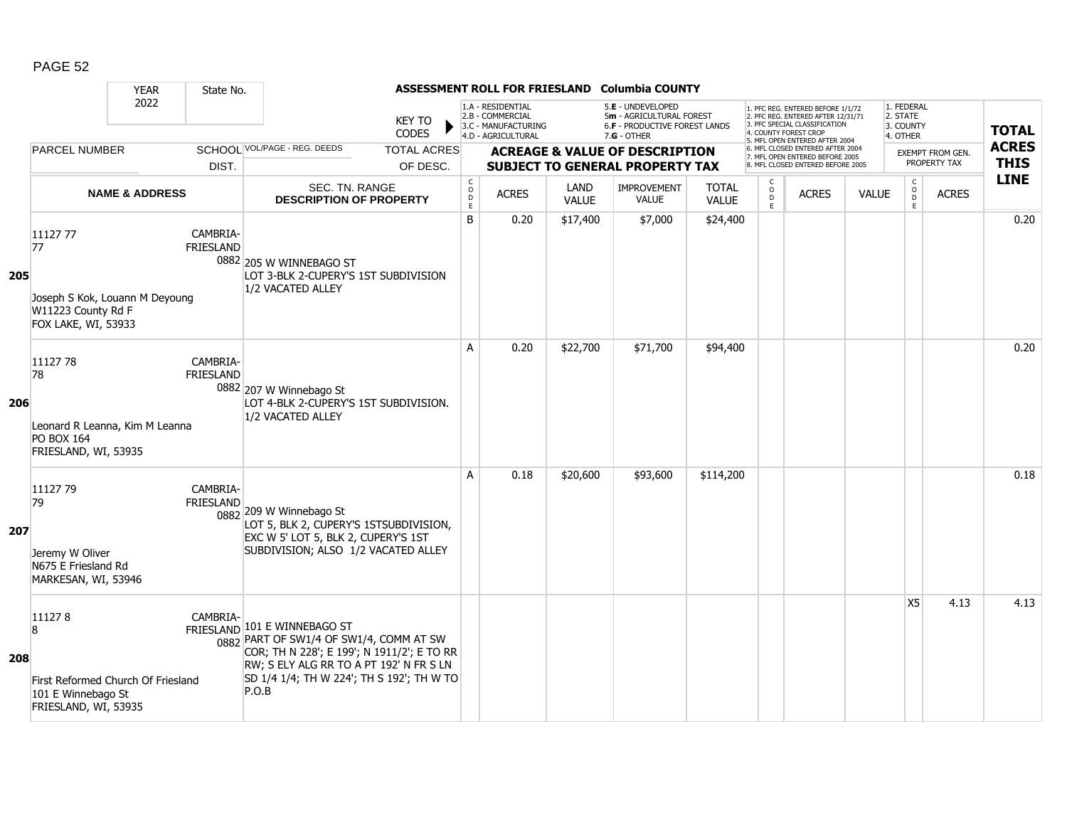## ASSESSMENT ROLL FOR FRIESLAND Columbia COUNTY

YEAR 2022 | State No.

KEY TO CODES:
- 1.A - RESIDENTIAL
- 2.B - COMMERCIAL
- 3.C - MANUFACTURING
- 4.D - AGRICULTURAL
- 5.E - UNDEVELOPED
- 5m - AGRICULTURAL FOREST
- 6.F - PRODUCTIVE FOREST LANDS
- 7.G - OTHER

1. PFC REG. ENTERED BEFORE 1/1/72
2. PFC REG. ENTERED AFTER 12/31/71
3. PFC SPECIAL CLASSIFICATION
4. COUNTY FOREST CROP
5. MFL OPEN ENTERED AFTER 2004
6. MFL CLOSED ENTERED AFTER 2004
7. MFL OPEN ENTERED BEFORE 2005
8. MFL CLOSED ENTERED BEFORE 2005

1. FEDERAL
2. STATE
3. COUNTY
4. OTHER

| LINE | PARCEL NUMBER / NAME & ADDRESS | SCHOOL DIST. | VOL/PAGE - REG. DEEDS / SEC. TN. RANGE / DESCRIPTION OF PROPERTY | CODE | ACRES | LAND VALUE | IMPROVEMENT VALUE | TOTAL VALUE | CODE | ACRES | VALUE | CODE (EXEMPT) | ACRES (EXEMPT) | TOTAL ACRES THIS LINE |
|---|---|---|---|---|---|---|---|---|---|---|---|---|---|---|
| 205 | 11127 77<br>77<br>Joseph S Kok, Louann M Deyoung<br>W11223 County Rd F<br>FOX LAKE, WI, 53933 | CAMBRIA-FRIESLAND 0882 | 205 W WINNEBAGO ST<br>LOT 3-BLK 2-CUPERY'S 1ST SUBDIVISION 1/2 VACATED ALLEY | B | 0.20 | $17,400 | $7,000 | $24,400 | | | | | | 0.20 |
| 206 | 11127 78<br>78<br>Leonard R Leanna, Kim M Leanna<br>PO BOX 164<br>FRIESLAND, WI, 53935 | CAMBRIA-FRIESLAND 0882 | 207 W Winnebago St<br>LOT 4-BLK 2-CUPERY'S 1ST SUBDIVISION. 1/2 VACATED ALLEY | A | 0.20 | $22,700 | $71,700 | $94,400 | | | | | | 0.20 |
| 207 | 11127 79<br>79<br>Jeremy W Oliver<br>N675 E Friesland Rd<br>MARKESAN, WI, 53946 | CAMBRIA-FRIESLAND 0882 | 209 W Winnebago St<br>LOT 5, BLK 2, CUPERY'S 1STSUBDIVISION, EXC W 5' LOT 5, BLK 2, CUPERY'S 1ST SUBDIVISION; ALSO 1/2 VACATED ALLEY | A | 0.18 | $20,600 | $93,600 | $114,200 | | | | | | 0.18 |
| 208 | 11127 8<br>8<br>First Reformed Church Of Friesland<br>101 E Winnebago St<br>FRIESLAND, WI, 53935 | CAMBRIA-FRIESLAND 0882 | 101 E WINNEBAGO ST<br>PART OF SW1/4 OF SW1/4, COMM AT SW COR; TH N 228'; E 199'; N 1911/2'; E TO RR RW; S ELY ALG RR TO A PT 192' N FR S LN SD 1/4 1/4; TH W 224'; TH S 192'; TH W TO P.O.B | | | | | | | | | X5 | 4.13 | 4.13 |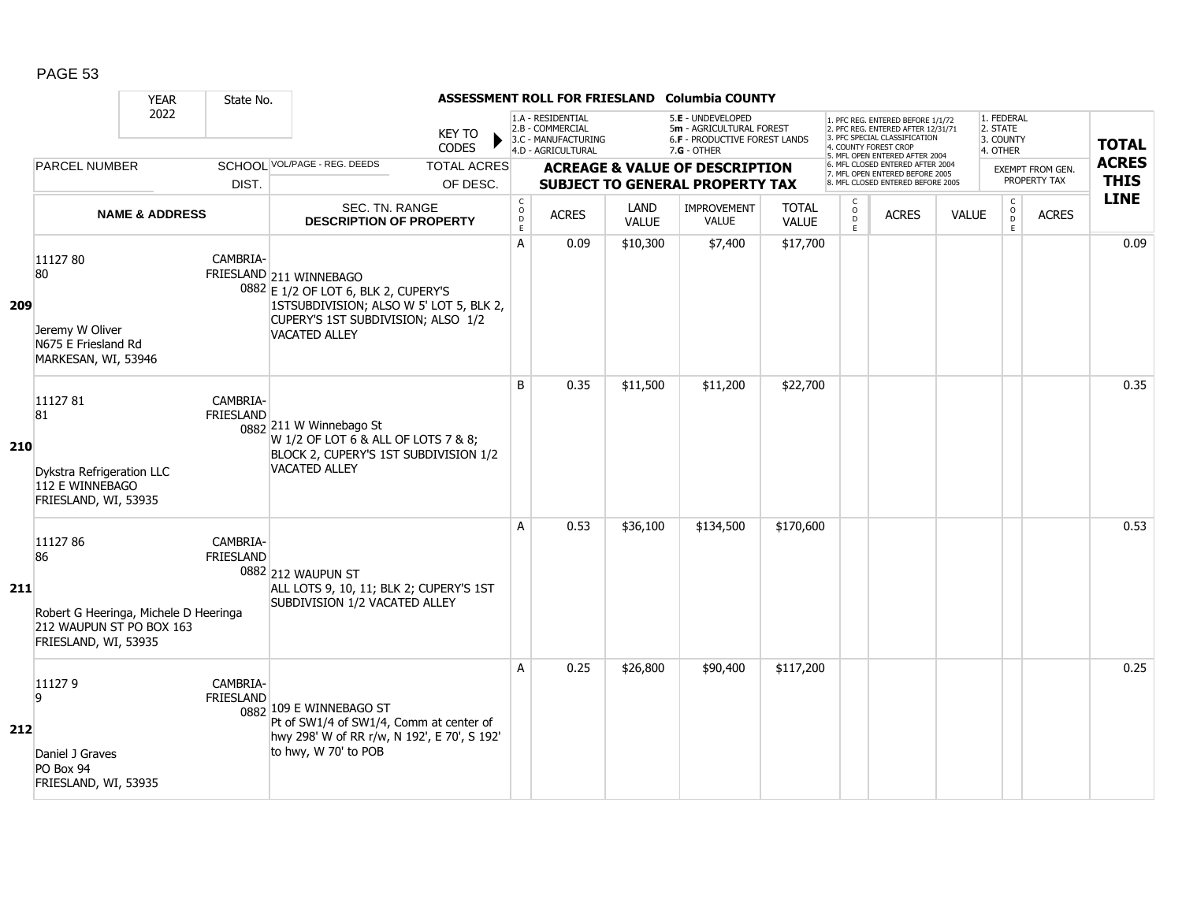PAGE 53

**ASSESSMENT ROLL FOR FRIESLAND Columbia COUNTY**

YEAR 2022 | State No.

KEY TO CODES: 1.A - RESIDENTIAL, 2.B - COMMERCIAL, 3.C - MANUFACTURING, 4.D - AGRICULTURAL, 5.E - UNDEVELOPED, 5m - AGRICULTURAL FOREST, 6.F - PRODUCTIVE FOREST LANDS, 7.G - OTHER

1. PFC REG. ENTERED BEFORE 1/1/72, 2. PFC REG. ENTERED AFTER 12/31/71, 3. PFC SPECIAL CLASSIFICATION, 4. COUNTY FOREST CROP, 5. MFL OPEN ENTERED AFTER 2004, 6. MFL CLOSED ENTERED AFTER 2004, 7. MFL OPEN ENTERED BEFORE 2005, 8. MFL CLOSED ENTERED BEFORE 2005

1. FEDERAL, 2. STATE, 3. COUNTY, 4. OTHER

| LINE | PARCEL NUMBER / NAME & ADDRESS | SCHOOL DIST. | VOL/PAGE - REG. DEEDS / SEC. TN. RANGE / DESCRIPTION OF PROPERTY | TOTAL ACRES OF DESC. | CODE | ACRES | LAND VALUE | IMPROVEMENT VALUE | TOTAL VALUE | CODE | ACRES | VALUE | CODE | ACRES (EXEMPT FROM GEN. PROPERTY TAX) | TOTAL ACRES THIS LINE |
|---|---|---|---|---|---|---|---|---|---|---|---|---|---|---|---|
| 209 | 11127 80<br>80<br><br>Jeremy W Oliver<br>N675 E Friesland Rd<br>MARKESAN, WI, 53946 | CAMBRIA-FRIESLAND 0882 | 211 WINNEBAGO<br>E 1/2 OF LOT 6, BLK 2, CUPERY'S 1STSUBDIVISION; ALSO W 5' LOT 5, BLK 2, CUPERY'S 1ST SUBDIVISION; ALSO 1/2 VACATED ALLEY | | A | 0.09 | $10,300 | $7,400 | $17,700 | | | | | | 0.09 |
| 210 | 11127 81<br>81<br><br>Dykstra Refrigeration LLC<br>112 E WINNEBAGO<br>FRIESLAND, WI, 53935 | CAMBRIA-FRIESLAND 0882 | 211 W Winnebago St<br>W 1/2 OF LOT 6 & ALL OF LOTS 7 & 8; BLOCK 2, CUPERY'S 1ST SUBDIVISION 1/2 VACATED ALLEY | | B | 0.35 | $11,500 | $11,200 | $22,700 | | | | | | 0.35 |
| 211 | 11127 86<br>86<br><br>Robert G Heeringa, Michele D Heeringa<br>212 WAUPUN ST PO BOX 163<br>FRIESLAND, WI, 53935 | CAMBRIA-FRIESLAND 0882 | 212 WAUPUN ST<br>ALL LOTS 9, 10, 11; BLK 2; CUPERY'S 1ST SUBDIVISION 1/2 VACATED ALLEY | | A | 0.53 | $36,100 | $134,500 | $170,600 | | | | | | 0.53 |
| 212 | 11127 9<br>9<br><br>Daniel J Graves<br>PO Box 94<br>FRIESLAND, WI, 53935 | CAMBRIA-FRIESLAND 0882 | 109 E WINNEBAGO ST<br>Pt of SW1/4 of SW1/4, Comm at center of hwy 298' W of RR r/w, N 192', E 70', S 192' to hwy, W 70' to POB | | A | 0.25 | $26,800 | $90,400 | $117,200 | | | | | | 0.25 |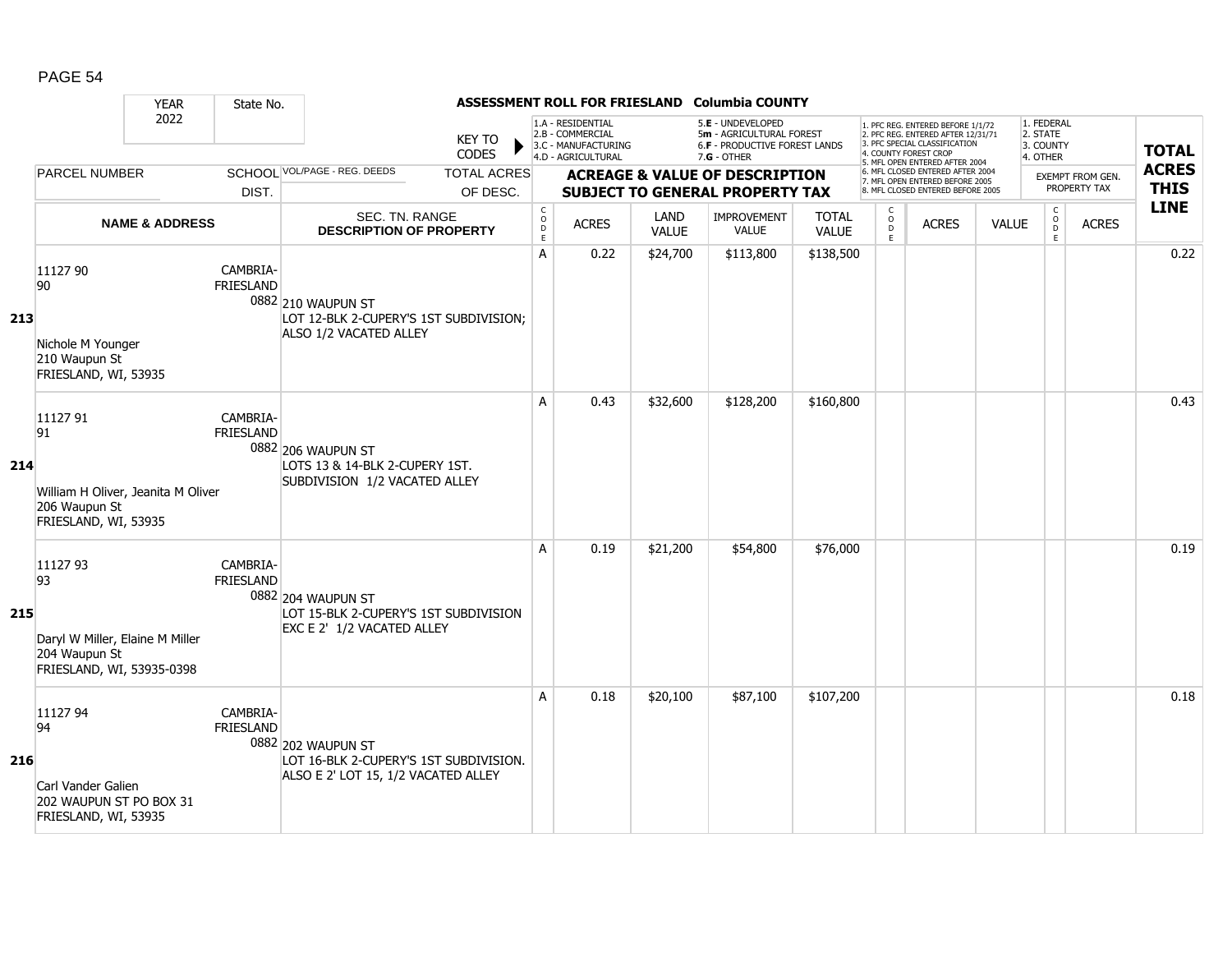**ASSESSMENT ROLL FOR FRIESLAND Columbia COUNTY**

| YEAR 2022 | State No. | | KEY TO CODES: 1.A - RESIDENTIAL, 2.B - COMMERCIAL, 3.C - MANUFACTURING, 4.D - AGRICULTURAL, 5.E - UNDEVELOPED, 5m - AGRICULTURAL FOREST, 6.F - PRODUCTIVE FOREST LANDS, 7.G - OTHER | | | | | | 1. PFC REG. ENTERED BEFORE 1/1/72, 2. PFC REG. ENTERED AFTER 12/31/71, 3. PFC SPECIAL CLASSIFICATION, 4. COUNTY FOREST CROP, 5. MFL OPEN ENTERED AFTER 2004, 6. MFL CLOSED ENTERED AFTER 2004, 7. MFL OPEN ENTERED BEFORE 2005, 8. MFL CLOSED ENTERED BEFORE 2005 | | | 1. FEDERAL, 2. STATE, 3. COUNTY, 4. OTHER | | TOTAL ACRES THIS LINE |
|---|---|---|---|---|---|---|---|---|---|---|---|---|---|---|
| PARCEL NUMBER | SCHOOL DIST. | VOL/PAGE - REG. DEEDS | TOTAL ACRES OF DESC. | ACREAGE & VALUE OF DESCRIPTION SUBJECT TO GENERAL PROPERTY TAX | | | | | | | | EXEMPT FROM GEN. PROPERTY TAX | | |
| **NAME & ADDRESS** | | SEC. TN. RANGE **DESCRIPTION OF PROPERTY** | CODE | ACRES | LAND VALUE | IMPROVEMENT VALUE | TOTAL VALUE | CODE | ACRES | VALUE | CODE | ACRES | |
| **213** 11127 90 90 Nichole M Younger 210 Waupun St FRIESLAND, WI, 53935 | CAMBRIA-FRIESLAND 0882 | 210 WAUPUN ST LOT 12-BLK 2-CUPERY'S 1ST SUBDIVISION; ALSO 1/2 VACATED ALLEY | A | 0.22 | $24,700 | $113,800 | $138,500 | | | | | | 0.22 |
| **214** 11127 91 91 William H Oliver, Jeanita M Oliver 206 Waupun St FRIESLAND, WI, 53935 | CAMBRIA-FRIESLAND 0882 | 206 WAUPUN ST LOTS 13 & 14-BLK 2-CUPERY 1ST. SUBDIVISION 1/2 VACATED ALLEY | A | 0.43 | $32,600 | $128,200 | $160,800 | | | | | | 0.43 |
| **215** 11127 93 93 Daryl W Miller, Elaine M Miller 204 Waupun St FRIESLAND, WI, 53935-0398 | CAMBRIA-FRIESLAND 0882 | 204 WAUPUN ST LOT 15-BLK 2-CUPERY'S 1ST SUBDIVISION EXC E 2' 1/2 VACATED ALLEY | A | 0.19 | $21,200 | $54,800 | $76,000 | | | | | | 0.19 |
| **216** 11127 94 94 Carl Vander Galien 202 WAUPUN ST PO BOX 31 FRIESLAND, WI, 53935 | CAMBRIA-FRIESLAND 0882 | 202 WAUPUN ST LOT 16-BLK 2-CUPERY'S 1ST SUBDIVISION. ALSO E 2' LOT 15, 1/2 VACATED ALLEY | A | 0.18 | $20,100 | $87,100 | $107,200 | | | | | | 0.18 |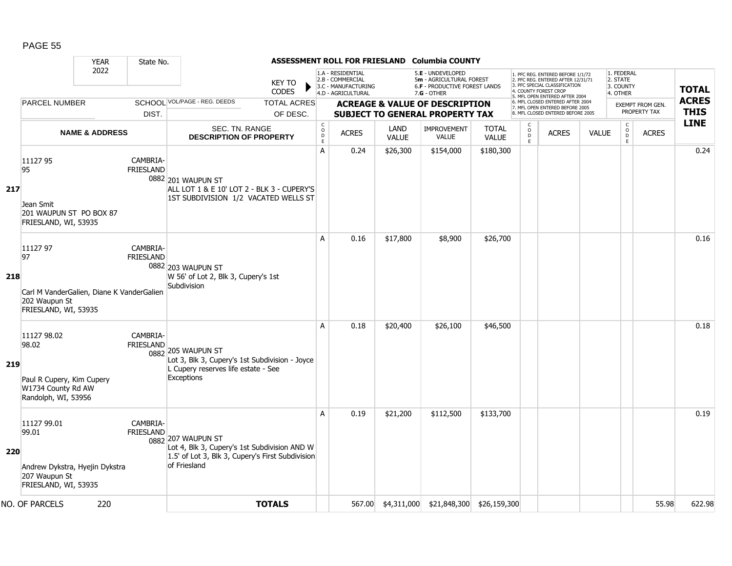# ASSESSMENT ROLL FOR FRIESLAND Columbia COUNTY

YEAR 2022 | State No.

KEY TO CODES:
1.A - RESIDENTIAL
2.B - COMMERCIAL
3.C - MANUFACTURING
4.D - AGRICULTURAL
5.E - UNDEVELOPED
5m - AGRICULTURAL FOREST
6.F - PRODUCTIVE FOREST LANDS
7.G - OTHER

1. PFC REG. ENTERED BEFORE 1/1/72
2. PFC REG. ENTERED AFTER 12/31/71
3. PFC SPECIAL CLASSIFICATION
4. COUNTY FOREST CROP
5. MFL OPEN ENTERED AFTER 2004
6. MFL CLOSED ENTERED AFTER 2004
7. MFL OPEN ENTERED BEFORE 2005
8. MFL CLOSED ENTERED BEFORE 2005

1. FEDERAL
2. STATE
3. COUNTY
4. OTHER

| Line | PARCEL NUMBER / NAME & ADDRESS | SCHOOL DIST. | VOL/PAGE - REG. DEEDS / SEC. TN. RANGE / DESCRIPTION OF PROPERTY | CODE | ACRES | LAND VALUE | IMPROVEMENT VALUE | TOTAL VALUE | CODE | ACRES | VALUE | CODE | EXEMPT FROM GEN. PROPERTY TAX ACRES | TOTAL ACRES THIS LINE |
|---|---|---|---|---|---|---|---|---|---|---|---|---|---|---|
| 217 | 11127 95<br>95<br>Jean Smit<br>201 WAUPUN ST PO BOX 87<br>FRIESLAND, WI, 53935 | CAMBRIA-FRIESLAND 0882 | 201 WAUPUN ST<br>ALL LOT 1 & E 10' LOT 2 - BLK 3 - CUPERY'S 1ST SUBDIVISION 1/2 VACATED WELLS ST | A | 0.24 | $26,300 | $154,000 | $180,300 | | | | | | 0.24 |
| 218 | 11127 97<br>97<br>Carl M VanderGalien, Diane K VanderGalien<br>202 Waupun St<br>FRIESLAND, WI, 53935 | CAMBRIA-FRIESLAND 0882 | 203 WAUPUN ST<br>W 56' of Lot 2, Blk 3, Cupery's 1st Subdivision | A | 0.16 | $17,800 | $8,900 | $26,700 | | | | | | 0.16 |
| 219 | 11127 98.02<br>98.02<br>Paul R Cupery, Kim Cupery<br>W1734 County Rd AW<br>Randolph, WI, 53956 | CAMBRIA-FRIESLAND 0882 | 205 WAUPUN ST<br>Lot 3, Blk 3, Cupery's 1st Subdivision - Joyce L Cupery reserves life estate - See Exceptions | A | 0.18 | $20,400 | $26,100 | $46,500 | | | | | | 0.18 |
| 220 | 11127 99.01<br>99.01<br>Andrew Dykstra, Hyejin Dykstra<br>207 Waupun St<br>FRIESLAND, WI, 53935 | CAMBRIA-FRIESLAND 0882 | 207 WAUPUN ST<br>Lot 4, Blk 3, Cupery's 1st Subdivision AND W 1.5' of Lot 3, Blk 3, Cupery's First Subdivision of Friesland | A | 0.19 | $21,200 | $112,500 | $133,700 | | | | | | 0.19 |
| | NO. OF PARCELS 220 | | **TOTALS** | | 567.00 | $4,311,000 | $21,848,300 | $26,159,300 | | | | | 55.98 | 622.98 |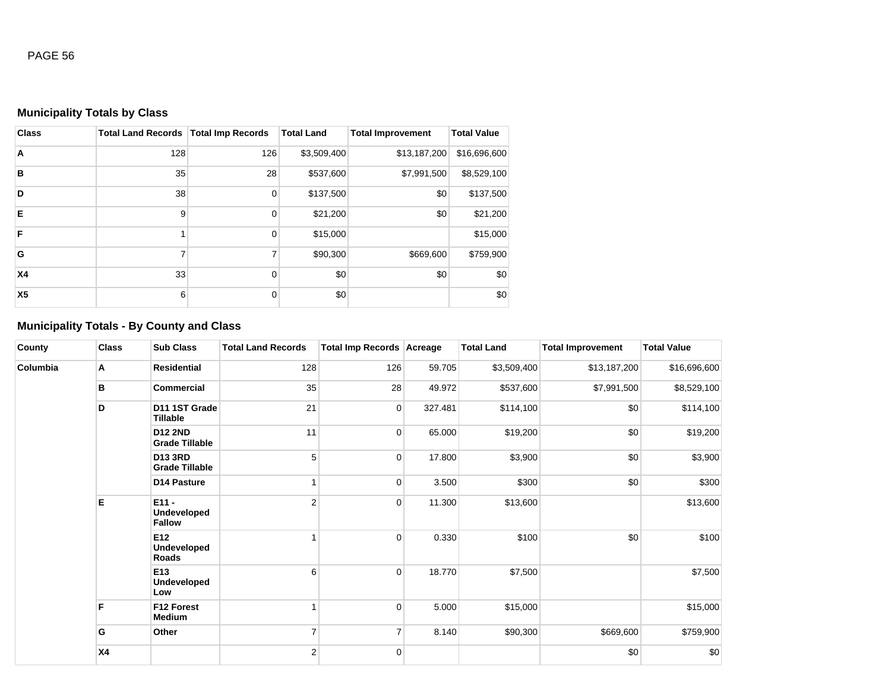### Municipality Totals by Class

| Class | Total Land Records | Total Imp Records | Total Land | Total Improvement | Total Value |
|---|---|---|---|---|---|
| A | 128 | 126 | $3,509,400 | $13,187,200 | $16,696,600 |
| B | 35 | 28 | $537,600 | $7,991,500 | $8,529,100 |
| D | 38 | 0 | $137,500 | $0 | $137,500 |
| E | 9 | 0 | $21,200 | $0 | $21,200 |
| F | 1 | 0 | $15,000 | | $15,000 |
| G | 7 | 7 | $90,300 | $669,600 | $759,900 |
| X4 | 33 | 0 | $0 | $0 | $0 |
| X5 | 6 | 0 | $0 | | $0 |

### Municipality Totals - By County and Class

| County | Class | Sub Class | Total Land Records | Total Imp Records | Acreage | Total Land | Total Improvement | Total Value |
|---|---|---|---|---|---|---|---|---|
| Columbia | A | Residential | 128 | 126 | 59.705 | $3,509,400 | $13,187,200 | $16,696,600 |
| | B | Commercial | 35 | 28 | 49.972 | $537,600 | $7,991,500 | $8,529,100 |
| | D | D11 1ST Grade Tillable | 21 | 0 | 327.481 | $114,100 | $0 | $114,100 |
| | | D12 2ND Grade Tillable | 11 | 0 | 65.000 | $19,200 | $0 | $19,200 |
| | | D13 3RD Grade Tillable | 5 | 0 | 17.800 | $3,900 | $0 | $3,900 |
| | | D14 Pasture | 1 | 0 | 3.500 | $300 | $0 | $300 |
| | E | E11 - Undeveloped Fallow | 2 | 0 | 11.300 | $13,600 | | $13,600 |
| | | E12 Undeveloped Roads | 1 | 0 | 0.330 | $100 | $0 | $100 |
| | | E13 Undeveloped Low | 6 | 0 | 18.770 | $7,500 | | $7,500 |
| | F | F12 Forest Medium | 1 | 0 | 5.000 | $15,000 | | $15,000 |
| | G | Other | 7 | 7 | 8.140 | $90,300 | $669,600 | $759,900 |
| | X4 | | 2 | 0 | | | $0 | $0 |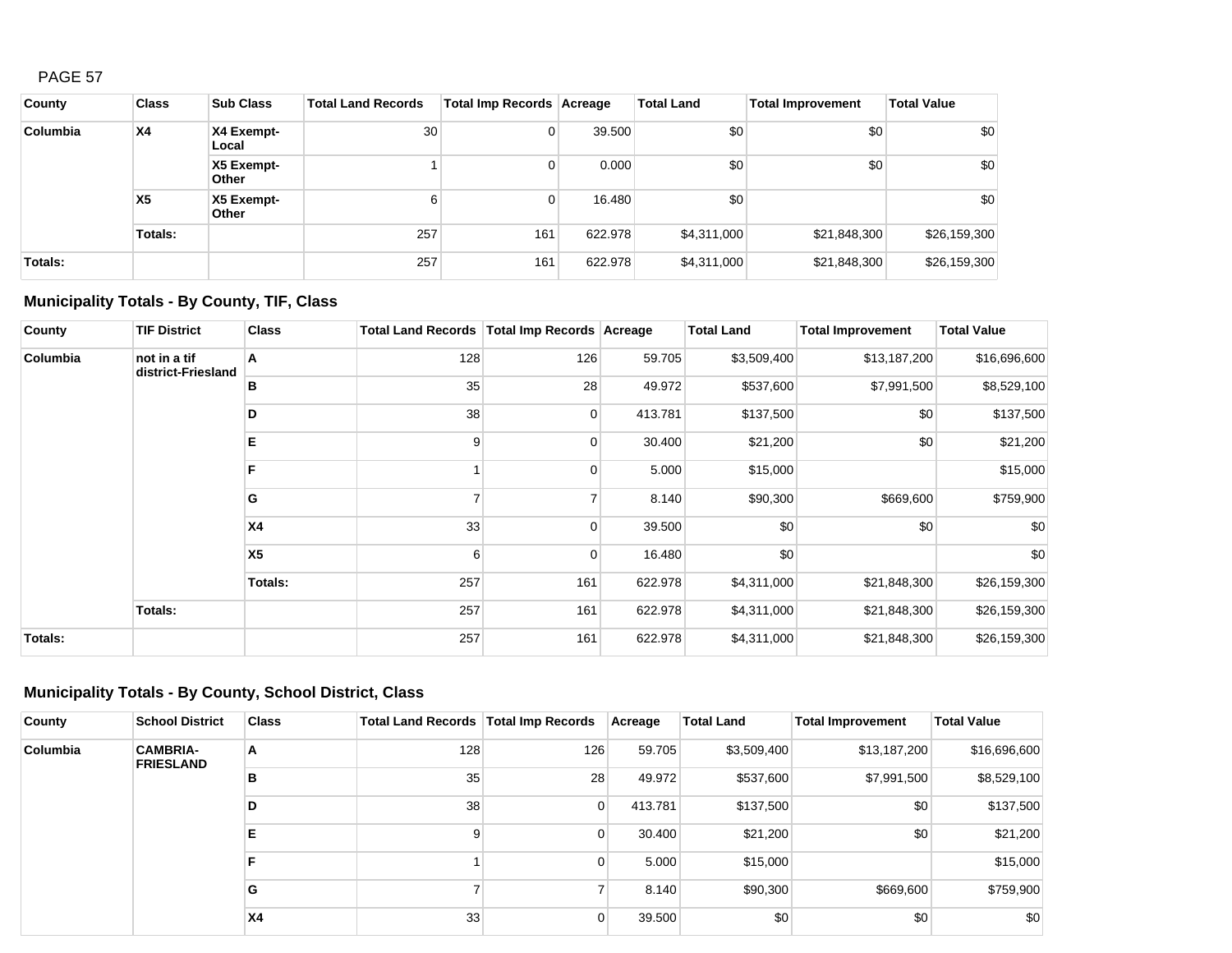| County | Class | Sub Class | Total Land Records | Total Imp Records | Acreage | Total Land | Total Improvement | Total Value |
|---|---|---|---|---|---|---|---|---|
| Columbia | X4 | X4 Exempt-Local | 30 | 0 | 39.500 | $0 | $0 | $0 |
| | | X5 Exempt-Other | 1 | 0 | 0.000 | $0 | $0 | $0 |
| | X5 | X5 Exempt-Other | 6 | 0 | 16.480 | $0 | | $0 |
| | Totals: | | 257 | 161 | 622.978 | $4,311,000 | $21,848,300 | $26,159,300 |
| Totals: | | | 257 | 161 | 622.978 | $4,311,000 | $21,848,300 | $26,159,300 |

### Municipality Totals - By County, TIF, Class

| County | TIF District | Class | Total Land Records | Total Imp Records | Acreage | Total Land | Total Improvement | Total Value |
|---|---|---|---|---|---|---|---|---|
| Columbia | not in a tif district-Friesland | A | 128 | 126 | 59.705 | $3,509,400 | $13,187,200 | $16,696,600 |
| | | B | 35 | 28 | 49.972 | $537,600 | $7,991,500 | $8,529,100 |
| | | D | 38 | 0 | 413.781 | $137,500 | $0 | $137,500 |
| | | E | 9 | 0 | 30.400 | $21,200 | $0 | $21,200 |
| | | F | 1 | 0 | 5.000 | $15,000 | | $15,000 |
| | | G | 7 | 7 | 8.140 | $90,300 | $669,600 | $759,900 |
| | | X4 | 33 | 0 | 39.500 | $0 | $0 | $0 |
| | | X5 | 6 | 0 | 16.480 | $0 | | $0 |
| | | Totals: | 257 | 161 | 622.978 | $4,311,000 | $21,848,300 | $26,159,300 |
| | Totals: | | 257 | 161 | 622.978 | $4,311,000 | $21,848,300 | $26,159,300 |
| Totals: | | | 257 | 161 | 622.978 | $4,311,000 | $21,848,300 | $26,159,300 |

### Municipality Totals - By County, School District, Class

| County | School District | Class | Total Land Records | Total Imp Records | Acreage | Total Land | Total Improvement | Total Value |
|---|---|---|---|---|---|---|---|---|
| Columbia | CAMBRIA-FRIESLAND | A | 128 | 126 | 59.705 | $3,509,400 | $13,187,200 | $16,696,600 |
| | | B | 35 | 28 | 49.972 | $537,600 | $7,991,500 | $8,529,100 |
| | | D | 38 | 0 | 413.781 | $137,500 | $0 | $137,500 |
| | | E | 9 | 0 | 30.400 | $21,200 | $0 | $21,200 |
| | | F | 1 | 0 | 5.000 | $15,000 | | $15,000 |
| | | G | 7 | 7 | 8.140 | $90,300 | $669,600 | $759,900 |
| | | X4 | 33 | 0 | 39.500 | $0 | $0 | $0 |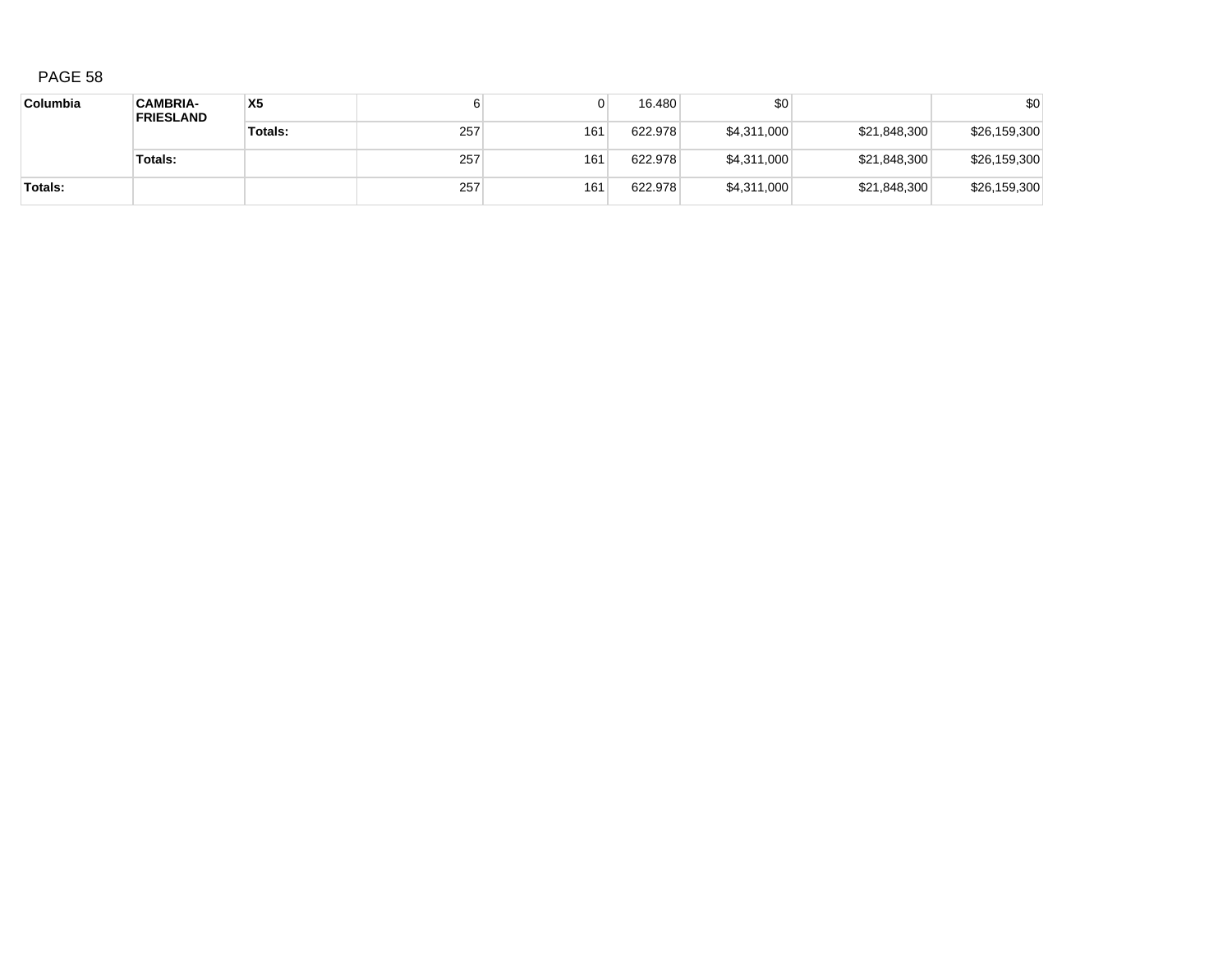| | | | | | | | | |
|---|---|---|---|---|---|---|---|---|
| **Columbia** | **CAMBRIA-FRIESLAND** | **X5** | 6 | 0 | 16.480 | $0 | | $0 |
| | | **Totals:** | 257 | 161 | 622.978 | $4,311,000 | $21,848,300 | $26,159,300 |
| | **Totals:** | | 257 | 161 | 622.978 | $4,311,000 | $21,848,300 | $26,159,300 |
| **Totals:** | | | 257 | 161 | 622.978 | $4,311,000 | $21,848,300 | $26,159,300 |